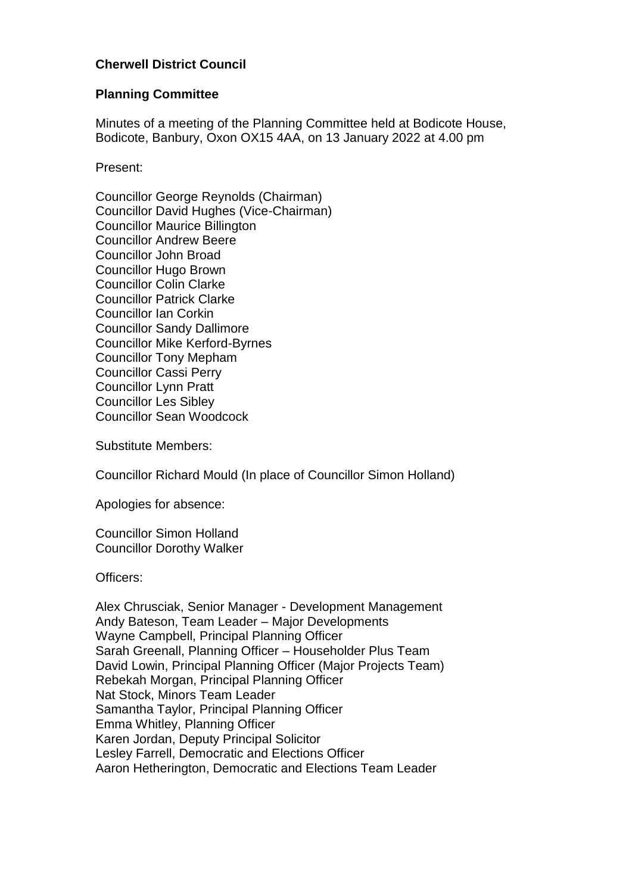**Cherwell District Council**

**Planning Committee**

Minutes of a meeting of the Planning Committee held at Bodicote House, Bodicote, Banbury, Oxon OX15 4AA, on 13 January 2022 at 4.00 pm

Present:

Councillor George Reynolds (Chairman)
Councillor David Hughes (Vice-Chairman)
Councillor Maurice Billington
Councillor Andrew Beere
Councillor John Broad
Councillor Hugo Brown
Councillor Colin Clarke
Councillor Patrick Clarke
Councillor Ian Corkin
Councillor Sandy Dallimore
Councillor Mike Kerford-Byrnes
Councillor Tony Mepham
Councillor Cassi Perry
Councillor Lynn Pratt
Councillor Les Sibley
Councillor Sean Woodcock

Substitute Members:

Councillor Richard Mould (In place of Councillor Simon Holland)

Apologies for absence:

Councillor Simon Holland
Councillor Dorothy Walker

Officers:

Alex Chrusciak, Senior Manager - Development Management
Andy Bateson, Team Leader – Major Developments
Wayne Campbell, Principal Planning Officer
Sarah Greenall, Planning Officer – Householder Plus Team
David Lowin, Principal Planning Officer (Major Projects Team)
Rebekah Morgan, Principal Planning Officer
Nat Stock, Minors Team Leader
Samantha Taylor, Principal Planning Officer
Emma Whitley, Planning Officer
Karen Jordan, Deputy Principal Solicitor
Lesley Farrell, Democratic and Elections Officer
Aaron Hetherington, Democratic and Elections Team Leader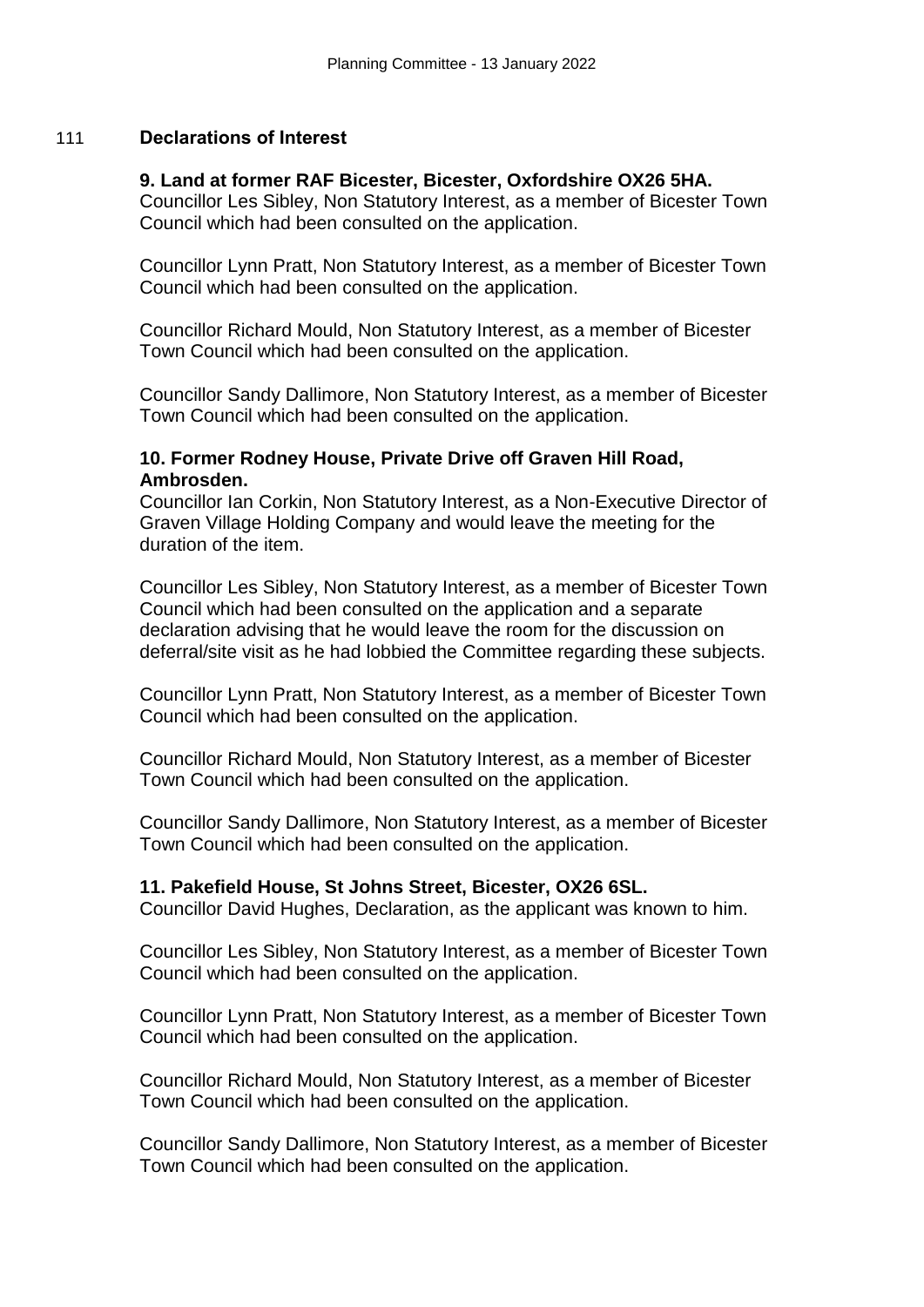## 111 Declarations of Interest

**9. Land at former RAF Bicester, Bicester, Oxfordshire OX26 5HA.**
Councillor Les Sibley, Non Statutory Interest, as a member of Bicester Town Council which had been consulted on the application.

Councillor Lynn Pratt, Non Statutory Interest, as a member of Bicester Town Council which had been consulted on the application.

Councillor Richard Mould, Non Statutory Interest, as a member of Bicester Town Council which had been consulted on the application.

Councillor Sandy Dallimore, Non Statutory Interest, as a member of Bicester Town Council which had been consulted on the application.

**10. Former Rodney House, Private Drive off Graven Hill Road, Ambrosden.**
Councillor Ian Corkin, Non Statutory Interest, as a Non-Executive Director of Graven Village Holding Company and would leave the meeting for the duration of the item.

Councillor Les Sibley, Non Statutory Interest, as a member of Bicester Town Council which had been consulted on the application and a separate declaration advising that he would leave the room for the discussion on deferral/site visit as he had lobbied the Committee regarding these subjects.

Councillor Lynn Pratt, Non Statutory Interest, as a member of Bicester Town Council which had been consulted on the application.

Councillor Richard Mould, Non Statutory Interest, as a member of Bicester Town Council which had been consulted on the application.

Councillor Sandy Dallimore, Non Statutory Interest, as a member of Bicester Town Council which had been consulted on the application.

**11. Pakefield House, St Johns Street, Bicester, OX26 6SL.**
Councillor David Hughes, Declaration, as the applicant was known to him.

Councillor Les Sibley, Non Statutory Interest, as a member of Bicester Town Council which had been consulted on the application.

Councillor Lynn Pratt, Non Statutory Interest, as a member of Bicester Town Council which had been consulted on the application.

Councillor Richard Mould, Non Statutory Interest, as a member of Bicester Town Council which had been consulted on the application.

Councillor Sandy Dallimore, Non Statutory Interest, as a member of Bicester Town Council which had been consulted on the application.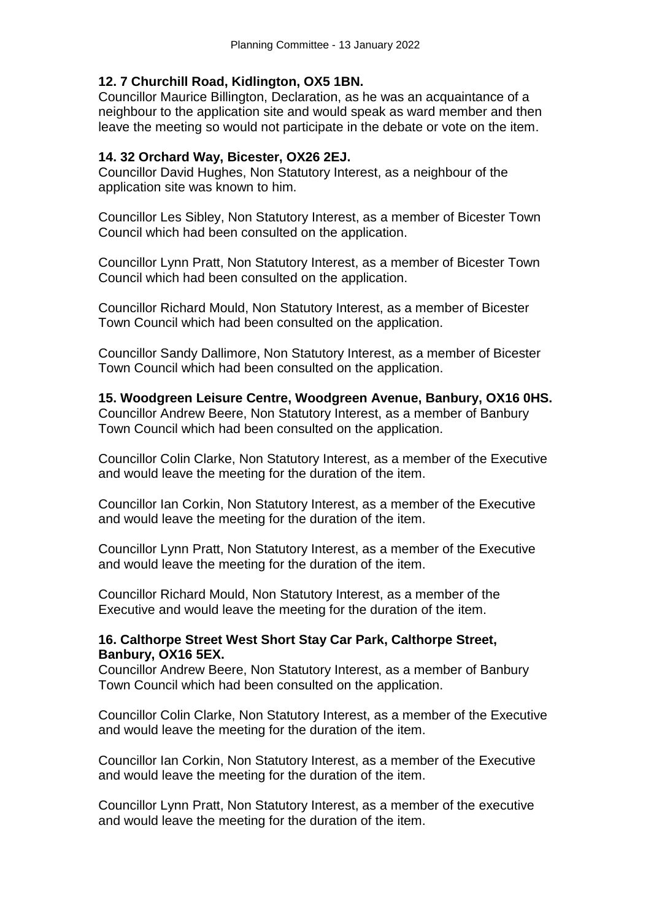**12. 7 Churchill Road, Kidlington, OX5 1BN.**
Councillor Maurice Billington, Declaration, as he was an acquaintance of a neighbour to the application site and would speak as ward member and then leave the meeting so would not participate in the debate or vote on the item.

**14. 32 Orchard Way, Bicester, OX26 2EJ.**
Councillor David Hughes, Non Statutory Interest, as a neighbour of the application site was known to him.

Councillor Les Sibley, Non Statutory Interest, as a member of Bicester Town Council which had been consulted on the application.

Councillor Lynn Pratt, Non Statutory Interest, as a member of Bicester Town Council which had been consulted on the application.

Councillor Richard Mould, Non Statutory Interest, as a member of Bicester Town Council which had been consulted on the application.

Councillor Sandy Dallimore, Non Statutory Interest, as a member of Bicester Town Council which had been consulted on the application.

**15. Woodgreen Leisure Centre, Woodgreen Avenue, Banbury, OX16 0HS.**
Councillor Andrew Beere, Non Statutory Interest, as a member of Banbury Town Council which had been consulted on the application.

Councillor Colin Clarke, Non Statutory Interest, as a member of the Executive and would leave the meeting for the duration of the item.

Councillor Ian Corkin, Non Statutory Interest, as a member of the Executive and would leave the meeting for the duration of the item.

Councillor Lynn Pratt, Non Statutory Interest, as a member of the Executive and would leave the meeting for the duration of the item.

Councillor Richard Mould, Non Statutory Interest, as a member of the Executive and would leave the meeting for the duration of the item.

**16. Calthorpe Street West Short Stay Car Park, Calthorpe Street, Banbury, OX16 5EX.**
Councillor Andrew Beere, Non Statutory Interest, as a member of Banbury Town Council which had been consulted on the application.

Councillor Colin Clarke, Non Statutory Interest, as a member of the Executive and would leave the meeting for the duration of the item.

Councillor Ian Corkin, Non Statutory Interest, as a member of the Executive and would leave the meeting for the duration of the item.

Councillor Lynn Pratt, Non Statutory Interest, as a member of the executive and would leave the meeting for the duration of the item.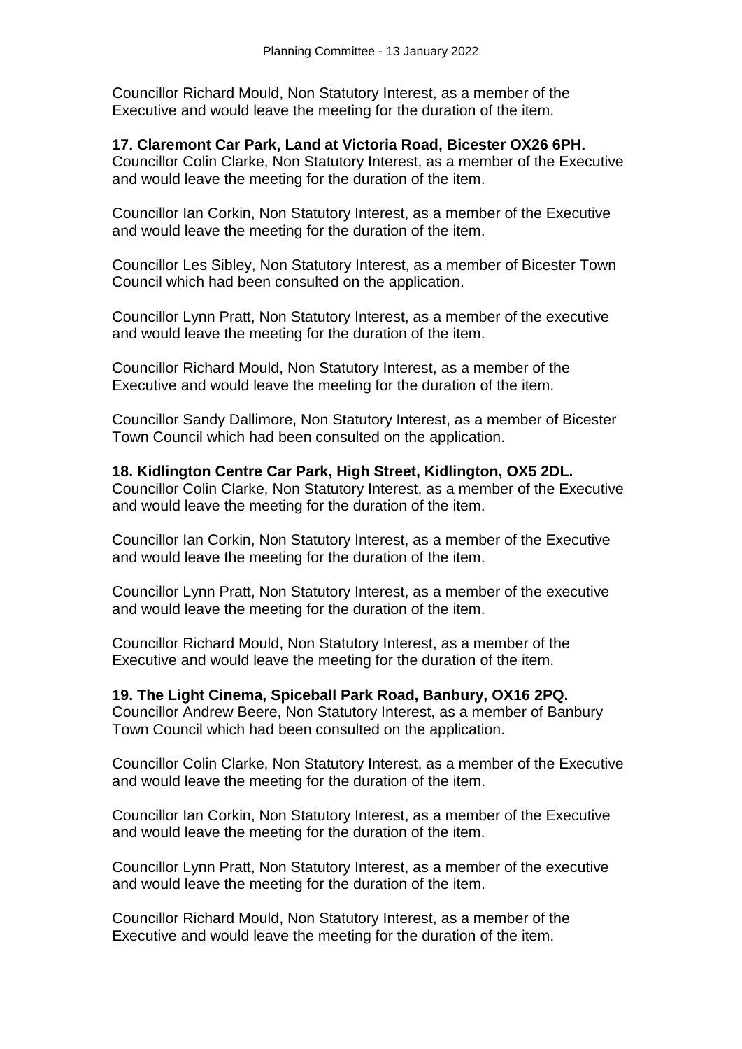Councillor Richard Mould, Non Statutory Interest, as a member of the Executive and would leave the meeting for the duration of the item.

**17. Claremont Car Park, Land at Victoria Road, Bicester OX26 6PH.**
Councillor Colin Clarke, Non Statutory Interest, as a member of the Executive and would leave the meeting for the duration of the item.

Councillor Ian Corkin, Non Statutory Interest, as a member of the Executive and would leave the meeting for the duration of the item.

Councillor Les Sibley, Non Statutory Interest, as a member of Bicester Town Council which had been consulted on the application.

Councillor Lynn Pratt, Non Statutory Interest, as a member of the executive and would leave the meeting for the duration of the item.

Councillor Richard Mould, Non Statutory Interest, as a member of the Executive and would leave the meeting for the duration of the item.

Councillor Sandy Dallimore, Non Statutory Interest, as a member of Bicester Town Council which had been consulted on the application.

**18. Kidlington Centre Car Park, High Street, Kidlington, OX5 2DL.**
Councillor Colin Clarke, Non Statutory Interest, as a member of the Executive and would leave the meeting for the duration of the item.

Councillor Ian Corkin, Non Statutory Interest, as a member of the Executive and would leave the meeting for the duration of the item.

Councillor Lynn Pratt, Non Statutory Interest, as a member of the executive and would leave the meeting for the duration of the item.

Councillor Richard Mould, Non Statutory Interest, as a member of the Executive and would leave the meeting for the duration of the item.

**19. The Light Cinema, Spiceball Park Road, Banbury, OX16 2PQ.**
Councillor Andrew Beere, Non Statutory Interest, as a member of Banbury Town Council which had been consulted on the application.

Councillor Colin Clarke, Non Statutory Interest, as a member of the Executive and would leave the meeting for the duration of the item.

Councillor Ian Corkin, Non Statutory Interest, as a member of the Executive and would leave the meeting for the duration of the item.

Councillor Lynn Pratt, Non Statutory Interest, as a member of the executive and would leave the meeting for the duration of the item.

Councillor Richard Mould, Non Statutory Interest, as a member of the Executive and would leave the meeting for the duration of the item.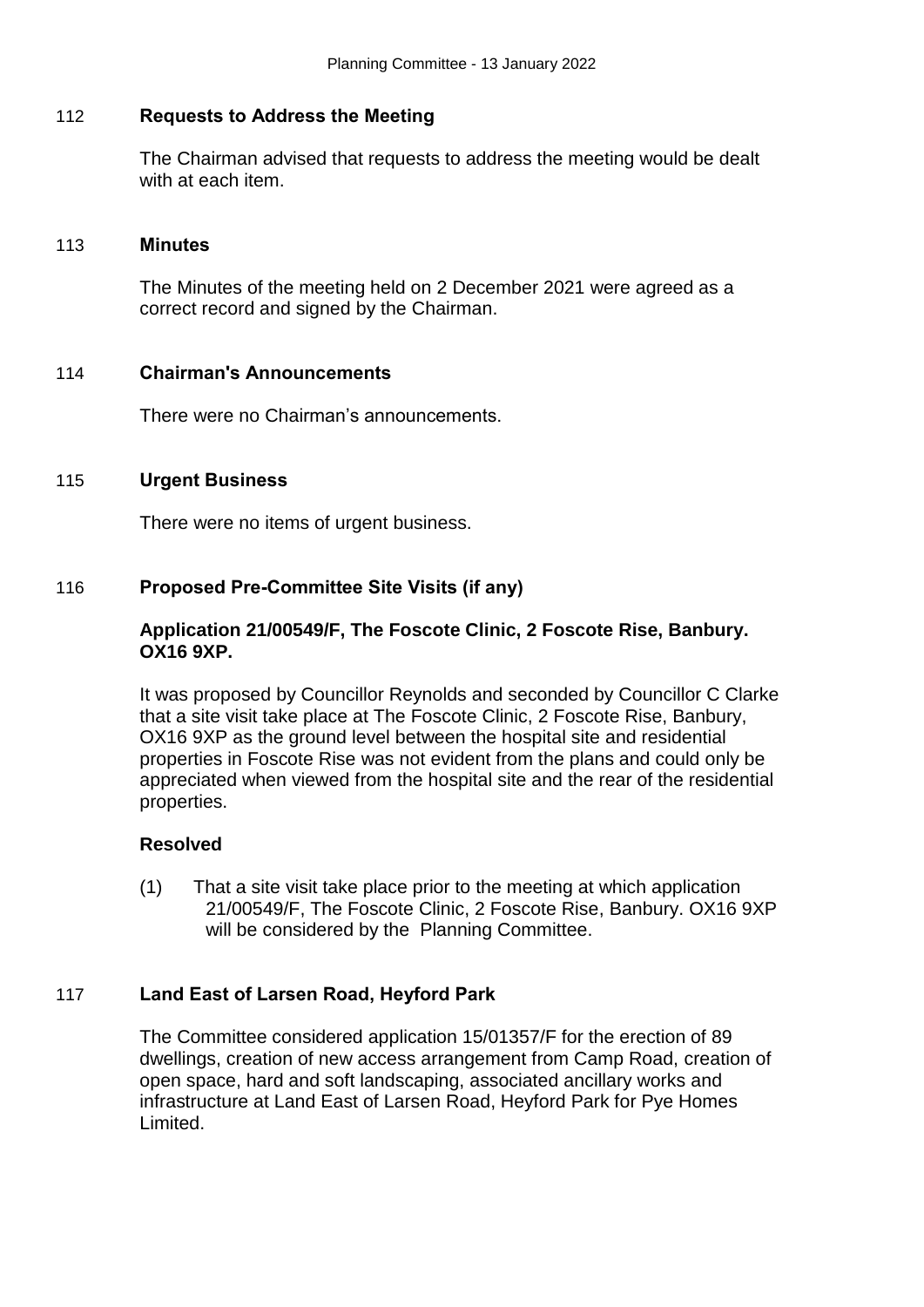## 112 Requests to Address the Meeting

The Chairman advised that requests to address the meeting would be dealt with at each item.

## 113 Minutes

The Minutes of the meeting held on 2 December 2021 were agreed as a correct record and signed by the Chairman.

## 114 Chairman's Announcements

There were no Chairman's announcements.

## 115 Urgent Business

There were no items of urgent business.

## 116 Proposed Pre-Committee Site Visits (if any)

**Application 21/00549/F, The Foscote Clinic, 2 Foscote Rise, Banbury. OX16 9XP.**

It was proposed by Councillor Reynolds and seconded by Councillor C Clarke that a site visit take place at The Foscote Clinic, 2 Foscote Rise, Banbury, OX16 9XP as the ground level between the hospital site and residential properties in Foscote Rise was not evident from the plans and could only be appreciated when viewed from the hospital site and the rear of the residential properties.

**Resolved**

(1) That a site visit take place prior to the meeting at which application 21/00549/F, The Foscote Clinic, 2 Foscote Rise, Banbury. OX16 9XP will be considered by the Planning Committee.

## 117 Land East of Larsen Road, Heyford Park

The Committee considered application 15/01357/F for the erection of 89 dwellings, creation of new access arrangement from Camp Road, creation of open space, hard and soft landscaping, associated ancillary works and infrastructure at Land East of Larsen Road, Heyford Park for Pye Homes Limited.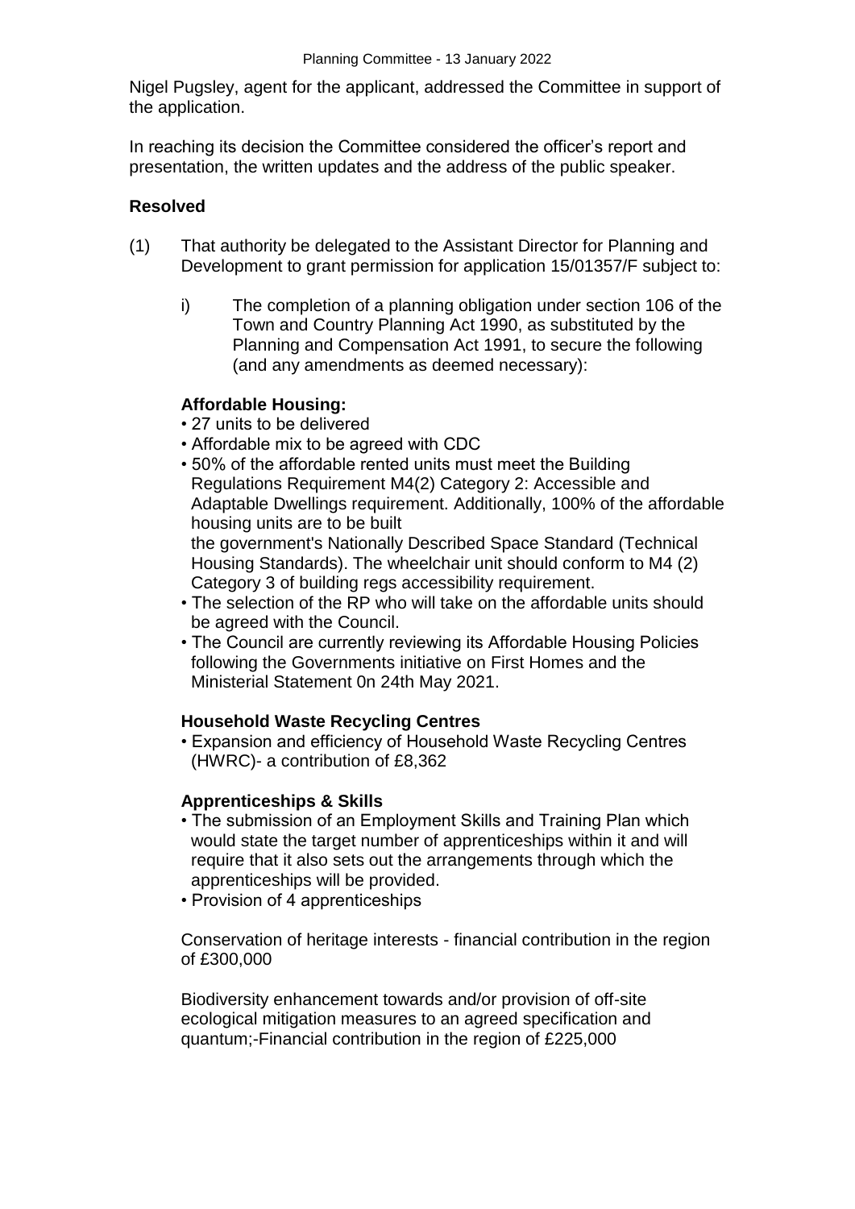Nigel Pugsley, agent for the applicant, addressed the Committee in support of the application.

In reaching its decision the Committee considered the officer's report and presentation, the written updates and the address of the public speaker.

**Resolved**

(1) That authority be delegated to the Assistant Director for Planning and Development to grant permission for application 15/01357/F subject to:

   i) The completion of a planning obligation under section 106 of the Town and Country Planning Act 1990, as substituted by the Planning and Compensation Act 1991, to secure the following (and any amendments as deemed necessary):

**Affordable Housing:**

- 27 units to be delivered
- Affordable mix to be agreed with CDC
- 50% of the affordable rented units must meet the Building Regulations Requirement M4(2) Category 2: Accessible and Adaptable Dwellings requirement. Additionally, 100% of the affordable housing units are to be built
  the government's Nationally Described Space Standard (Technical Housing Standards). The wheelchair unit should conform to M4 (2) Category 3 of building regs accessibility requirement.
- The selection of the RP who will take on the affordable units should be agreed with the Council.
- The Council are currently reviewing its Affordable Housing Policies following the Governments initiative on First Homes and the Ministerial Statement 0n 24th May 2021.

**Household Waste Recycling Centres**

- Expansion and efficiency of Household Waste Recycling Centres (HWRC)- a contribution of £8,362

**Apprenticeships & Skills**

- The submission of an Employment Skills and Training Plan which would state the target number of apprenticeships within it and will require that it also sets out the arrangements through which the apprenticeships will be provided.
- Provision of 4 apprenticeships

Conservation of heritage interests - financial contribution in the region of £300,000

Biodiversity enhancement towards and/or provision of off-site ecological mitigation measures to an agreed specification and quantum;-Financial contribution in the region of £225,000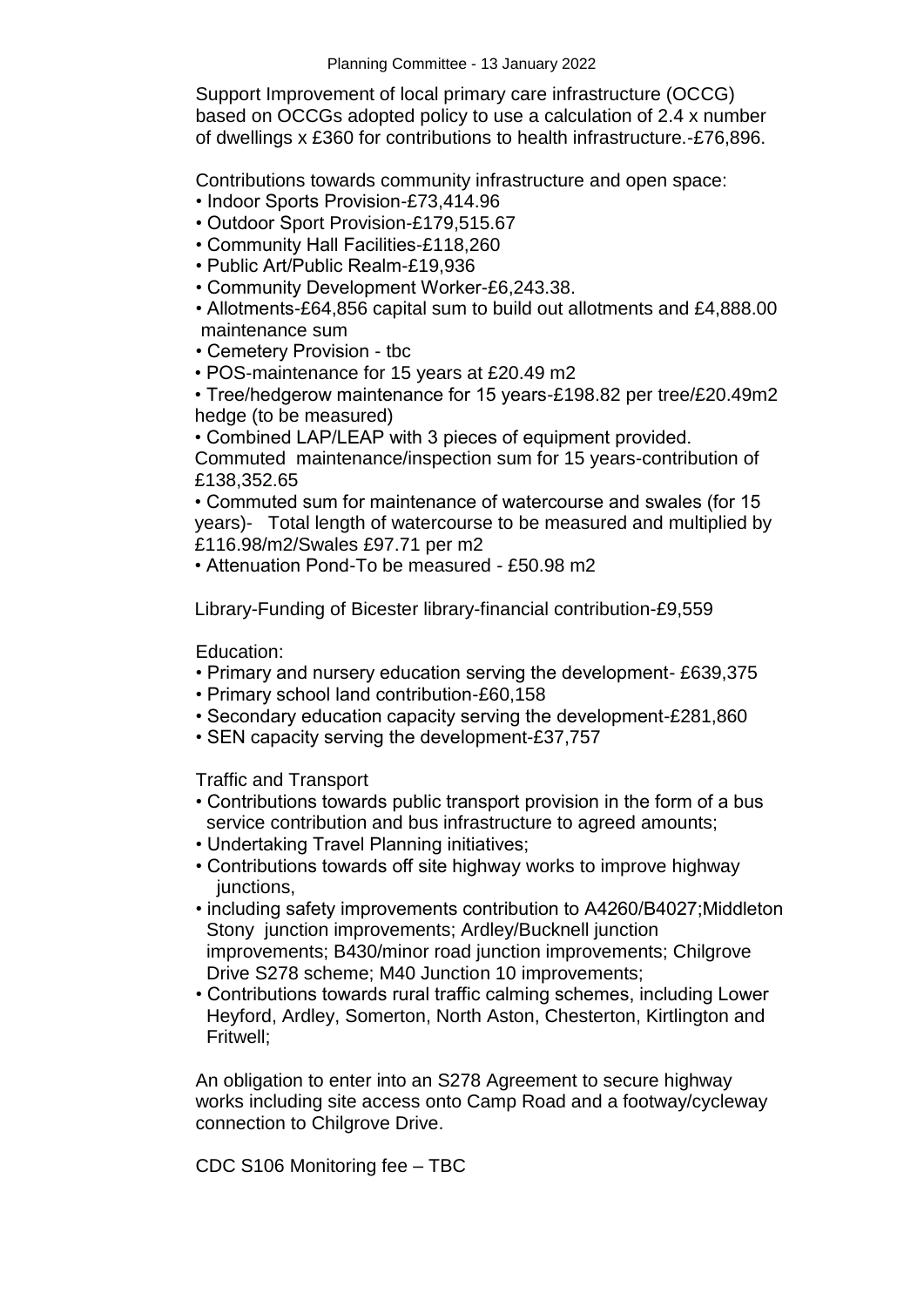Support Improvement of local primary care infrastructure (OCCG) based on OCCGs adopted policy to use a calculation of 2.4 x number of dwellings x £360 for contributions to health infrastructure.-£76,896.

Contributions towards community infrastructure and open space:

- Indoor Sports Provision-£73,414.96
- Outdoor Sport Provision-£179,515.67
- Community Hall Facilities-£118,260
- Public Art/Public Realm-£19,936
- Community Development Worker-£6,243.38.
- Allotments-£64,856 capital sum to build out allotments and £4,888.00 maintenance sum
- Cemetery Provision - tbc
- POS-maintenance for 15 years at £20.49 m2
- Tree/hedgerow maintenance for 15 years-£198.82 per tree/£20.49m2 hedge (to be measured)
- Combined LAP/LEAP with 3 pieces of equipment provided. Commuted maintenance/inspection sum for 15 years-contribution of £138,352.65
- Commuted sum for maintenance of watercourse and swales (for 15 years)- Total length of watercourse to be measured and multiplied by £116.98/m2/Swales £97.71 per m2
- Attenuation Pond-To be measured - £50.98 m2

Library-Funding of Bicester library-financial contribution-£9,559

Education:

- Primary and nursery education serving the development- £639,375
- Primary school land contribution-£60,158
- Secondary education capacity serving the development-£281,860
- SEN capacity serving the development-£37,757

Traffic and Transport

- Contributions towards public transport provision in the form of a bus service contribution and bus infrastructure to agreed amounts;
- Undertaking Travel Planning initiatives;
- Contributions towards off site highway works to improve highway junctions,
- including safety improvements contribution to A4260/B4027;Middleton Stony junction improvements; Ardley/Bucknell junction improvements; B430/minor road junction improvements; Chilgrove Drive S278 scheme; M40 Junction 10 improvements;
- Contributions towards rural traffic calming schemes, including Lower Heyford, Ardley, Somerton, North Aston, Chesterton, Kirtlington and Fritwell;

An obligation to enter into an S278 Agreement to secure highway works including site access onto Camp Road and a footway/cycleway connection to Chilgrove Drive.

CDC S106 Monitoring fee – TBC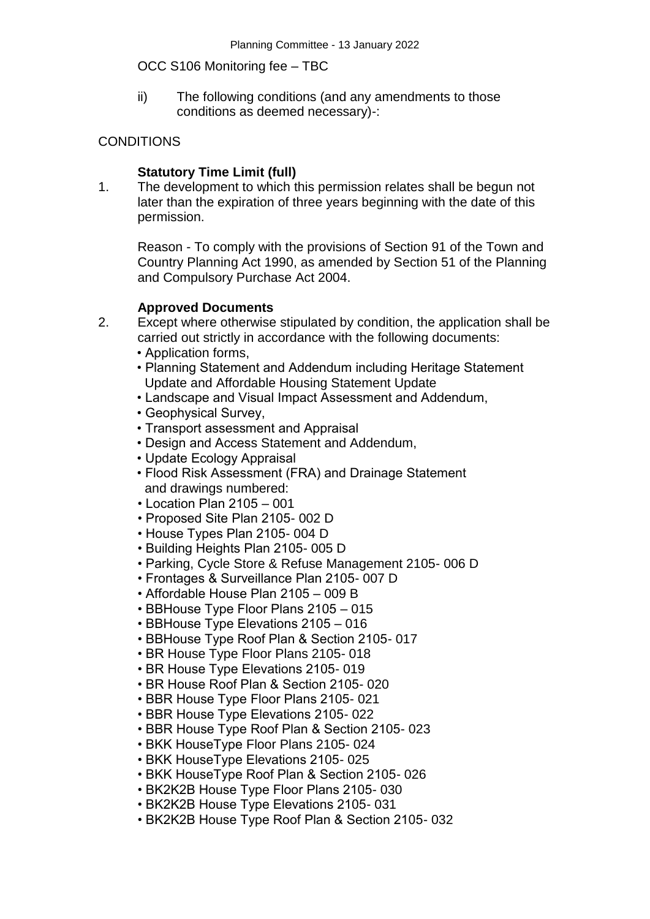OCC S106 Monitoring fee – TBC

ii) The following conditions (and any amendments to those conditions as deemed necessary)-:

CONDITIONS

**Statutory Time Limit (full)**

1. The development to which this permission relates shall be begun not later than the expiration of three years beginning with the date of this permission.

   Reason - To comply with the provisions of Section 91 of the Town and Country Planning Act 1990, as amended by Section 51 of the Planning and Compulsory Purchase Act 2004.

**Approved Documents**

2. Except where otherwise stipulated by condition, the application shall be carried out strictly in accordance with the following documents:
   - Application forms,
   - Planning Statement and Addendum including Heritage Statement Update and Affordable Housing Statement Update
   - Landscape and Visual Impact Assessment and Addendum,
   - Geophysical Survey,
   - Transport assessment and Appraisal
   - Design and Access Statement and Addendum,
   - Update Ecology Appraisal
   - Flood Risk Assessment (FRA) and Drainage Statement and drawings numbered:
   - Location Plan 2105 – 001
   - Proposed Site Plan 2105- 002 D
   - House Types Plan 2105- 004 D
   - Building Heights Plan 2105- 005 D
   - Parking, Cycle Store & Refuse Management 2105- 006 D
   - Frontages & Surveillance Plan 2105- 007 D
   - Affordable House Plan 2105 – 009 B
   - BBHouse Type Floor Plans 2105 – 015
   - BBHouse Type Elevations 2105 – 016
   - BBHouse Type Roof Plan & Section 2105- 017
   - BR House Type Floor Plans 2105- 018
   - BR House Type Elevations 2105- 019
   - BR House Roof Plan & Section 2105- 020
   - BBR House Type Floor Plans 2105- 021
   - BBR House Type Elevations 2105- 022
   - BBR House Type Roof Plan & Section 2105- 023
   - BKK HouseType Floor Plans 2105- 024
   - BKK HouseType Elevations 2105- 025
   - BKK HouseType Roof Plan & Section 2105- 026
   - BK2K2B House Type Floor Plans 2105- 030
   - BK2K2B House Type Elevations 2105- 031
   - BK2K2B House Type Roof Plan & Section 2105- 032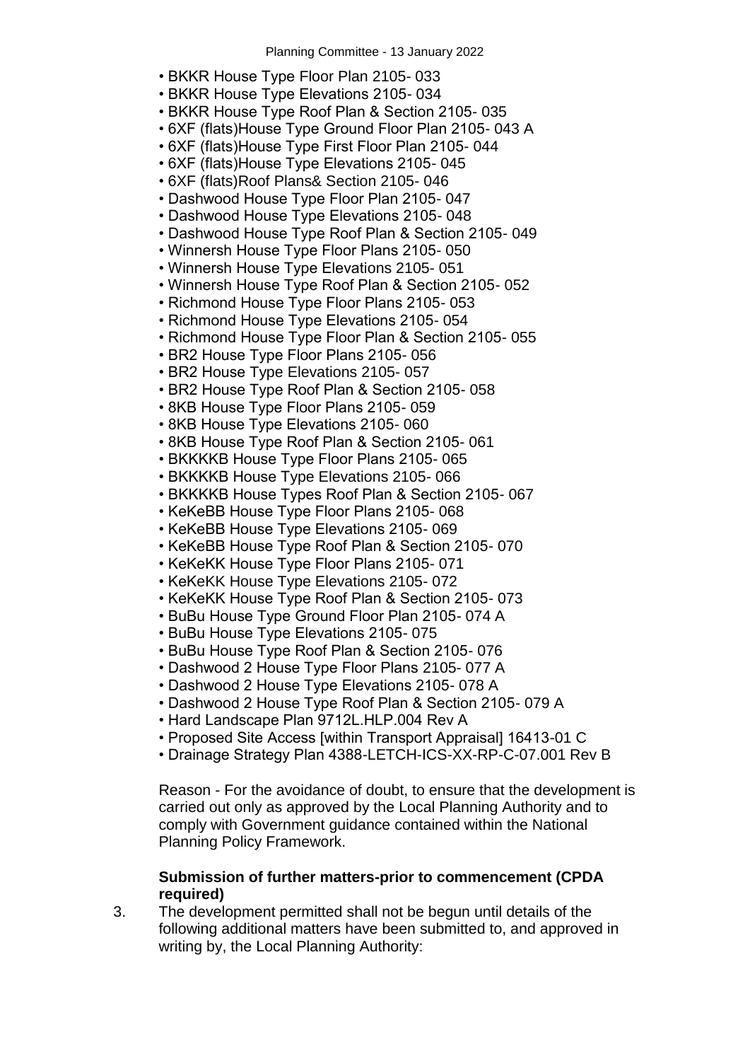- BKKR House Type Floor Plan 2105- 033
- BKKR House Type Elevations 2105- 034
- BKKR House Type Roof Plan & Section 2105- 035
- 6XF (flats)House Type Ground Floor Plan 2105- 043 A
- 6XF (flats)House Type First Floor Plan 2105- 044
- 6XF (flats)House Type Elevations 2105- 045
- 6XF (flats)Roof Plans& Section 2105- 046
- Dashwood House Type Floor Plan 2105- 047
- Dashwood House Type Elevations 2105- 048
- Dashwood House Type Roof Plan & Section 2105- 049
- Winnersh House Type Floor Plans 2105- 050
- Winnersh House Type Elevations 2105- 051
- Winnersh House Type Roof Plan & Section 2105- 052
- Richmond House Type Floor Plans 2105- 053
- Richmond House Type Elevations 2105- 054
- Richmond House Type Floor Plan & Section 2105- 055
- BR2 House Type Floor Plans 2105- 056
- BR2 House Type Elevations 2105- 057
- BR2 House Type Roof Plan & Section 2105- 058
- 8KB House Type Floor Plans 2105- 059
- 8KB House Type Elevations 2105- 060
- 8KB House Type Roof Plan & Section 2105- 061
- BKKKKB House Type Floor Plans 2105- 065
- BKKKKB House Type Elevations 2105- 066
- BKKKKB House Types Roof Plan & Section 2105- 067
- KeKeBB House Type Floor Plans 2105- 068
- KeKeBB House Type Elevations 2105- 069
- KeKeBB House Type Roof Plan & Section 2105- 070
- KeKeKK House Type Floor Plans 2105- 071
- KeKeKK House Type Elevations 2105- 072
- KeKeKK House Type Roof Plan & Section 2105- 073
- BuBu House Type Ground Floor Plan 2105- 074 A
- BuBu House Type Elevations 2105- 075
- BuBu House Type Roof Plan & Section 2105- 076
- Dashwood 2 House Type Floor Plans 2105- 077 A
- Dashwood 2 House Type Elevations 2105- 078 A
- Dashwood 2 House Type Roof Plan & Section 2105- 079 A
- Hard Landscape Plan 9712L.HLP.004 Rev A
- Proposed Site Access [within Transport Appraisal] 16413-01 C
- Drainage Strategy Plan 4388-LETCH-ICS-XX-RP-C-07.001 Rev B

Reason - For the avoidance of doubt, to ensure that the development is carried out only as approved by the Local Planning Authority and to comply with Government guidance contained within the National Planning Policy Framework.

**Submission of further matters-prior to commencement (CPDA required)**

3. The development permitted shall not be begun until details of the following additional matters have been submitted to, and approved in writing by, the Local Planning Authority: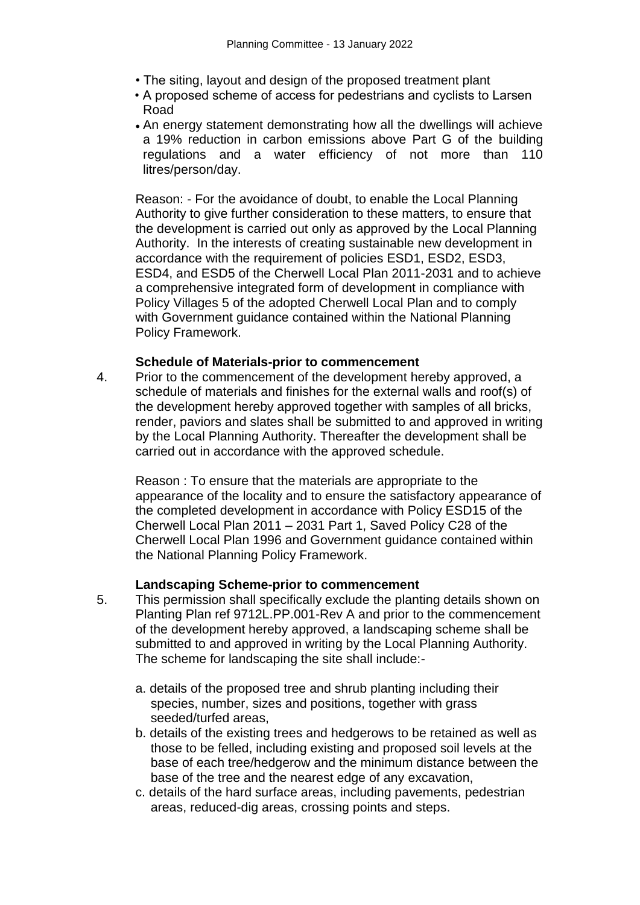- The siting, layout and design of the proposed treatment plant
- A proposed scheme of access for pedestrians and cyclists to Larsen Road
- An energy statement demonstrating how all the dwellings will achieve a 19% reduction in carbon emissions above Part G of the building regulations and a water efficiency of not more than 110 litres/person/day.

Reason: - For the avoidance of doubt, to enable the Local Planning Authority to give further consideration to these matters, to ensure that the development is carried out only as approved by the Local Planning Authority. In the interests of creating sustainable new development in accordance with the requirement of policies ESD1, ESD2, ESD3, ESD4, and ESD5 of the Cherwell Local Plan 2011-2031 and to achieve a comprehensive integrated form of development in compliance with Policy Villages 5 of the adopted Cherwell Local Plan and to comply with Government guidance contained within the National Planning Policy Framework.

**Schedule of Materials-prior to commencement**

4. Prior to the commencement of the development hereby approved, a schedule of materials and finishes for the external walls and roof(s) of the development hereby approved together with samples of all bricks, render, paviors and slates shall be submitted to and approved in writing by the Local Planning Authority. Thereafter the development shall be carried out in accordance with the approved schedule.

   Reason : To ensure that the materials are appropriate to the appearance of the locality and to ensure the satisfactory appearance of the completed development in accordance with Policy ESD15 of the Cherwell Local Plan 2011 – 2031 Part 1, Saved Policy C28 of the Cherwell Local Plan 1996 and Government guidance contained within the National Planning Policy Framework.

**Landscaping Scheme-prior to commencement**

5. This permission shall specifically exclude the planting details shown on Planting Plan ref 9712L.PP.001-Rev A and prior to the commencement of the development hereby approved, a landscaping scheme shall be submitted to and approved in writing by the Local Planning Authority. The scheme for landscaping the site shall include:-

   a. details of the proposed tree and shrub planting including their species, number, sizes and positions, together with grass seeded/turfed areas,
   b. details of the existing trees and hedgerows to be retained as well as those to be felled, including existing and proposed soil levels at the base of each tree/hedgerow and the minimum distance between the base of the tree and the nearest edge of any excavation,
   c. details of the hard surface areas, including pavements, pedestrian areas, reduced-dig areas, crossing points and steps.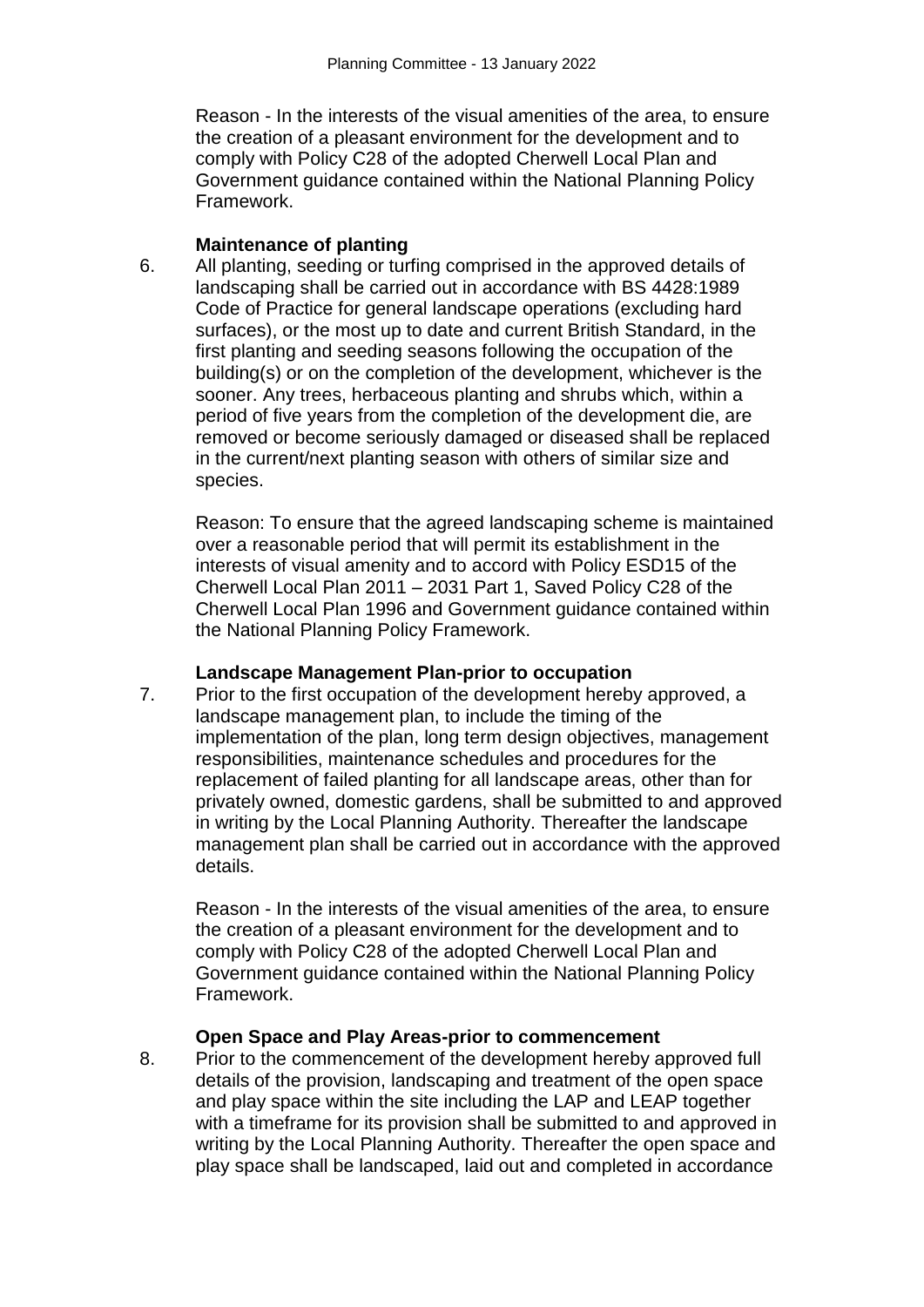Reason - In the interests of the visual amenities of the area, to ensure the creation of a pleasant environment for the development and to comply with Policy C28 of the adopted Cherwell Local Plan and Government guidance contained within the National Planning Policy Framework.

**Maintenance of planting**

6. All planting, seeding or turfing comprised in the approved details of landscaping shall be carried out in accordance with BS 4428:1989 Code of Practice for general landscape operations (excluding hard surfaces), or the most up to date and current British Standard, in the first planting and seeding seasons following the occupation of the building(s) or on the completion of the development, whichever is the sooner. Any trees, herbaceous planting and shrubs which, within a period of five years from the completion of the development die, are removed or become seriously damaged or diseased shall be replaced in the current/next planting season with others of similar size and species.

   Reason: To ensure that the agreed landscaping scheme is maintained over a reasonable period that will permit its establishment in the interests of visual amenity and to accord with Policy ESD15 of the Cherwell Local Plan 2011 – 2031 Part 1, Saved Policy C28 of the Cherwell Local Plan 1996 and Government guidance contained within the National Planning Policy Framework.

**Landscape Management Plan-prior to occupation**

7. Prior to the first occupation of the development hereby approved, a landscape management plan, to include the timing of the implementation of the plan, long term design objectives, management responsibilities, maintenance schedules and procedures for the replacement of failed planting for all landscape areas, other than for privately owned, domestic gardens, shall be submitted to and approved in writing by the Local Planning Authority. Thereafter the landscape management plan shall be carried out in accordance with the approved details.

   Reason - In the interests of the visual amenities of the area, to ensure the creation of a pleasant environment for the development and to comply with Policy C28 of the adopted Cherwell Local Plan and Government guidance contained within the National Planning Policy Framework.

**Open Space and Play Areas-prior to commencement**

8. Prior to the commencement of the development hereby approved full details of the provision, landscaping and treatment of the open space and play space within the site including the LAP and LEAP together with a timeframe for its provision shall be submitted to and approved in writing by the Local Planning Authority. Thereafter the open space and play space shall be landscaped, laid out and completed in accordance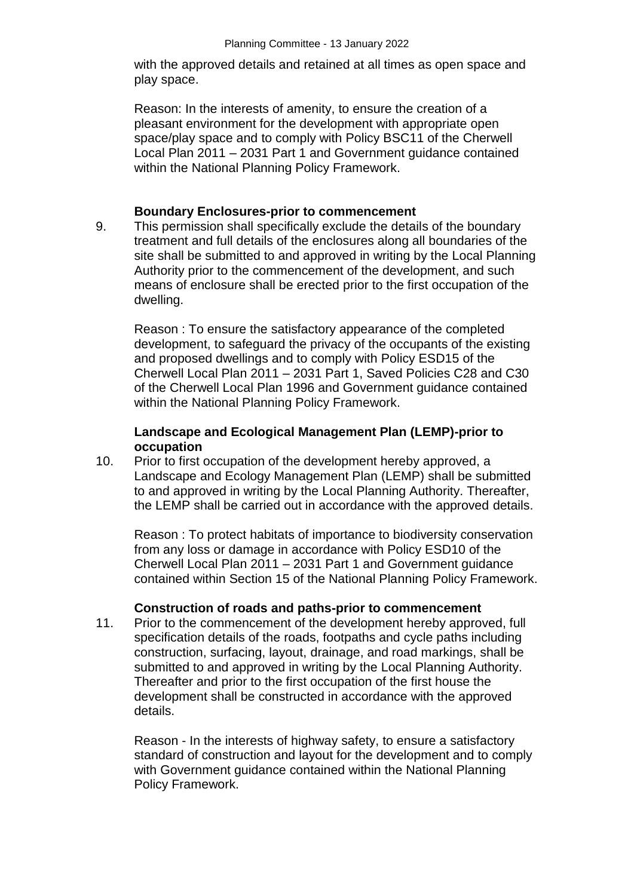with the approved details and retained at all times as open space and play space.

Reason: In the interests of amenity, to ensure the creation of a pleasant environment for the development with appropriate open space/play space and to comply with Policy BSC11 of the Cherwell Local Plan 2011 – 2031 Part 1 and Government guidance contained within the National Planning Policy Framework.

**Boundary Enclosures-prior to commencement**

9. This permission shall specifically exclude the details of the boundary treatment and full details of the enclosures along all boundaries of the site shall be submitted to and approved in writing by the Local Planning Authority prior to the commencement of the development, and such means of enclosure shall be erected prior to the first occupation of the dwelling.

   Reason : To ensure the satisfactory appearance of the completed development, to safeguard the privacy of the occupants of the existing and proposed dwellings and to comply with Policy ESD15 of the Cherwell Local Plan 2011 – 2031 Part 1, Saved Policies C28 and C30 of the Cherwell Local Plan 1996 and Government guidance contained within the National Planning Policy Framework.

**Landscape and Ecological Management Plan (LEMP)-prior to occupation**

10. Prior to first occupation of the development hereby approved, a Landscape and Ecology Management Plan (LEMP) shall be submitted to and approved in writing by the Local Planning Authority. Thereafter, the LEMP shall be carried out in accordance with the approved details.

    Reason : To protect habitats of importance to biodiversity conservation from any loss or damage in accordance with Policy ESD10 of the Cherwell Local Plan 2011 – 2031 Part 1 and Government guidance contained within Section 15 of the National Planning Policy Framework.

**Construction of roads and paths-prior to commencement**

11. Prior to the commencement of the development hereby approved, full specification details of the roads, footpaths and cycle paths including construction, surfacing, layout, drainage, and road markings, shall be submitted to and approved in writing by the Local Planning Authority. Thereafter and prior to the first occupation of the first house the development shall be constructed in accordance with the approved details.

    Reason - In the interests of highway safety, to ensure a satisfactory standard of construction and layout for the development and to comply with Government guidance contained within the National Planning Policy Framework.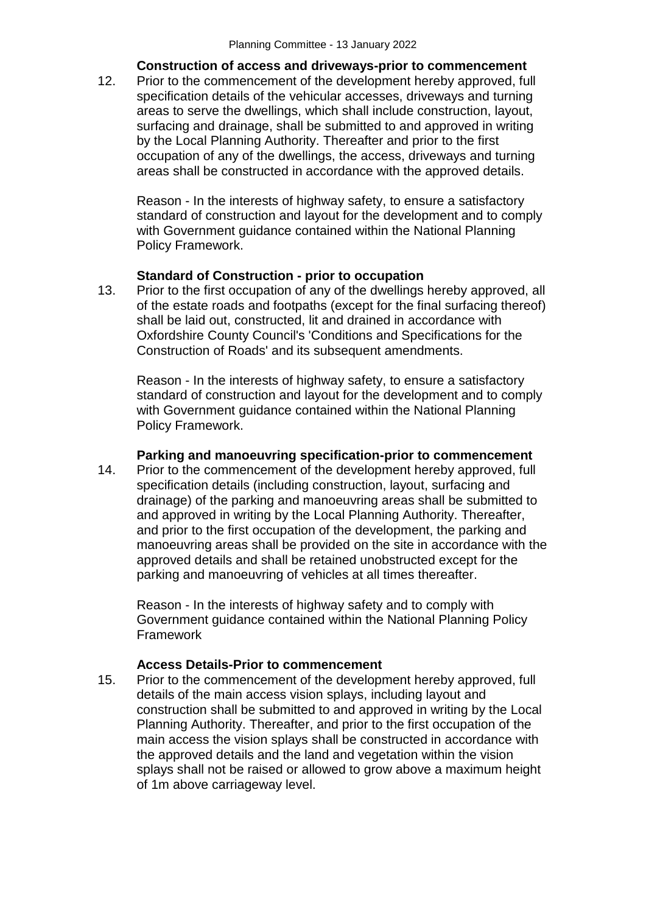**Construction of access and driveways-prior to commencement**

12. Prior to the commencement of the development hereby approved, full specification details of the vehicular accesses, driveways and turning areas to serve the dwellings, which shall include construction, layout, surfacing and drainage, shall be submitted to and approved in writing by the Local Planning Authority. Thereafter and prior to the first occupation of any of the dwellings, the access, driveways and turning areas shall be constructed in accordance with the approved details.

    Reason - In the interests of highway safety, to ensure a satisfactory standard of construction and layout for the development and to comply with Government guidance contained within the National Planning Policy Framework.

**Standard of Construction - prior to occupation**

13. Prior to the first occupation of any of the dwellings hereby approved, all of the estate roads and footpaths (except for the final surfacing thereof) shall be laid out, constructed, lit and drained in accordance with Oxfordshire County Council's 'Conditions and Specifications for the Construction of Roads' and its subsequent amendments.

    Reason - In the interests of highway safety, to ensure a satisfactory standard of construction and layout for the development and to comply with Government guidance contained within the National Planning Policy Framework.

**Parking and manoeuvring specification-prior to commencement**

14. Prior to the commencement of the development hereby approved, full specification details (including construction, layout, surfacing and drainage) of the parking and manoeuvring areas shall be submitted to and approved in writing by the Local Planning Authority. Thereafter, and prior to the first occupation of the development, the parking and manoeuvring areas shall be provided on the site in accordance with the approved details and shall be retained unobstructed except for the parking and manoeuvring of vehicles at all times thereafter.

    Reason - In the interests of highway safety and to comply with Government guidance contained within the National Planning Policy Framework

**Access Details-Prior to commencement**

15. Prior to the commencement of the development hereby approved, full details of the main access vision splays, including layout and construction shall be submitted to and approved in writing by the Local Planning Authority. Thereafter, and prior to the first occupation of the main access the vision splays shall be constructed in accordance with the approved details and the land and vegetation within the vision splays shall not be raised or allowed to grow above a maximum height of 1m above carriageway level.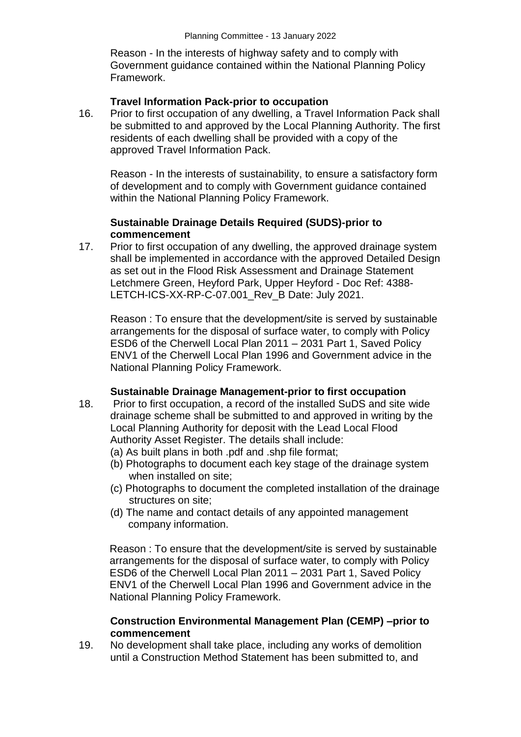Reason - In the interests of highway safety and to comply with Government guidance contained within the National Planning Policy Framework.

**Travel Information Pack-prior to occupation**

16. Prior to first occupation of any dwelling, a Travel Information Pack shall be submitted to and approved by the Local Planning Authority. The first residents of each dwelling shall be provided with a copy of the approved Travel Information Pack.

    Reason - In the interests of sustainability, to ensure a satisfactory form of development and to comply with Government guidance contained within the National Planning Policy Framework.

**Sustainable Drainage Details Required (SUDS)-prior to commencement**

17. Prior to first occupation of any dwelling, the approved drainage system shall be implemented in accordance with the approved Detailed Design as set out in the Flood Risk Assessment and Drainage Statement Letchmere Green, Heyford Park, Upper Heyford - Doc Ref: 4388-LETCH-ICS-XX-RP-C-07.001_Rev_B Date: July 2021.

    Reason : To ensure that the development/site is served by sustainable arrangements for the disposal of surface water, to comply with Policy ESD6 of the Cherwell Local Plan 2011 – 2031 Part 1, Saved Policy ENV1 of the Cherwell Local Plan 1996 and Government advice in the National Planning Policy Framework.

**Sustainable Drainage Management-prior to first occupation**

18. Prior to first occupation, a record of the installed SuDS and site wide drainage scheme shall be submitted to and approved in writing by the Local Planning Authority for deposit with the Lead Local Flood Authority Asset Register. The details shall include:
    (a) As built plans in both .pdf and .shp file format;
    (b) Photographs to document each key stage of the drainage system when installed on site;
    (c) Photographs to document the completed installation of the drainage structures on site;
    (d) The name and contact details of any appointed management company information.

    Reason : To ensure that the development/site is served by sustainable arrangements for the disposal of surface water, to comply with Policy ESD6 of the Cherwell Local Plan 2011 – 2031 Part 1, Saved Policy ENV1 of the Cherwell Local Plan 1996 and Government advice in the National Planning Policy Framework.

**Construction Environmental Management Plan (CEMP) –prior to commencement**

19. No development shall take place, including any works of demolition until a Construction Method Statement has been submitted to, and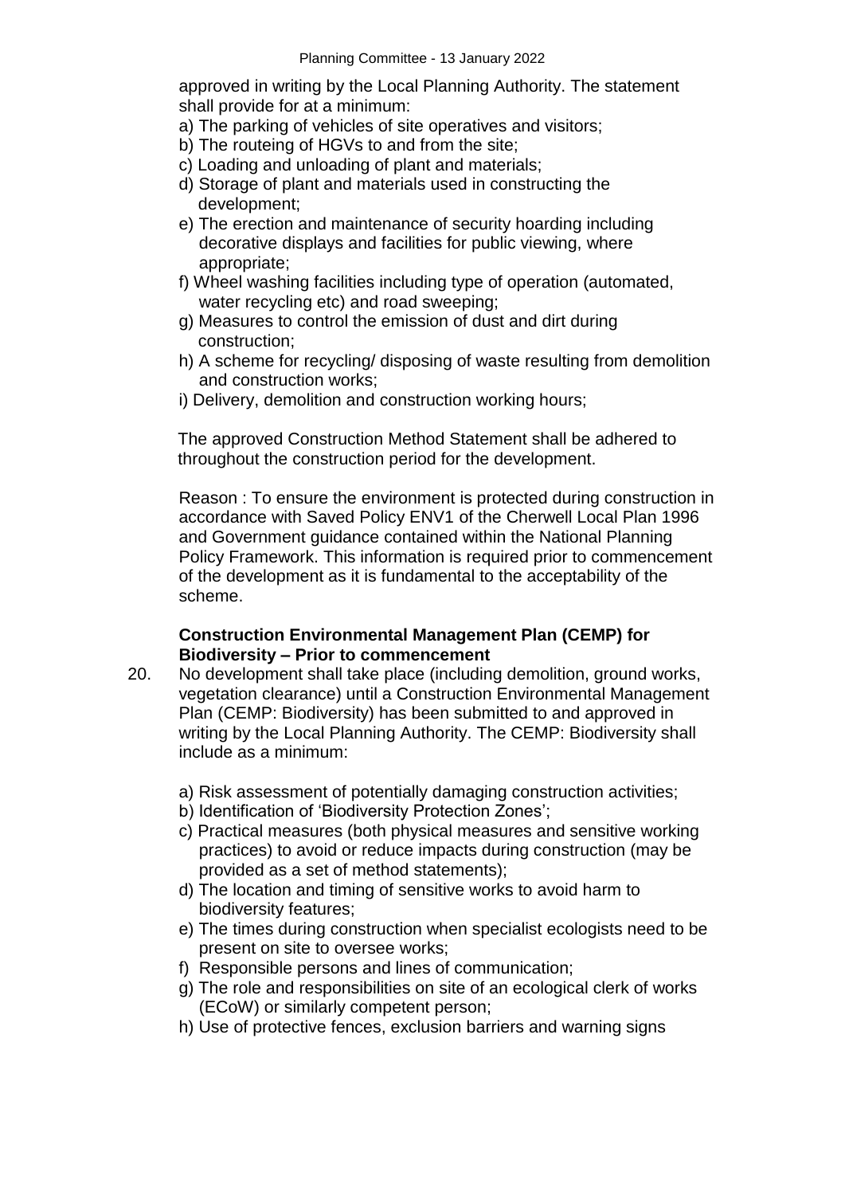approved in writing by the Local Planning Authority. The statement shall provide for at a minimum:

a) The parking of vehicles of site operatives and visitors;
b) The routeing of HGVs to and from the site;
c) Loading and unloading of plant and materials;
d) Storage of plant and materials used in constructing the development;
e) The erection and maintenance of security hoarding including decorative displays and facilities for public viewing, where appropriate;
f) Wheel washing facilities including type of operation (automated, water recycling etc) and road sweeping;
g) Measures to control the emission of dust and dirt during construction;
h) A scheme for recycling/ disposing of waste resulting from demolition and construction works;
i) Delivery, demolition and construction working hours;

The approved Construction Method Statement shall be adhered to throughout the construction period for the development.

Reason : To ensure the environment is protected during construction in accordance with Saved Policy ENV1 of the Cherwell Local Plan 1996 and Government guidance contained within the National Planning Policy Framework. This information is required prior to commencement of the development as it is fundamental to the acceptability of the scheme.

**Construction Environmental Management Plan (CEMP) for Biodiversity – Prior to commencement**

20. No development shall take place (including demolition, ground works, vegetation clearance) until a Construction Environmental Management Plan (CEMP: Biodiversity) has been submitted to and approved in writing by the Local Planning Authority. The CEMP: Biodiversity shall include as a minimum:

    a) Risk assessment of potentially damaging construction activities;
    b) Identification of 'Biodiversity Protection Zones';
    c) Practical measures (both physical measures and sensitive working practices) to avoid or reduce impacts during construction (may be provided as a set of method statements);
    d) The location and timing of sensitive works to avoid harm to biodiversity features;
    e) The times during construction when specialist ecologists need to be present on site to oversee works;
    f) Responsible persons and lines of communication;
    g) The role and responsibilities on site of an ecological clerk of works (ECoW) or similarly competent person;
    h) Use of protective fences, exclusion barriers and warning signs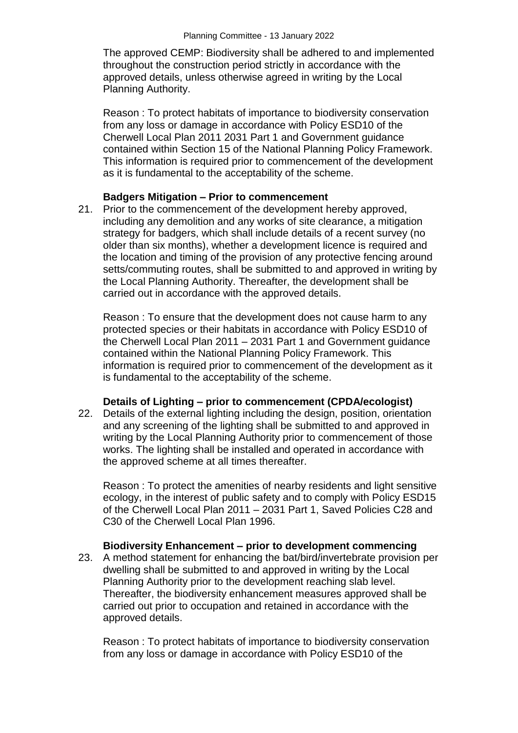The approved CEMP: Biodiversity shall be adhered to and implemented throughout the construction period strictly in accordance with the approved details, unless otherwise agreed in writing by the Local Planning Authority.

Reason : To protect habitats of importance to biodiversity conservation from any loss or damage in accordance with Policy ESD10 of the Cherwell Local Plan 2011 2031 Part 1 and Government guidance contained within Section 15 of the National Planning Policy Framework. This information is required prior to commencement of the development as it is fundamental to the acceptability of the scheme.

**Badgers Mitigation – Prior to commencement**

21. Prior to the commencement of the development hereby approved, including any demolition and any works of site clearance, a mitigation strategy for badgers, which shall include details of a recent survey (no older than six months), whether a development licence is required and the location and timing of the provision of any protective fencing around setts/commuting routes, shall be submitted to and approved in writing by the Local Planning Authority. Thereafter, the development shall be carried out in accordance with the approved details.

    Reason : To ensure that the development does not cause harm to any protected species or their habitats in accordance with Policy ESD10 of the Cherwell Local Plan 2011 – 2031 Part 1 and Government guidance contained within the National Planning Policy Framework. This information is required prior to commencement of the development as it is fundamental to the acceptability of the scheme.

**Details of Lighting – prior to commencement (CPDA/ecologist)**

22. Details of the external lighting including the design, position, orientation and any screening of the lighting shall be submitted to and approved in writing by the Local Planning Authority prior to commencement of those works. The lighting shall be installed and operated in accordance with the approved scheme at all times thereafter.

    Reason : To protect the amenities of nearby residents and light sensitive ecology, in the interest of public safety and to comply with Policy ESD15 of the Cherwell Local Plan 2011 – 2031 Part 1, Saved Policies C28 and C30 of the Cherwell Local Plan 1996.

**Biodiversity Enhancement – prior to development commencing**

23. A method statement for enhancing the bat/bird/invertebrate provision per dwelling shall be submitted to and approved in writing by the Local Planning Authority prior to the development reaching slab level. Thereafter, the biodiversity enhancement measures approved shall be carried out prior to occupation and retained in accordance with the approved details.

    Reason : To protect habitats of importance to biodiversity conservation from any loss or damage in accordance with Policy ESD10 of the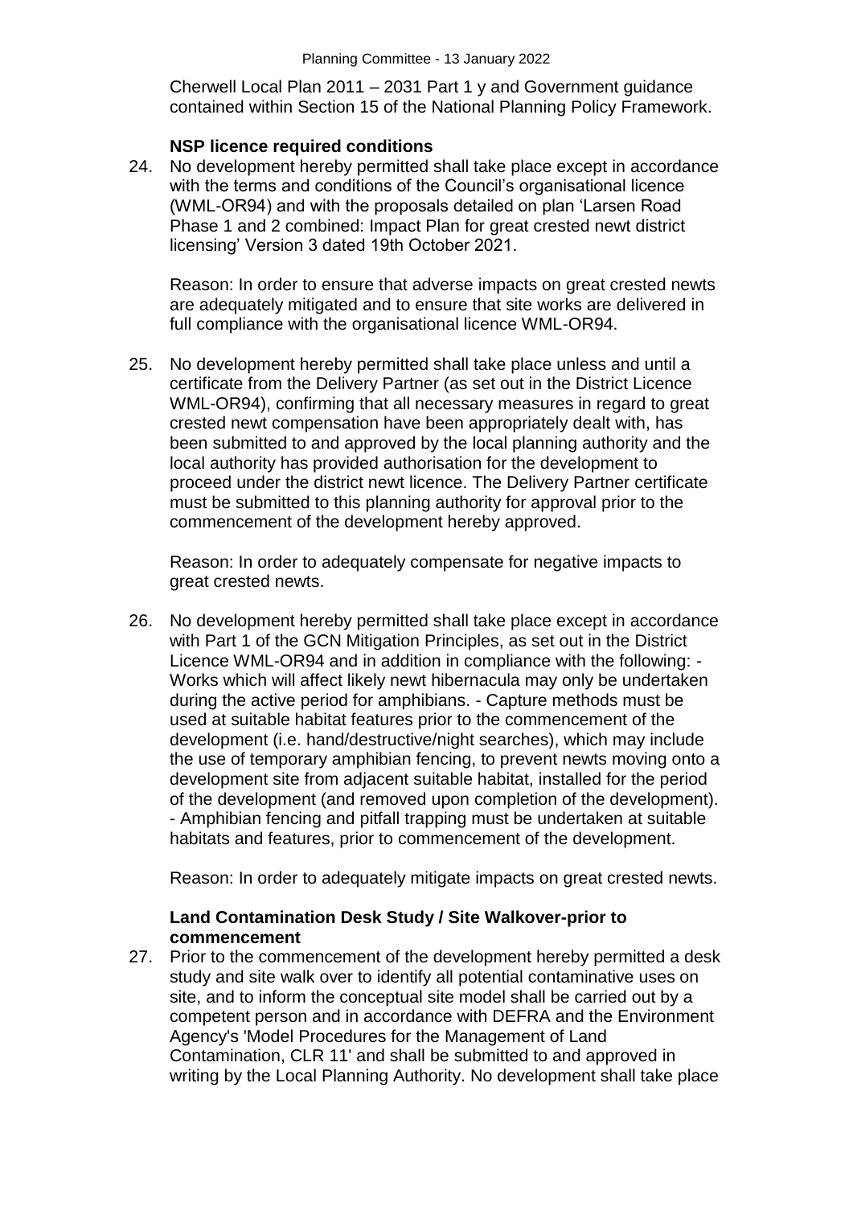Cherwell Local Plan 2011 – 2031 Part 1 y and Government guidance contained within Section 15 of the National Planning Policy Framework.

**NSP licence required conditions**

24. No development hereby permitted shall take place except in accordance with the terms and conditions of the Council's organisational licence (WML-OR94) and with the proposals detailed on plan 'Larsen Road Phase 1 and 2 combined: Impact Plan for great crested newt district licensing' Version 3 dated 19th October 2021.

    Reason: In order to ensure that adverse impacts on great crested newts are adequately mitigated and to ensure that site works are delivered in full compliance with the organisational licence WML-OR94.

25. No development hereby permitted shall take place unless and until a certificate from the Delivery Partner (as set out in the District Licence WML-OR94), confirming that all necessary measures in regard to great crested newt compensation have been appropriately dealt with, has been submitted to and approved by the local planning authority and the local authority has provided authorisation for the development to proceed under the district newt licence. The Delivery Partner certificate must be submitted to this planning authority for approval prior to the commencement of the development hereby approved.

    Reason: In order to adequately compensate for negative impacts to great crested newts.

26. No development hereby permitted shall take place except in accordance with Part 1 of the GCN Mitigation Principles, as set out in the District Licence WML-OR94 and in addition in compliance with the following: - Works which will affect likely newt hibernacula may only be undertaken during the active period for amphibians. - Capture methods must be used at suitable habitat features prior to the commencement of the development (i.e. hand/destructive/night searches), which may include the use of temporary amphibian fencing, to prevent newts moving onto a development site from adjacent suitable habitat, installed for the period of the development (and removed upon completion of the development). - Amphibian fencing and pitfall trapping must be undertaken at suitable habitats and features, prior to commencement of the development.

    Reason: In order to adequately mitigate impacts on great crested newts.

**Land Contamination Desk Study / Site Walkover-prior to commencement**

27. Prior to the commencement of the development hereby permitted a desk study and site walk over to identify all potential contaminative uses on site, and to inform the conceptual site model shall be carried out by a competent person and in accordance with DEFRA and the Environment Agency's 'Model Procedures for the Management of Land Contamination, CLR 11' and shall be submitted to and approved in writing by the Local Planning Authority. No development shall take place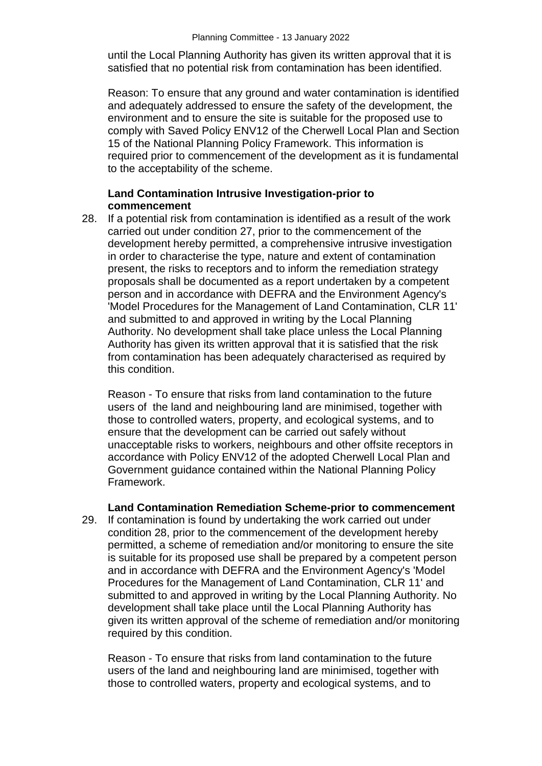until the Local Planning Authority has given its written approval that it is satisfied that no potential risk from contamination has been identified.

Reason: To ensure that any ground and water contamination is identified and adequately addressed to ensure the safety of the development, the environment and to ensure the site is suitable for the proposed use to comply with Saved Policy ENV12 of the Cherwell Local Plan and Section 15 of the National Planning Policy Framework. This information is required prior to commencement of the development as it is fundamental to the acceptability of the scheme.

**Land Contamination Intrusive Investigation-prior to commencement**

28. If a potential risk from contamination is identified as a result of the work carried out under condition 27, prior to the commencement of the development hereby permitted, a comprehensive intrusive investigation in order to characterise the type, nature and extent of contamination present, the risks to receptors and to inform the remediation strategy proposals shall be documented as a report undertaken by a competent person and in accordance with DEFRA and the Environment Agency's 'Model Procedures for the Management of Land Contamination, CLR 11' and submitted to and approved in writing by the Local Planning Authority. No development shall take place unless the Local Planning Authority has given its written approval that it is satisfied that the risk from contamination has been adequately characterised as required by this condition.

    Reason - To ensure that risks from land contamination to the future users of the land and neighbouring land are minimised, together with those to controlled waters, property, and ecological systems, and to ensure that the development can be carried out safely without unacceptable risks to workers, neighbours and other offsite receptors in accordance with Policy ENV12 of the adopted Cherwell Local Plan and Government guidance contained within the National Planning Policy Framework.

**Land Contamination Remediation Scheme-prior to commencement**

29. If contamination is found by undertaking the work carried out under condition 28, prior to the commencement of the development hereby permitted, a scheme of remediation and/or monitoring to ensure the site is suitable for its proposed use shall be prepared by a competent person and in accordance with DEFRA and the Environment Agency's 'Model Procedures for the Management of Land Contamination, CLR 11' and submitted to and approved in writing by the Local Planning Authority. No development shall take place until the Local Planning Authority has given its written approval of the scheme of remediation and/or monitoring required by this condition.

    Reason - To ensure that risks from land contamination to the future users of the land and neighbouring land are minimised, together with those to controlled waters, property and ecological systems, and to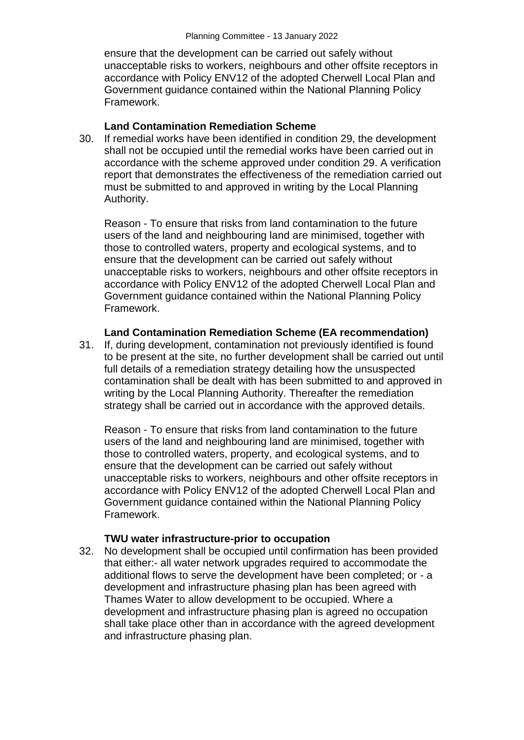ensure that the development can be carried out safely without unacceptable risks to workers, neighbours and other offsite receptors in accordance with Policy ENV12 of the adopted Cherwell Local Plan and Government guidance contained within the National Planning Policy Framework.

**Land Contamination Remediation Scheme**

30. If remedial works have been identified in condition 29, the development shall not be occupied until the remedial works have been carried out in accordance with the scheme approved under condition 29. A verification report that demonstrates the effectiveness of the remediation carried out must be submitted to and approved in writing by the Local Planning Authority.

    Reason - To ensure that risks from land contamination to the future users of the land and neighbouring land are minimised, together with those to controlled waters, property and ecological systems, and to ensure that the development can be carried out safely without unacceptable risks to workers, neighbours and other offsite receptors in accordance with Policy ENV12 of the adopted Cherwell Local Plan and Government guidance contained within the National Planning Policy Framework.

**Land Contamination Remediation Scheme (EA recommendation)**

31. If, during development, contamination not previously identified is found to be present at the site, no further development shall be carried out until full details of a remediation strategy detailing how the unsuspected contamination shall be dealt with has been submitted to and approved in writing by the Local Planning Authority. Thereafter the remediation strategy shall be carried out in accordance with the approved details.

    Reason - To ensure that risks from land contamination to the future users of the land and neighbouring land are minimised, together with those to controlled waters, property, and ecological systems, and to ensure that the development can be carried out safely without unacceptable risks to workers, neighbours and other offsite receptors in accordance with Policy ENV12 of the adopted Cherwell Local Plan and Government guidance contained within the National Planning Policy Framework.

**TWU water infrastructure-prior to occupation**

32. No development shall be occupied until confirmation has been provided that either:- all water network upgrades required to accommodate the additional flows to serve the development have been completed; or - a development and infrastructure phasing plan has been agreed with Thames Water to allow development to be occupied. Where a development and infrastructure phasing plan is agreed no occupation shall take place other than in accordance with the agreed development and infrastructure phasing plan.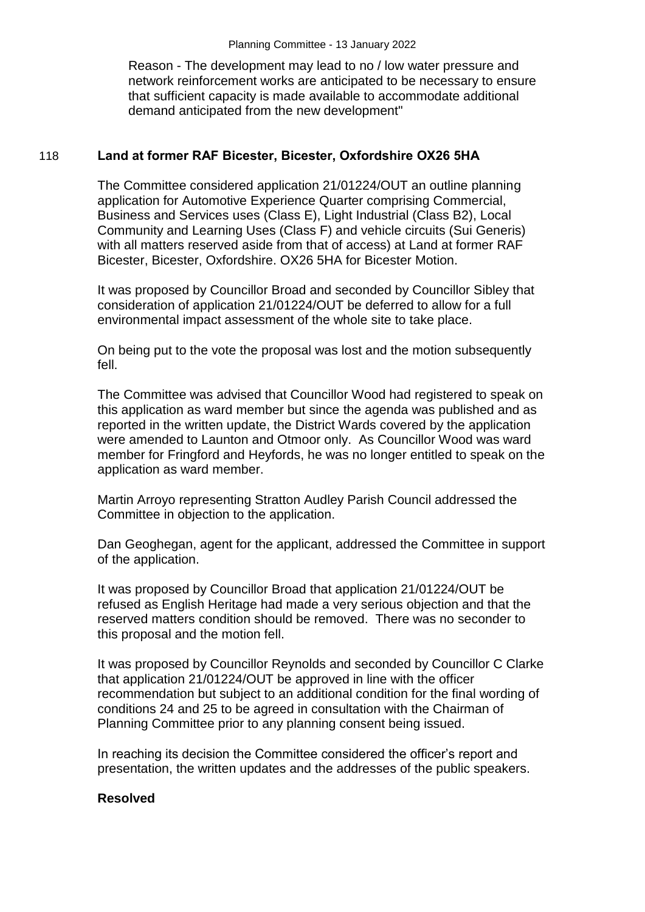Reason - The development may lead to no / low water pressure and network reinforcement works are anticipated to be necessary to ensure that sufficient capacity is made available to accommodate additional demand anticipated from the new development"

## 118 Land at former RAF Bicester, Bicester, Oxfordshire OX26 5HA

The Committee considered application 21/01224/OUT an outline planning application for Automotive Experience Quarter comprising Commercial, Business and Services uses (Class E), Light Industrial (Class B2), Local Community and Learning Uses (Class F) and vehicle circuits (Sui Generis) with all matters reserved aside from that of access) at Land at former RAF Bicester, Bicester, Oxfordshire. OX26 5HA for Bicester Motion.

It was proposed by Councillor Broad and seconded by Councillor Sibley that consideration of application 21/01224/OUT be deferred to allow for a full environmental impact assessment of the whole site to take place.

On being put to the vote the proposal was lost and the motion subsequently fell.

The Committee was advised that Councillor Wood had registered to speak on this application as ward member but since the agenda was published and as reported in the written update, the District Wards covered by the application were amended to Launton and Otmoor only. As Councillor Wood was ward member for Fringford and Heyfords, he was no longer entitled to speak on the application as ward member.

Martin Arroyo representing Stratton Audley Parish Council addressed the Committee in objection to the application.

Dan Geoghegan, agent for the applicant, addressed the Committee in support of the application.

It was proposed by Councillor Broad that application 21/01224/OUT be refused as English Heritage had made a very serious objection and that the reserved matters condition should be removed. There was no seconder to this proposal and the motion fell.

It was proposed by Councillor Reynolds and seconded by Councillor C Clarke that application 21/01224/OUT be approved in line with the officer recommendation but subject to an additional condition for the final wording of conditions 24 and 25 to be agreed in consultation with the Chairman of Planning Committee prior to any planning consent being issued.

In reaching its decision the Committee considered the officer's report and presentation, the written updates and the addresses of the public speakers.

**Resolved**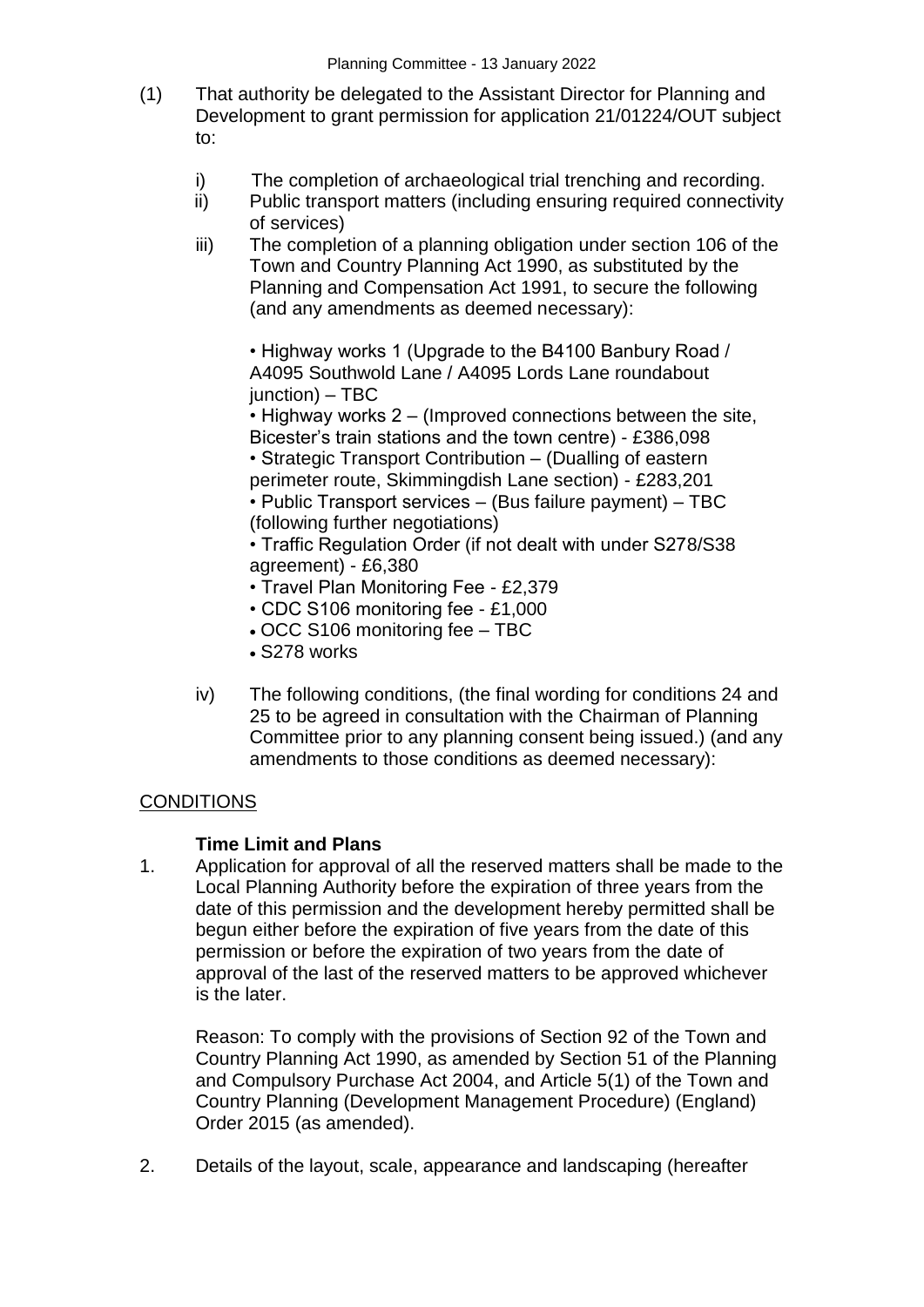(1) That authority be delegated to the Assistant Director for Planning and Development to grant permission for application 21/01224/OUT subject to:

   i) The completion of archaeological trial trenching and recording.
   ii) Public transport matters (including ensuring required connectivity of services)
   iii) The completion of a planning obligation under section 106 of the Town and Country Planning Act 1990, as substituted by the Planning and Compensation Act 1991, to secure the following (and any amendments as deemed necessary):

      • Highway works 1 (Upgrade to the B4100 Banbury Road / A4095 Southwold Lane / A4095 Lords Lane roundabout junction) – TBC
      • Highway works 2 – (Improved connections between the site, Bicester's train stations and the town centre) - £386,098
      • Strategic Transport Contribution – (Dualling of eastern perimeter route, Skimmingdish Lane section) - £283,201
      • Public Transport services – (Bus failure payment) – TBC (following further negotiations)
      • Traffic Regulation Order (if not dealt with under S278/S38 agreement) - £6,380
      • Travel Plan Monitoring Fee - £2,379
      • CDC S106 monitoring fee - £1,000
      • OCC S106 monitoring fee – TBC
      • S278 works

   iv) The following conditions, (the final wording for conditions 24 and 25 to be agreed in consultation with the Chairman of Planning Committee prior to any planning consent being issued.) (and any amendments to those conditions as deemed necessary):

## CONDITIONS

### Time Limit and Plans

1. Application for approval of all the reserved matters shall be made to the Local Planning Authority before the expiration of three years from the date of this permission and the development hereby permitted shall be begun either before the expiration of five years from the date of this permission or before the expiration of two years from the date of approval of the last of the reserved matters to be approved whichever is the later.

   Reason: To comply with the provisions of Section 92 of the Town and Country Planning Act 1990, as amended by Section 51 of the Planning and Compulsory Purchase Act 2004, and Article 5(1) of the Town and Country Planning (Development Management Procedure) (England) Order 2015 (as amended).

2. Details of the layout, scale, appearance and landscaping (hereafter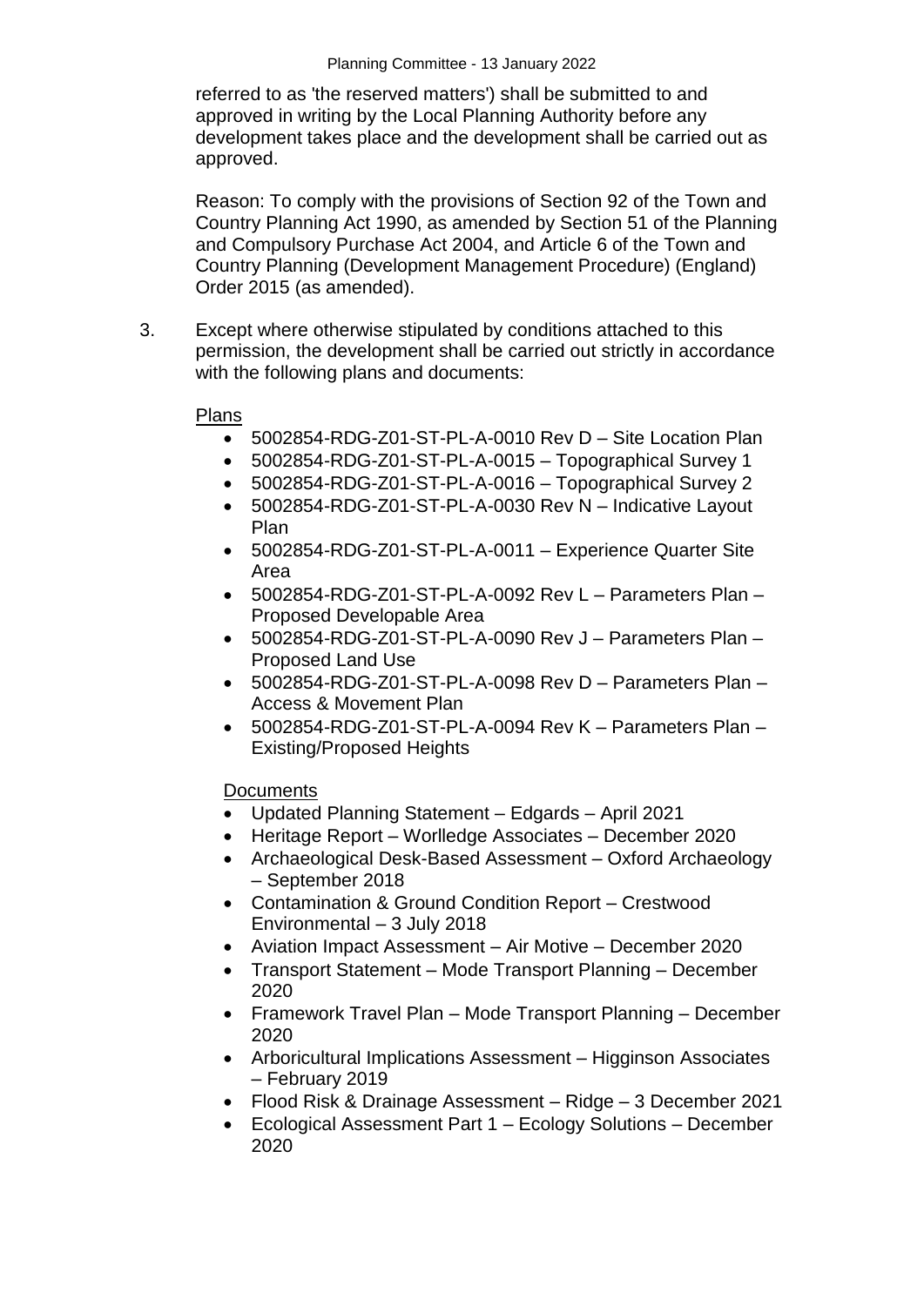referred to as 'the reserved matters') shall be submitted to and approved in writing by the Local Planning Authority before any development takes place and the development shall be carried out as approved.

Reason: To comply with the provisions of Section 92 of the Town and Country Planning Act 1990, as amended by Section 51 of the Planning and Compulsory Purchase Act 2004, and Article 6 of the Town and Country Planning (Development Management Procedure) (England) Order 2015 (as amended).

3. Except where otherwise stipulated by conditions attached to this permission, the development shall be carried out strictly in accordance with the following plans and documents:

<u>Plans</u>

- 5002854-RDG-Z01-ST-PL-A-0010 Rev D – Site Location Plan
- 5002854-RDG-Z01-ST-PL-A-0015 – Topographical Survey 1
- 5002854-RDG-Z01-ST-PL-A-0016 – Topographical Survey 2
- 5002854-RDG-Z01-ST-PL-A-0030 Rev N – Indicative Layout Plan
- 5002854-RDG-Z01-ST-PL-A-0011 – Experience Quarter Site Area
- 5002854-RDG-Z01-ST-PL-A-0092 Rev L – Parameters Plan – Proposed Developable Area
- 5002854-RDG-Z01-ST-PL-A-0090 Rev J – Parameters Plan – Proposed Land Use
- 5002854-RDG-Z01-ST-PL-A-0098 Rev D – Parameters Plan – Access & Movement Plan
- 5002854-RDG-Z01-ST-PL-A-0094 Rev K – Parameters Plan – Existing/Proposed Heights

<u>Documents</u>

- Updated Planning Statement – Edgards – April 2021
- Heritage Report – Worlledge Associates – December 2020
- Archaeological Desk-Based Assessment – Oxford Archaeology – September 2018
- Contamination & Ground Condition Report – Crestwood Environmental – 3 July 2018
- Aviation Impact Assessment – Air Motive – December 2020
- Transport Statement – Mode Transport Planning – December 2020
- Framework Travel Plan – Mode Transport Planning – December 2020
- Arboricultural Implications Assessment – Higginson Associates – February 2019
- Flood Risk & Drainage Assessment – Ridge – 3 December 2021
- Ecological Assessment Part 1 – Ecology Solutions – December 2020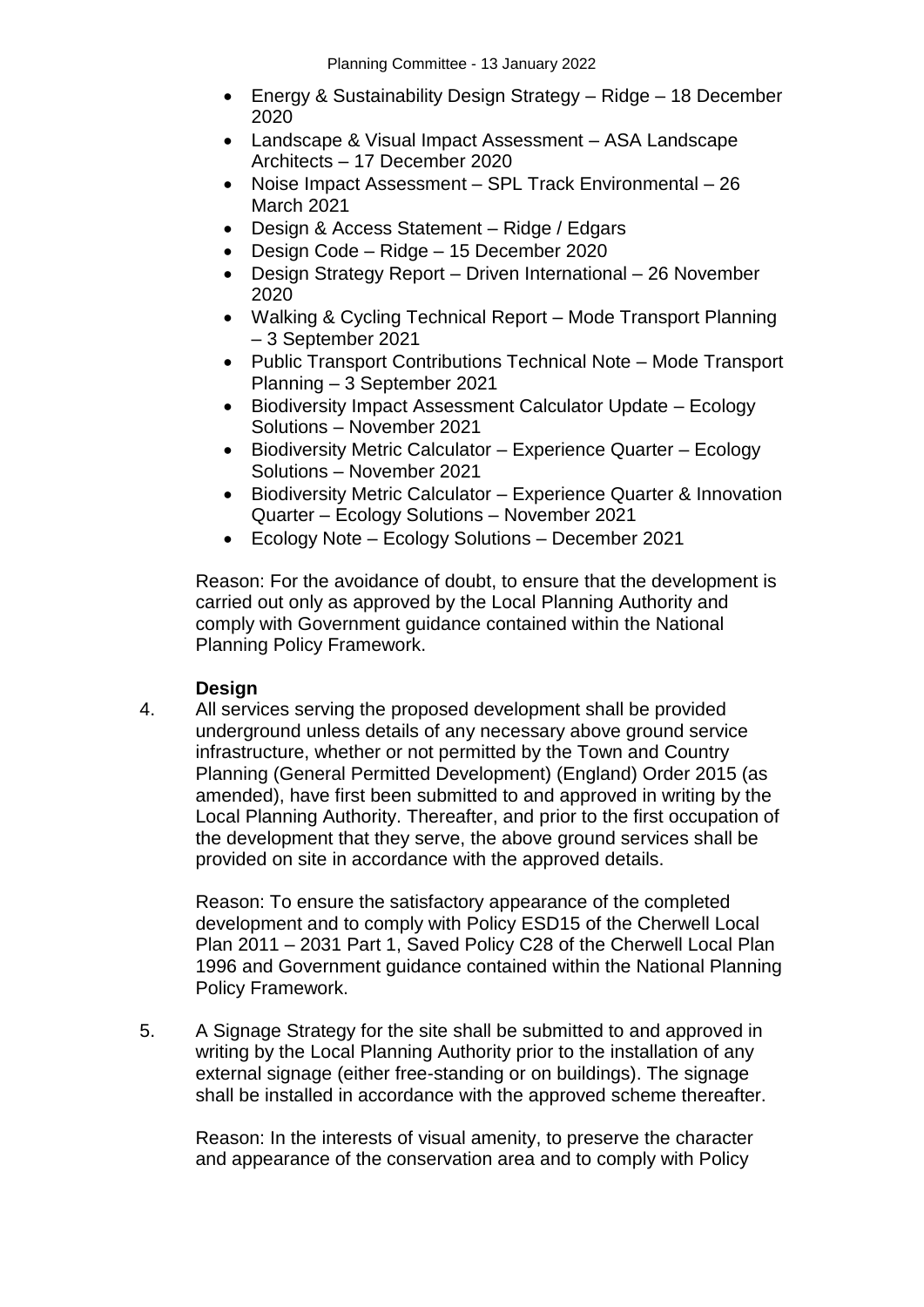- Energy & Sustainability Design Strategy – Ridge – 18 December 2020
- Landscape & Visual Impact Assessment – ASA Landscape Architects – 17 December 2020
- Noise Impact Assessment – SPL Track Environmental – 26 March 2021
- Design & Access Statement – Ridge / Edgars
- Design Code – Ridge – 15 December 2020
- Design Strategy Report – Driven International – 26 November 2020
- Walking & Cycling Technical Report – Mode Transport Planning – 3 September 2021
- Public Transport Contributions Technical Note – Mode Transport Planning – 3 September 2021
- Biodiversity Impact Assessment Calculator Update – Ecology Solutions – November 2021
- Biodiversity Metric Calculator – Experience Quarter – Ecology Solutions – November 2021
- Biodiversity Metric Calculator – Experience Quarter & Innovation Quarter – Ecology Solutions – November 2021
- Ecology Note – Ecology Solutions – December 2021

Reason: For the avoidance of doubt, to ensure that the development is carried out only as approved by the Local Planning Authority and comply with Government guidance contained within the National Planning Policy Framework.

**Design**

4. All services serving the proposed development shall be provided underground unless details of any necessary above ground service infrastructure, whether or not permitted by the Town and Country Planning (General Permitted Development) (England) Order 2015 (as amended), have first been submitted to and approved in writing by the Local Planning Authority. Thereafter, and prior to the first occupation of the development that they serve, the above ground services shall be provided on site in accordance with the approved details.

   Reason: To ensure the satisfactory appearance of the completed development and to comply with Policy ESD15 of the Cherwell Local Plan 2011 – 2031 Part 1, Saved Policy C28 of the Cherwell Local Plan 1996 and Government guidance contained within the National Planning Policy Framework.

5. A Signage Strategy for the site shall be submitted to and approved in writing by the Local Planning Authority prior to the installation of any external signage (either free-standing or on buildings). The signage shall be installed in accordance with the approved scheme thereafter.

   Reason: In the interests of visual amenity, to preserve the character and appearance of the conservation area and to comply with Policy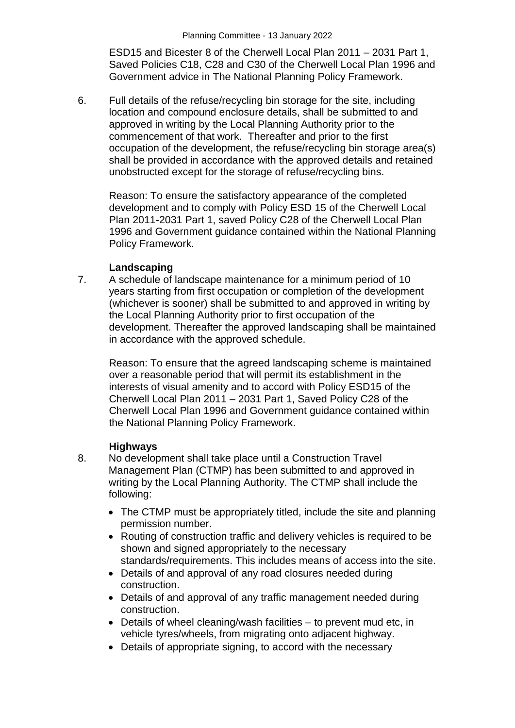ESD15 and Bicester 8 of the Cherwell Local Plan 2011 – 2031 Part 1, Saved Policies C18, C28 and C30 of the Cherwell Local Plan 1996 and Government advice in The National Planning Policy Framework.

6. Full details of the refuse/recycling bin storage for the site, including location and compound enclosure details, shall be submitted to and approved in writing by the Local Planning Authority prior to the commencement of that work. Thereafter and prior to the first occupation of the development, the refuse/recycling bin storage area(s) shall be provided in accordance with the approved details and retained unobstructed except for the storage of refuse/recycling bins.

   Reason: To ensure the satisfactory appearance of the completed development and to comply with Policy ESD 15 of the Cherwell Local Plan 2011-2031 Part 1, saved Policy C28 of the Cherwell Local Plan 1996 and Government guidance contained within the National Planning Policy Framework.

**Landscaping**

7. A schedule of landscape maintenance for a minimum period of 10 years starting from first occupation or completion of the development (whichever is sooner) shall be submitted to and approved in writing by the Local Planning Authority prior to first occupation of the development. Thereafter the approved landscaping shall be maintained in accordance with the approved schedule.

   Reason: To ensure that the agreed landscaping scheme is maintained over a reasonable period that will permit its establishment in the interests of visual amenity and to accord with Policy ESD15 of the Cherwell Local Plan 2011 – 2031 Part 1, Saved Policy C28 of the Cherwell Local Plan 1996 and Government guidance contained within the National Planning Policy Framework.

**Highways**

8. No development shall take place until a Construction Travel Management Plan (CTMP) has been submitted to and approved in writing by the Local Planning Authority. The CTMP shall include the following:

   - The CTMP must be appropriately titled, include the site and planning permission number.
   - Routing of construction traffic and delivery vehicles is required to be shown and signed appropriately to the necessary standards/requirements. This includes means of access into the site.
   - Details of and approval of any road closures needed during construction.
   - Details of and approval of any traffic management needed during construction.
   - Details of wheel cleaning/wash facilities – to prevent mud etc, in vehicle tyres/wheels, from migrating onto adjacent highway.
   - Details of appropriate signing, to accord with the necessary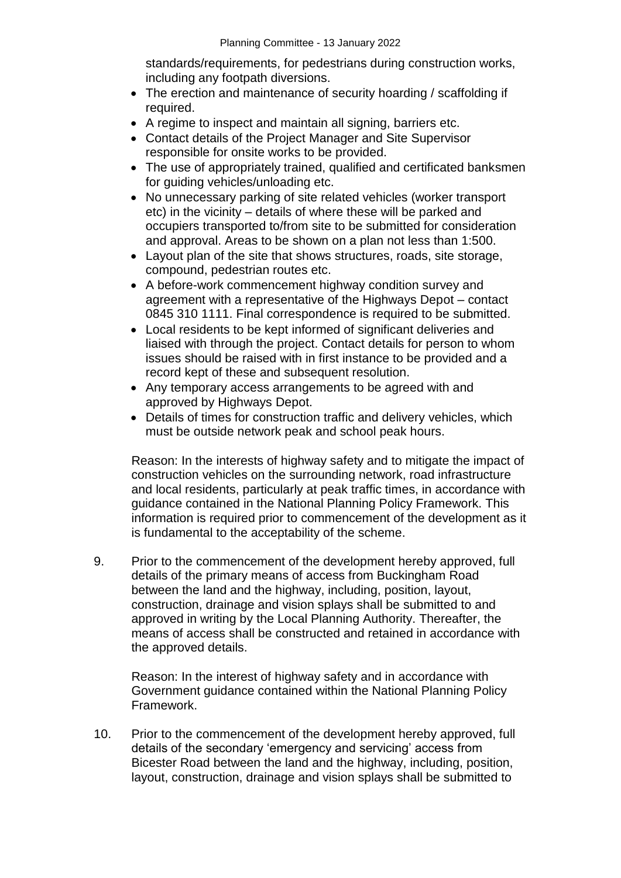standards/requirements, for pedestrians during construction works, including any footpath diversions.

- The erection and maintenance of security hoarding / scaffolding if required.
- A regime to inspect and maintain all signing, barriers etc.
- Contact details of the Project Manager and Site Supervisor responsible for onsite works to be provided.
- The use of appropriately trained, qualified and certificated banksmen for guiding vehicles/unloading etc.
- No unnecessary parking of site related vehicles (worker transport etc) in the vicinity – details of where these will be parked and occupiers transported to/from site to be submitted for consideration and approval. Areas to be shown on a plan not less than 1:500.
- Layout plan of the site that shows structures, roads, site storage, compound, pedestrian routes etc.
- A before-work commencement highway condition survey and agreement with a representative of the Highways Depot – contact 0845 310 1111. Final correspondence is required to be submitted.
- Local residents to be kept informed of significant deliveries and liaised with through the project. Contact details for person to whom issues should be raised with in first instance to be provided and a record kept of these and subsequent resolution.
- Any temporary access arrangements to be agreed with and approved by Highways Depot.
- Details of times for construction traffic and delivery vehicles, which must be outside network peak and school peak hours.

Reason: In the interests of highway safety and to mitigate the impact of construction vehicles on the surrounding network, road infrastructure and local residents, particularly at peak traffic times, in accordance with guidance contained in the National Planning Policy Framework. This information is required prior to commencement of the development as it is fundamental to the acceptability of the scheme.

9. Prior to the commencement of the development hereby approved, full details of the primary means of access from Buckingham Road between the land and the highway, including, position, layout, construction, drainage and vision splays shall be submitted to and approved in writing by the Local Planning Authority. Thereafter, the means of access shall be constructed and retained in accordance with the approved details.

   Reason: In the interest of highway safety and in accordance with Government guidance contained within the National Planning Policy Framework.

10. Prior to the commencement of the development hereby approved, full details of the secondary 'emergency and servicing' access from Bicester Road between the land and the highway, including, position, layout, construction, drainage and vision splays shall be submitted to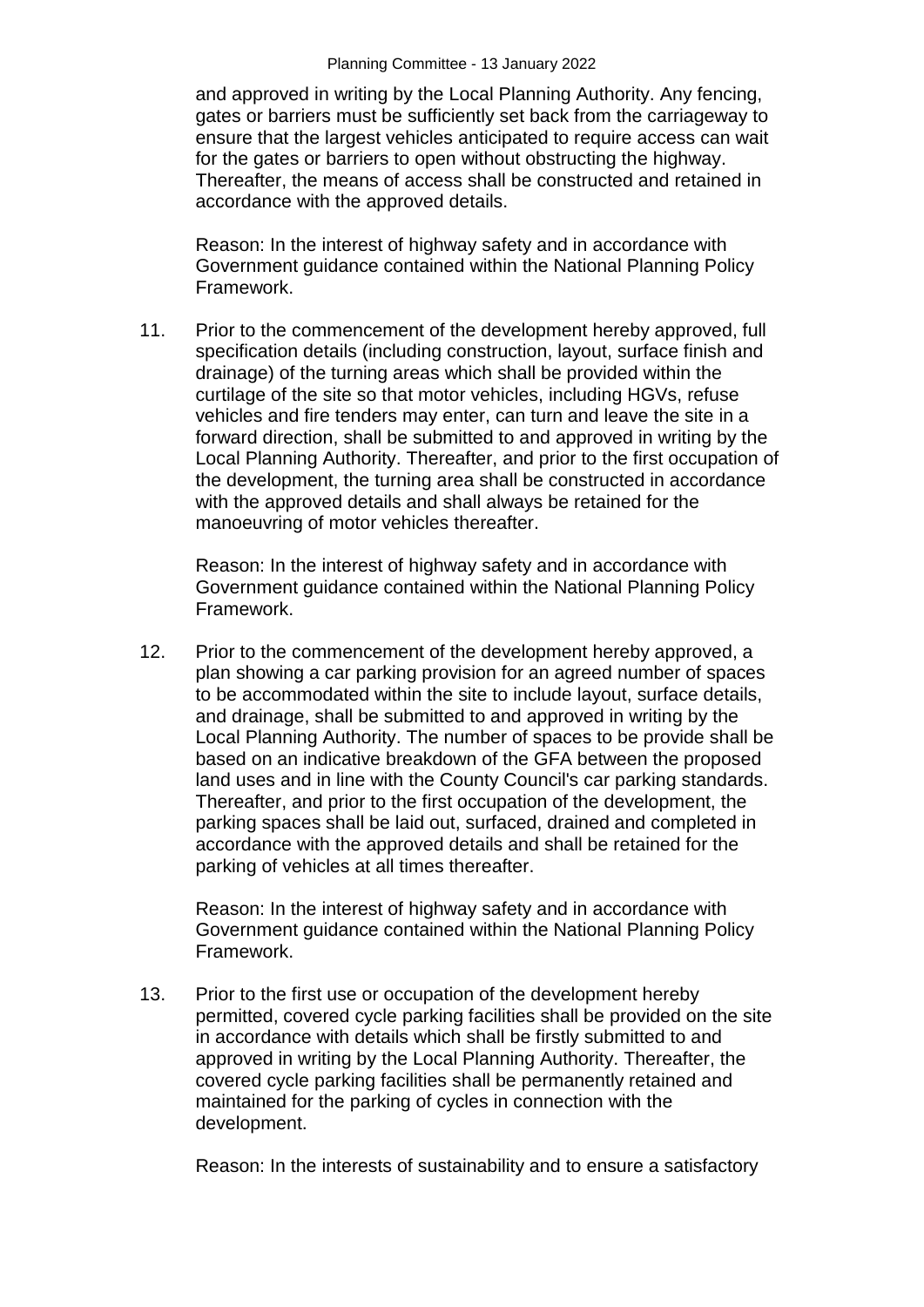and approved in writing by the Local Planning Authority. Any fencing, gates or barriers must be sufficiently set back from the carriageway to ensure that the largest vehicles anticipated to require access can wait for the gates or barriers to open without obstructing the highway. Thereafter, the means of access shall be constructed and retained in accordance with the approved details.

Reason: In the interest of highway safety and in accordance with Government guidance contained within the National Planning Policy Framework.

11. Prior to the commencement of the development hereby approved, full specification details (including construction, layout, surface finish and drainage) of the turning areas which shall be provided within the curtilage of the site so that motor vehicles, including HGVs, refuse vehicles and fire tenders may enter, can turn and leave the site in a forward direction, shall be submitted to and approved in writing by the Local Planning Authority. Thereafter, and prior to the first occupation of the development, the turning area shall be constructed in accordance with the approved details and shall always be retained for the manoeuvring of motor vehicles thereafter.

    Reason: In the interest of highway safety and in accordance with Government guidance contained within the National Planning Policy Framework.

12. Prior to the commencement of the development hereby approved, a plan showing a car parking provision for an agreed number of spaces to be accommodated within the site to include layout, surface details, and drainage, shall be submitted to and approved in writing by the Local Planning Authority. The number of spaces to be provide shall be based on an indicative breakdown of the GFA between the proposed land uses and in line with the County Council's car parking standards. Thereafter, and prior to the first occupation of the development, the parking spaces shall be laid out, surfaced, drained and completed in accordance with the approved details and shall be retained for the parking of vehicles at all times thereafter.

    Reason: In the interest of highway safety and in accordance with Government guidance contained within the National Planning Policy Framework.

13. Prior to the first use or occupation of the development hereby permitted, covered cycle parking facilities shall be provided on the site in accordance with details which shall be firstly submitted to and approved in writing by the Local Planning Authority. Thereafter, the covered cycle parking facilities shall be permanently retained and maintained for the parking of cycles in connection with the development.

    Reason: In the interests of sustainability and to ensure a satisfactory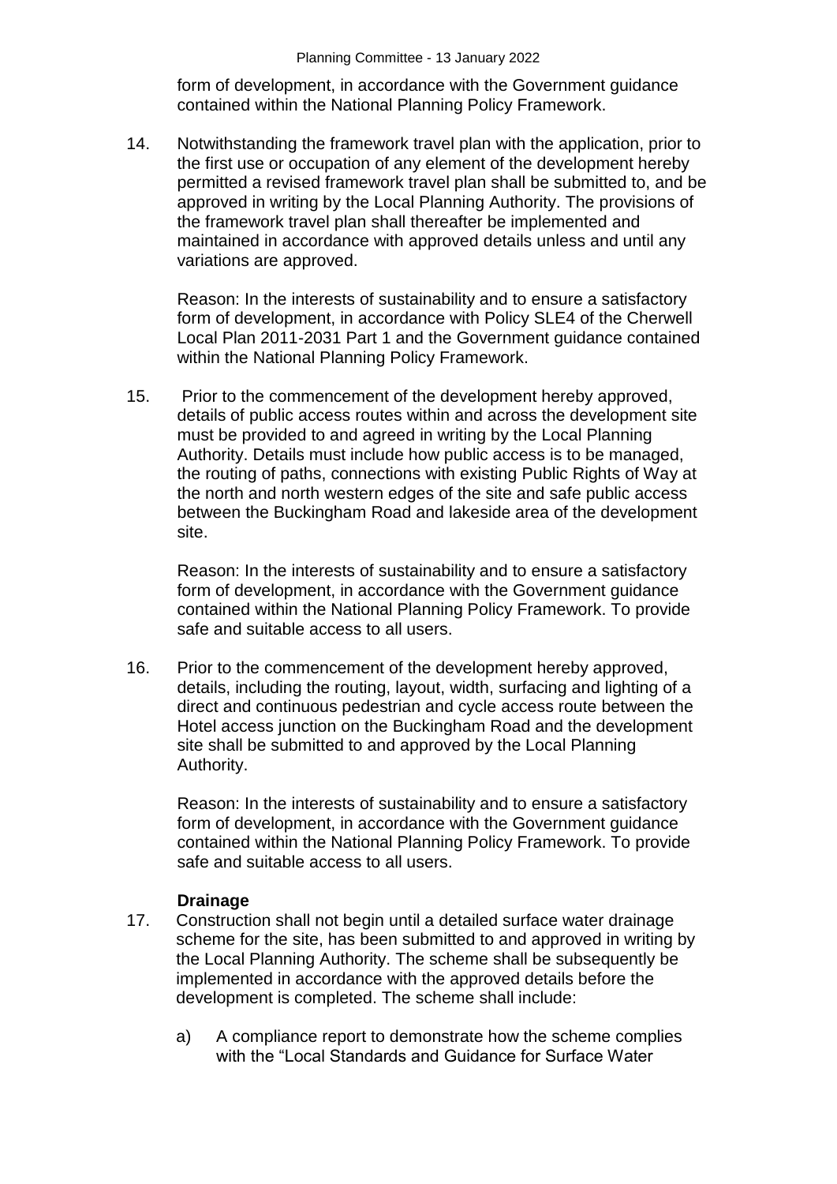form of development, in accordance with the Government guidance contained within the National Planning Policy Framework.

14. Notwithstanding the framework travel plan with the application, prior to the first use or occupation of any element of the development hereby permitted a revised framework travel plan shall be submitted to, and be approved in writing by the Local Planning Authority. The provisions of the framework travel plan shall thereafter be implemented and maintained in accordance with approved details unless and until any variations are approved.

    Reason: In the interests of sustainability and to ensure a satisfactory form of development, in accordance with Policy SLE4 of the Cherwell Local Plan 2011-2031 Part 1 and the Government guidance contained within the National Planning Policy Framework.

15. Prior to the commencement of the development hereby approved, details of public access routes within and across the development site must be provided to and agreed in writing by the Local Planning Authority. Details must include how public access is to be managed, the routing of paths, connections with existing Public Rights of Way at the north and north western edges of the site and safe public access between the Buckingham Road and lakeside area of the development site.

    Reason: In the interests of sustainability and to ensure a satisfactory form of development, in accordance with the Government guidance contained within the National Planning Policy Framework. To provide safe and suitable access to all users.

16. Prior to the commencement of the development hereby approved, details, including the routing, layout, width, surfacing and lighting of a direct and continuous pedestrian and cycle access route between the Hotel access junction on the Buckingham Road and the development site shall be submitted to and approved by the Local Planning Authority.

    Reason: In the interests of sustainability and to ensure a satisfactory form of development, in accordance with the Government guidance contained within the National Planning Policy Framework. To provide safe and suitable access to all users.

**Drainage**

17. Construction shall not begin until a detailed surface water drainage scheme for the site, has been submitted to and approved in writing by the Local Planning Authority. The scheme shall be subsequently be implemented in accordance with the approved details before the development is completed. The scheme shall include:

    a) A compliance report to demonstrate how the scheme complies with the "Local Standards and Guidance for Surface Water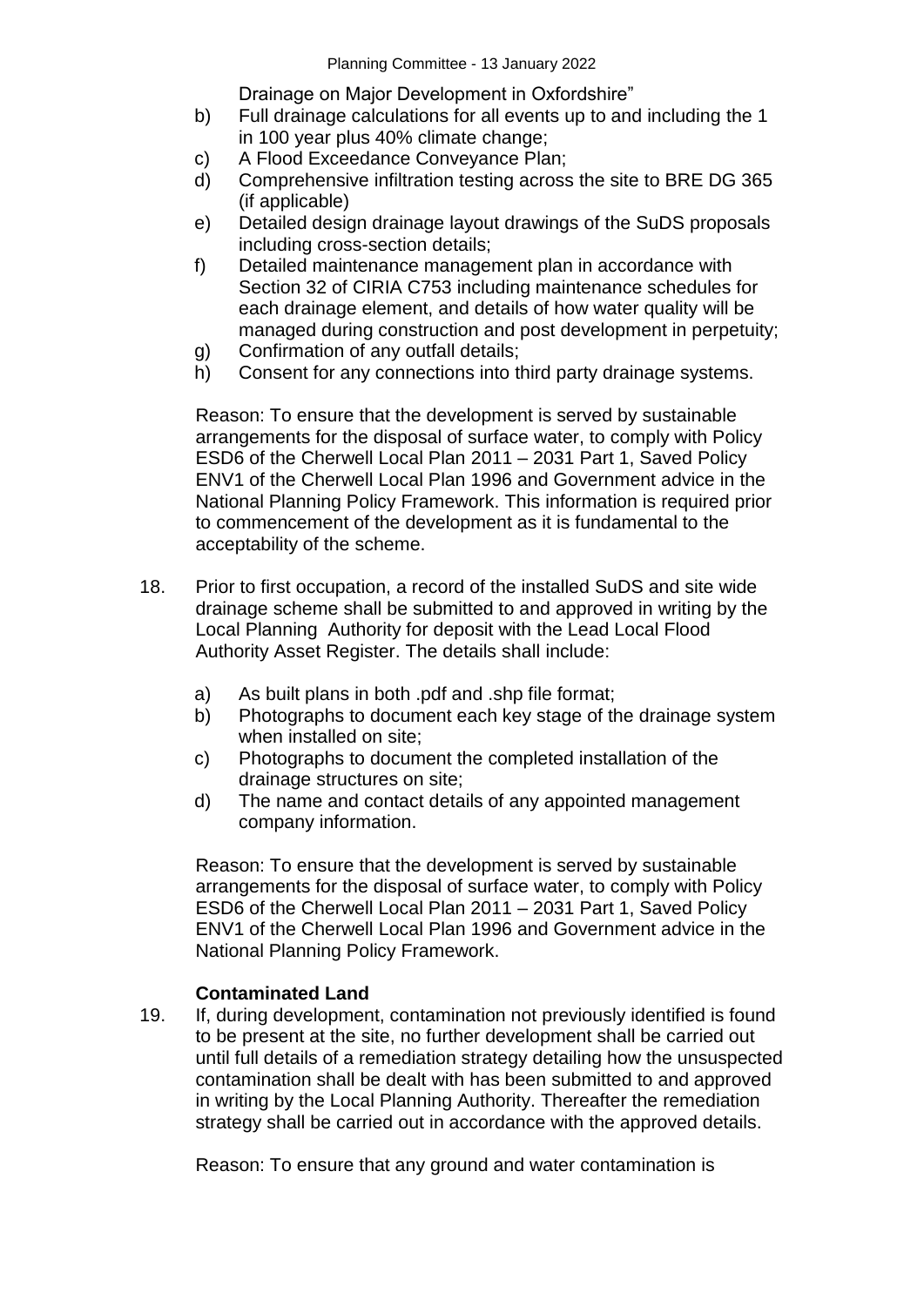Drainage on Major Development in Oxfordshire"

b) Full drainage calculations for all events up to and including the 1 in 100 year plus 40% climate change;
c) A Flood Exceedance Conveyance Plan;
d) Comprehensive infiltration testing across the site to BRE DG 365 (if applicable)
e) Detailed design drainage layout drawings of the SuDS proposals including cross-section details;
f) Detailed maintenance management plan in accordance with Section 32 of CIRIA C753 including maintenance schedules for each drainage element, and details of how water quality will be managed during construction and post development in perpetuity;
g) Confirmation of any outfall details;
h) Consent for any connections into third party drainage systems.

Reason: To ensure that the development is served by sustainable arrangements for the disposal of surface water, to comply with Policy ESD6 of the Cherwell Local Plan 2011 – 2031 Part 1, Saved Policy ENV1 of the Cherwell Local Plan 1996 and Government advice in the National Planning Policy Framework. This information is required prior to commencement of the development as it is fundamental to the acceptability of the scheme.

18. Prior to first occupation, a record of the installed SuDS and site wide drainage scheme shall be submitted to and approved in writing by the Local Planning Authority for deposit with the Lead Local Flood Authority Asset Register. The details shall include:

    a) As built plans in both .pdf and .shp file format;
    b) Photographs to document each key stage of the drainage system when installed on site;
    c) Photographs to document the completed installation of the drainage structures on site;
    d) The name and contact details of any appointed management company information.

    Reason: To ensure that the development is served by sustainable arrangements for the disposal of surface water, to comply with Policy ESD6 of the Cherwell Local Plan 2011 – 2031 Part 1, Saved Policy ENV1 of the Cherwell Local Plan 1996 and Government advice in the National Planning Policy Framework.

**Contaminated Land**

19. If, during development, contamination not previously identified is found to be present at the site, no further development shall be carried out until full details of a remediation strategy detailing how the unsuspected contamination shall be dealt with has been submitted to and approved in writing by the Local Planning Authority. Thereafter the remediation strategy shall be carried out in accordance with the approved details.

    Reason: To ensure that any ground and water contamination is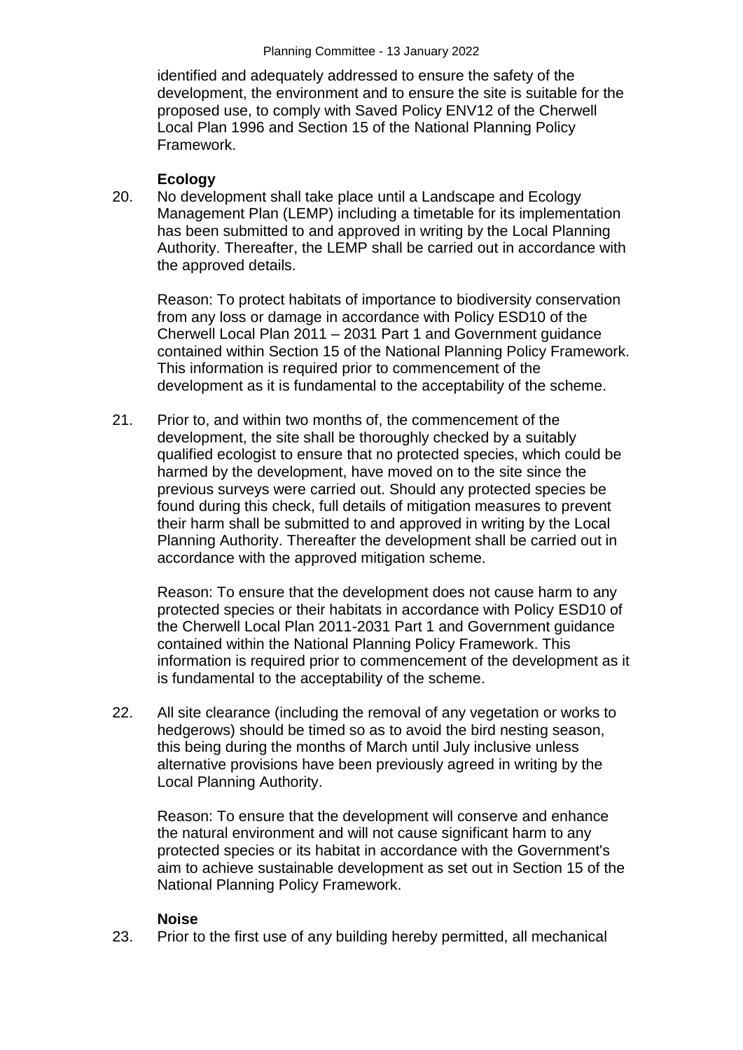identified and adequately addressed to ensure the safety of the development, the environment and to ensure the site is suitable for the proposed use, to comply with Saved Policy ENV12 of the Cherwell Local Plan 1996 and Section 15 of the National Planning Policy Framework.

**Ecology**

20. No development shall take place until a Landscape and Ecology Management Plan (LEMP) including a timetable for its implementation has been submitted to and approved in writing by the Local Planning Authority. Thereafter, the LEMP shall be carried out in accordance with the approved details.

    Reason: To protect habitats of importance to biodiversity conservation from any loss or damage in accordance with Policy ESD10 of the Cherwell Local Plan 2011 – 2031 Part 1 and Government guidance contained within Section 15 of the National Planning Policy Framework. This information is required prior to commencement of the development as it is fundamental to the acceptability of the scheme.

21. Prior to, and within two months of, the commencement of the development, the site shall be thoroughly checked by a suitably qualified ecologist to ensure that no protected species, which could be harmed by the development, have moved on to the site since the previous surveys were carried out. Should any protected species be found during this check, full details of mitigation measures to prevent their harm shall be submitted to and approved in writing by the Local Planning Authority. Thereafter the development shall be carried out in accordance with the approved mitigation scheme.

    Reason: To ensure that the development does not cause harm to any protected species or their habitats in accordance with Policy ESD10 of the Cherwell Local Plan 2011-2031 Part 1 and Government guidance contained within the National Planning Policy Framework. This information is required prior to commencement of the development as it is fundamental to the acceptability of the scheme.

22. All site clearance (including the removal of any vegetation or works to hedgerows) should be timed so as to avoid the bird nesting season, this being during the months of March until July inclusive unless alternative provisions have been previously agreed in writing by the Local Planning Authority.

    Reason: To ensure that the development will conserve and enhance the natural environment and will not cause significant harm to any protected species or its habitat in accordance with the Government's aim to achieve sustainable development as set out in Section 15 of the National Planning Policy Framework.

**Noise**

23. Prior to the first use of any building hereby permitted, all mechanical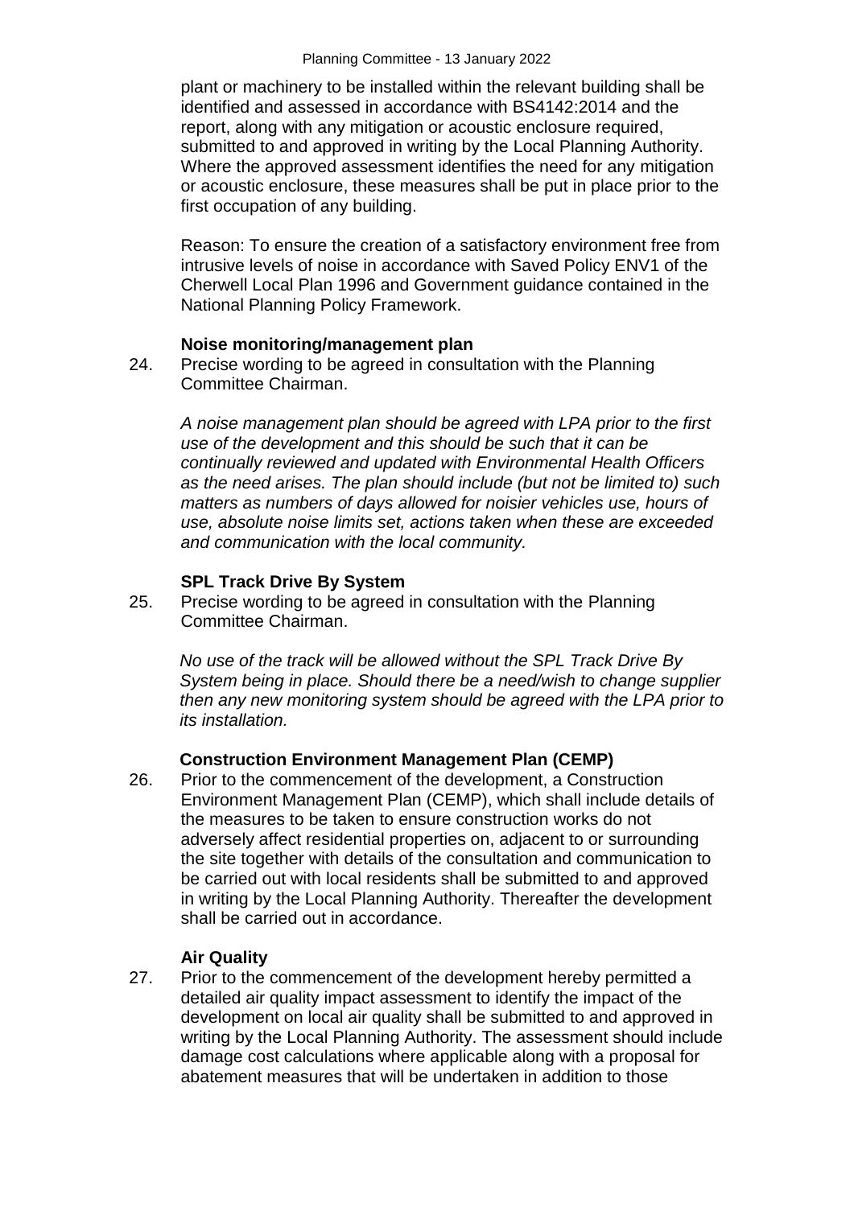plant or machinery to be installed within the relevant building shall be identified and assessed in accordance with BS4142:2014 and the report, along with any mitigation or acoustic enclosure required, submitted to and approved in writing by the Local Planning Authority. Where the approved assessment identifies the need for any mitigation or acoustic enclosure, these measures shall be put in place prior to the first occupation of any building.

Reason: To ensure the creation of a satisfactory environment free from intrusive levels of noise in accordance with Saved Policy ENV1 of the Cherwell Local Plan 1996 and Government guidance contained in the National Planning Policy Framework.

**Noise monitoring/management plan**

24. Precise wording to be agreed in consultation with the Planning Committee Chairman.

*A noise management plan should be agreed with LPA prior to the first use of the development and this should be such that it can be continually reviewed and updated with Environmental Health Officers as the need arises. The plan should include (but not be limited to) such matters as numbers of days allowed for noisier vehicles use, hours of use, absolute noise limits set, actions taken when these are exceeded and communication with the local community.*

**SPL Track Drive By System**

25. Precise wording to be agreed in consultation with the Planning Committee Chairman.

*No use of the track will be allowed without the SPL Track Drive By System being in place. Should there be a need/wish to change supplier then any new monitoring system should be agreed with the LPA prior to its installation.*

**Construction Environment Management Plan (CEMP)**

26. Prior to the commencement of the development, a Construction Environment Management Plan (CEMP), which shall include details of the measures to be taken to ensure construction works do not adversely affect residential properties on, adjacent to or surrounding the site together with details of the consultation and communication to be carried out with local residents shall be submitted to and approved in writing by the Local Planning Authority. Thereafter the development shall be carried out in accordance.

**Air Quality**

27. Prior to the commencement of the development hereby permitted a detailed air quality impact assessment to identify the impact of the development on local air quality shall be submitted to and approved in writing by the Local Planning Authority. The assessment should include damage cost calculations where applicable along with a proposal for abatement measures that will be undertaken in addition to those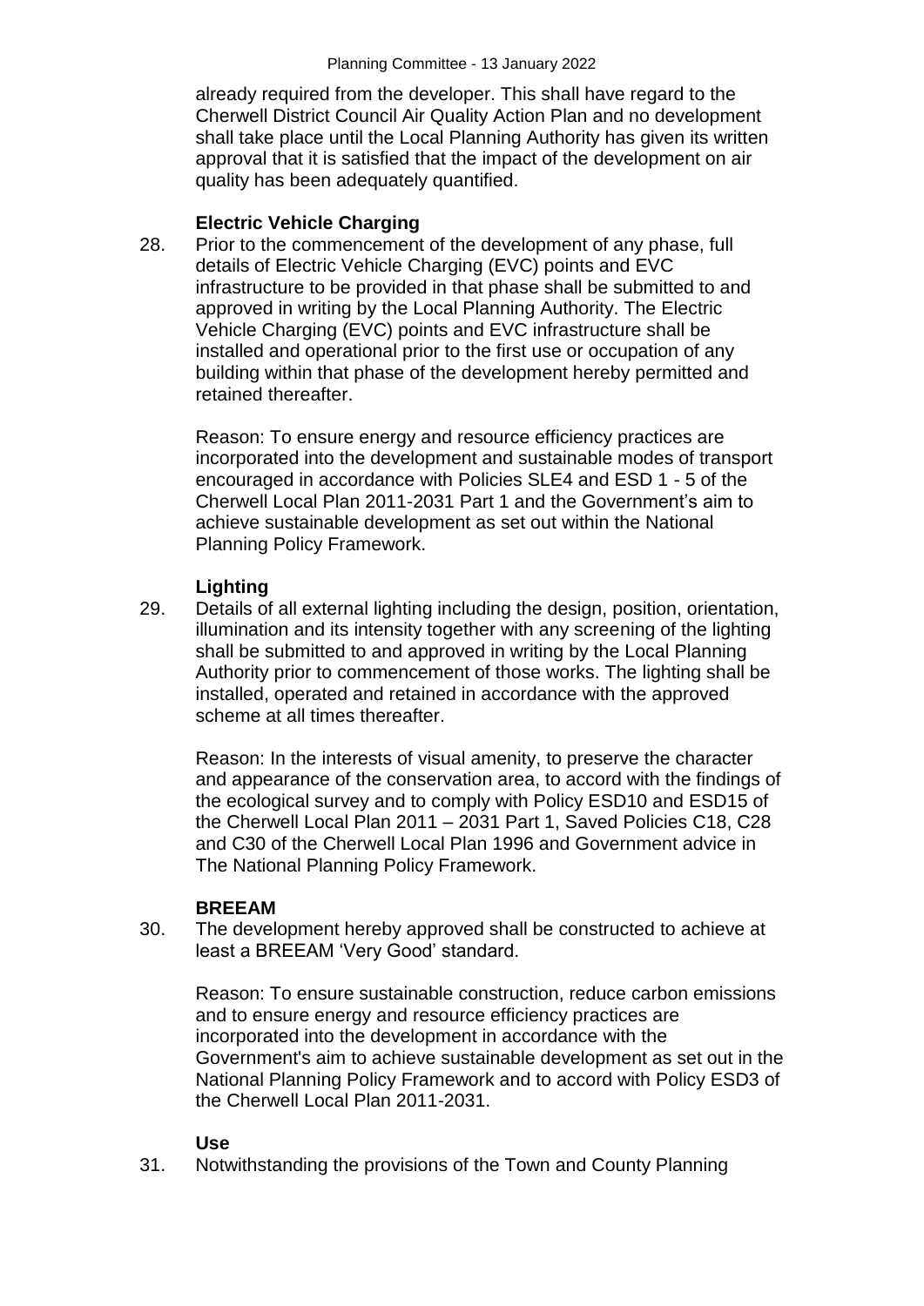already required from the developer. This shall have regard to the Cherwell District Council Air Quality Action Plan and no development shall take place until the Local Planning Authority has given its written approval that it is satisfied that the impact of the development on air quality has been adequately quantified.

**Electric Vehicle Charging**

28. Prior to the commencement of the development of any phase, full details of Electric Vehicle Charging (EVC) points and EVC infrastructure to be provided in that phase shall be submitted to and approved in writing by the Local Planning Authority. The Electric Vehicle Charging (EVC) points and EVC infrastructure shall be installed and operational prior to the first use or occupation of any building within that phase of the development hereby permitted and retained thereafter.

    Reason: To ensure energy and resource efficiency practices are incorporated into the development and sustainable modes of transport encouraged in accordance with Policies SLE4 and ESD 1 - 5 of the Cherwell Local Plan 2011-2031 Part 1 and the Government's aim to achieve sustainable development as set out within the National Planning Policy Framework.

**Lighting**

29. Details of all external lighting including the design, position, orientation, illumination and its intensity together with any screening of the lighting shall be submitted to and approved in writing by the Local Planning Authority prior to commencement of those works. The lighting shall be installed, operated and retained in accordance with the approved scheme at all times thereafter.

    Reason: In the interests of visual amenity, to preserve the character and appearance of the conservation area, to accord with the findings of the ecological survey and to comply with Policy ESD10 and ESD15 of the Cherwell Local Plan 2011 – 2031 Part 1, Saved Policies C18, C28 and C30 of the Cherwell Local Plan 1996 and Government advice in The National Planning Policy Framework.

**BREEAM**

30. The development hereby approved shall be constructed to achieve at least a BREEAM 'Very Good' standard.

    Reason: To ensure sustainable construction, reduce carbon emissions and to ensure energy and resource efficiency practices are incorporated into the development in accordance with the Government's aim to achieve sustainable development as set out in the National Planning Policy Framework and to accord with Policy ESD3 of the Cherwell Local Plan 2011-2031.

**Use**

31. Notwithstanding the provisions of the Town and County Planning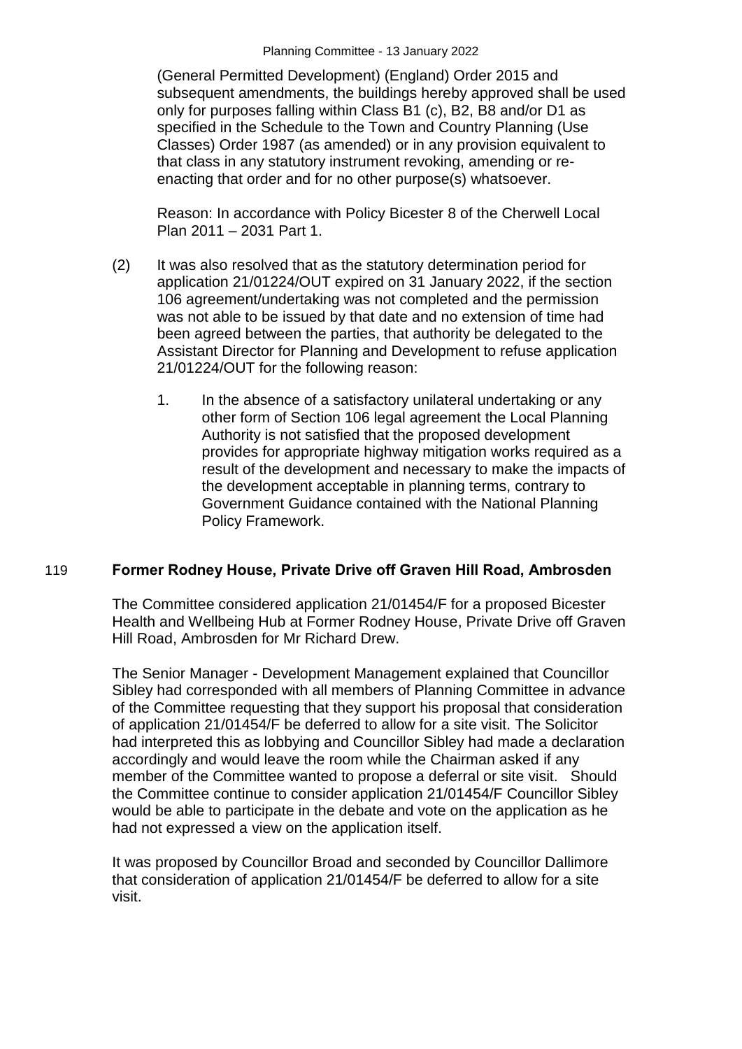(General Permitted Development) (England) Order 2015 and subsequent amendments, the buildings hereby approved shall be used only for purposes falling within Class B1 (c), B2, B8 and/or D1 as specified in the Schedule to the Town and Country Planning (Use Classes) Order 1987 (as amended) or in any provision equivalent to that class in any statutory instrument revoking, amending or re-enacting that order and for no other purpose(s) whatsoever.

Reason: In accordance with Policy Bicester 8 of the Cherwell Local Plan 2011 – 2031 Part 1.

(2) It was also resolved that as the statutory determination period for application 21/01224/OUT expired on 31 January 2022, if the section 106 agreement/undertaking was not completed and the permission was not able to be issued by that date and no extension of time had been agreed between the parties, that authority be delegated to the Assistant Director for Planning and Development to refuse application 21/01224/OUT for the following reason:

1. In the absence of a satisfactory unilateral undertaking or any other form of Section 106 legal agreement the Local Planning Authority is not satisfied that the proposed development provides for appropriate highway mitigation works required as a result of the development and necessary to make the impacts of the development acceptable in planning terms, contrary to Government Guidance contained with the National Planning Policy Framework.

## 119 Former Rodney House, Private Drive off Graven Hill Road, Ambrosden

The Committee considered application 21/01454/F for a proposed Bicester Health and Wellbeing Hub at Former Rodney House, Private Drive off Graven Hill Road, Ambrosden for Mr Richard Drew.

The Senior Manager - Development Management explained that Councillor Sibley had corresponded with all members of Planning Committee in advance of the Committee requesting that they support his proposal that consideration of application 21/01454/F be deferred to allow for a site visit. The Solicitor had interpreted this as lobbying and Councillor Sibley had made a declaration accordingly and would leave the room while the Chairman asked if any member of the Committee wanted to propose a deferral or site visit. Should the Committee continue to consider application 21/01454/F Councillor Sibley would be able to participate in the debate and vote on the application as he had not expressed a view on the application itself.

It was proposed by Councillor Broad and seconded by Councillor Dallimore that consideration of application 21/01454/F be deferred to allow for a site visit.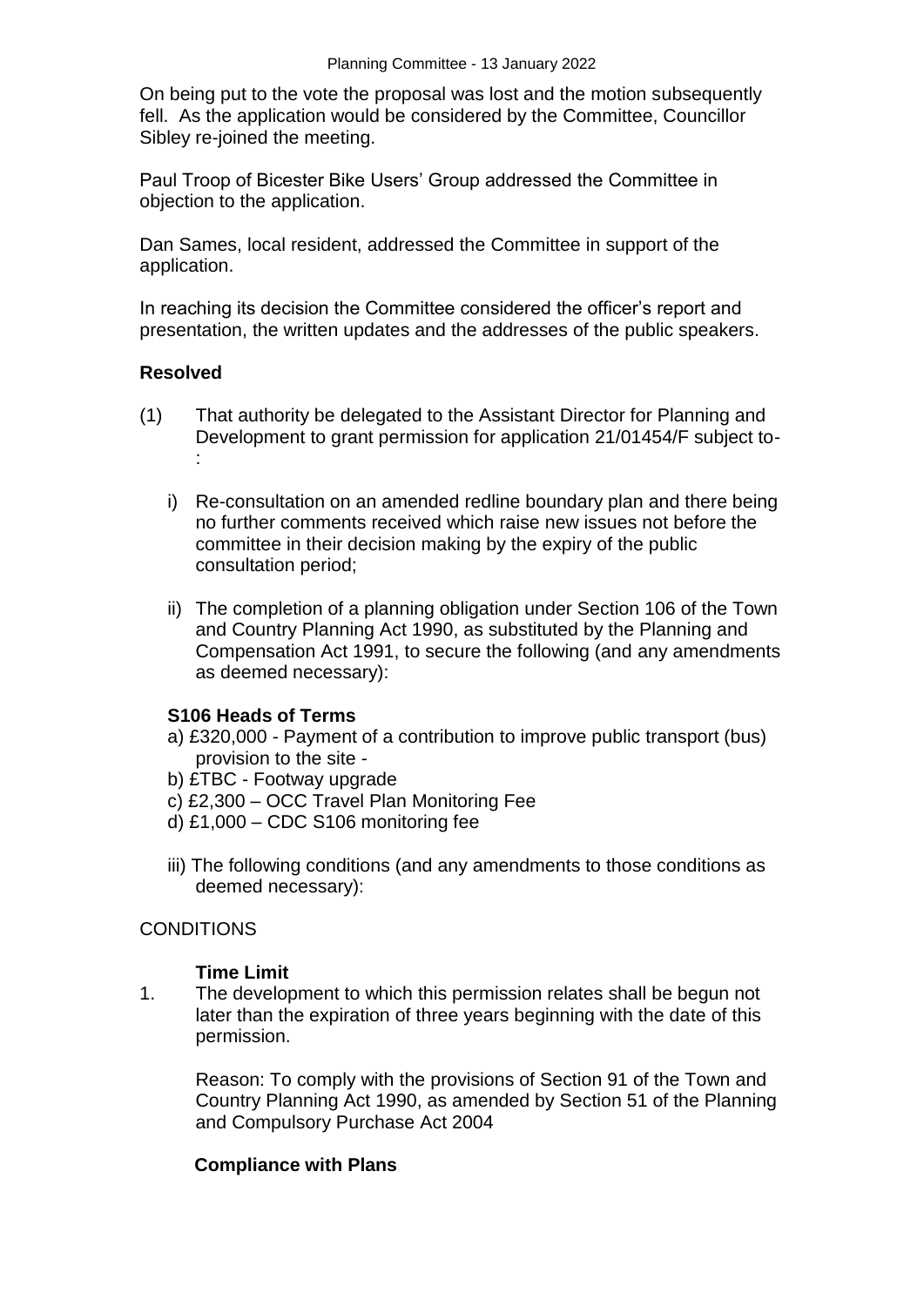On being put to the vote the proposal was lost and the motion subsequently fell. As the application would be considered by the Committee, Councillor Sibley re-joined the meeting.

Paul Troop of Bicester Bike Users' Group addressed the Committee in objection to the application.

Dan Sames, local resident, addressed the Committee in support of the application.

In reaching its decision the Committee considered the officer's report and presentation, the written updates and the addresses of the public speakers.

**Resolved**

(1) That authority be delegated to the Assistant Director for Planning and Development to grant permission for application 21/01454/F subject to-:

   i) Re-consultation on an amended redline boundary plan and there being no further comments received which raise new issues not before the committee in their decision making by the expiry of the public consultation period;

   ii) The completion of a planning obligation under Section 106 of the Town and Country Planning Act 1990, as substituted by the Planning and Compensation Act 1991, to secure the following (and any amendments as deemed necessary):

   **S106 Heads of Terms**

   a) £320,000 - Payment of a contribution to improve public transport (bus) provision to the site -
   b) £TBC - Footway upgrade
   c) £2,300 – OCC Travel Plan Monitoring Fee
   d) £1,000 – CDC S106 monitoring fee

   iii) The following conditions (and any amendments to those conditions as deemed necessary):

CONDITIONS

**Time Limit**

1. The development to which this permission relates shall be begun not later than the expiration of three years beginning with the date of this permission.

   Reason: To comply with the provisions of Section 91 of the Town and Country Planning Act 1990, as amended by Section 51 of the Planning and Compulsory Purchase Act 2004

**Compliance with Plans**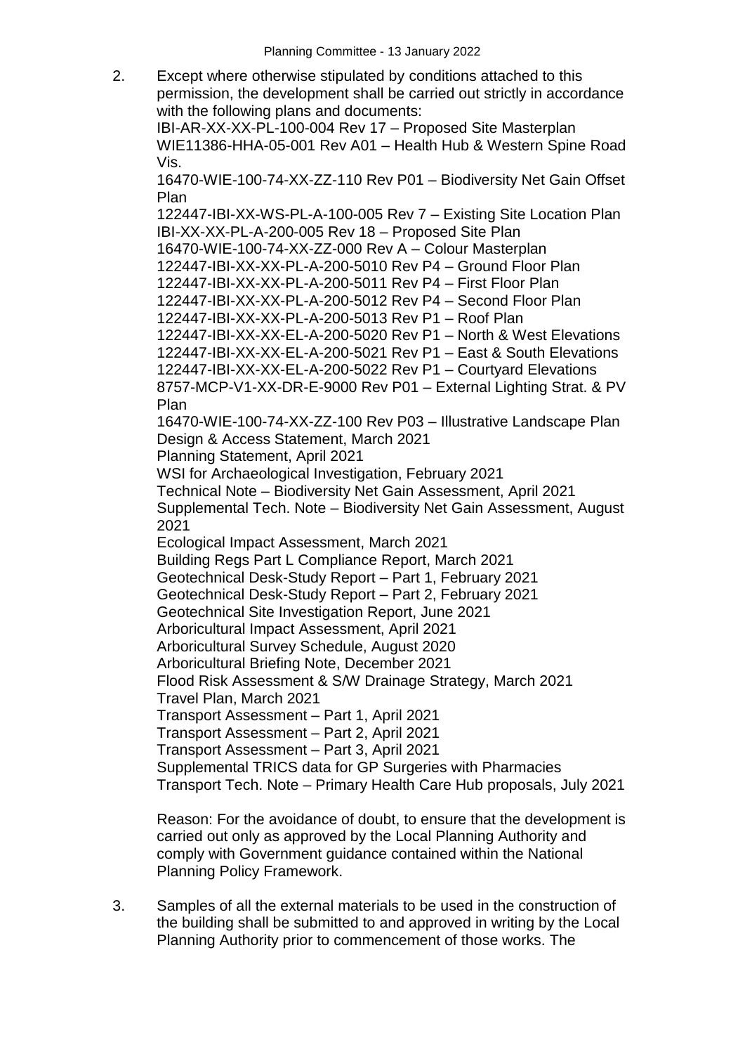2. Except where otherwise stipulated by conditions attached to this permission, the development shall be carried out strictly in accordance with the following plans and documents:

   IBI-AR-XX-XX-PL-100-004 Rev 17 – Proposed Site Masterplan
   WIE11386-HHA-05-001 Rev A01 – Health Hub & Western Spine Road Vis.
   16470-WIE-100-74-XX-ZZ-110 Rev P01 – Biodiversity Net Gain Offset Plan
   122447-IBI-XX-WS-PL-A-100-005 Rev 7 – Existing Site Location Plan
   IBI-XX-XX-PL-A-200-005 Rev 18 – Proposed Site Plan
   16470-WIE-100-74-XX-ZZ-000 Rev A – Colour Masterplan
   122447-IBI-XX-XX-PL-A-200-5010 Rev P4 – Ground Floor Plan
   122447-IBI-XX-XX-PL-A-200-5011 Rev P4 – First Floor Plan
   122447-IBI-XX-XX-PL-A-200-5012 Rev P4 – Second Floor Plan
   122447-IBI-XX-XX-PL-A-200-5013 Rev P1 – Roof Plan
   122447-IBI-XX-XX-EL-A-200-5020 Rev P1 – North & West Elevations
   122447-IBI-XX-XX-EL-A-200-5021 Rev P1 – East & South Elevations
   122447-IBI-XX-XX-EL-A-200-5022 Rev P1 – Courtyard Elevations
   8757-MCP-V1-XX-DR-E-9000 Rev P01 – External Lighting Strat. & PV Plan
   16470-WIE-100-74-XX-ZZ-100 Rev P03 – Illustrative Landscape Plan
   Design & Access Statement, March 2021
   Planning Statement, April 2021
   WSI for Archaeological Investigation, February 2021
   Technical Note – Biodiversity Net Gain Assessment, April 2021
   Supplemental Tech. Note – Biodiversity Net Gain Assessment, August 2021
   Ecological Impact Assessment, March 2021
   Building Regs Part L Compliance Report, March 2021
   Geotechnical Desk-Study Report – Part 1, February 2021
   Geotechnical Desk-Study Report – Part 2, February 2021
   Geotechnical Site Investigation Report, June 2021
   Arboricultural Impact Assessment, April 2021
   Arboricultural Survey Schedule, August 2020
   Arboricultural Briefing Note, December 2021
   Flood Risk Assessment & S/W Drainage Strategy, March 2021
   Travel Plan, March 2021
   Transport Assessment – Part 1, April 2021
   Transport Assessment – Part 2, April 2021
   Transport Assessment – Part 3, April 2021
   Supplemental TRICS data for GP Surgeries with Pharmacies
   Transport Tech. Note – Primary Health Care Hub proposals, July 2021

   Reason: For the avoidance of doubt, to ensure that the development is carried out only as approved by the Local Planning Authority and comply with Government guidance contained within the National Planning Policy Framework.

3. Samples of all the external materials to be used in the construction of the building shall be submitted to and approved in writing by the Local Planning Authority prior to commencement of those works. The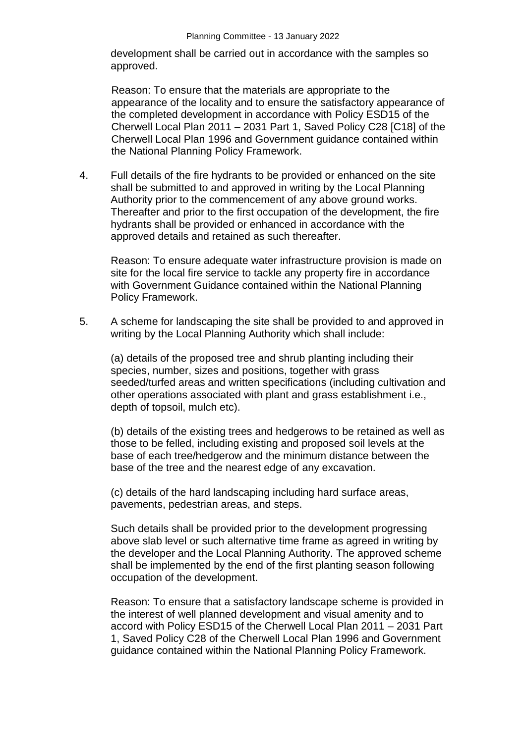development shall be carried out in accordance with the samples so approved.

Reason: To ensure that the materials are appropriate to the appearance of the locality and to ensure the satisfactory appearance of the completed development in accordance with Policy ESD15 of the Cherwell Local Plan 2011 – 2031 Part 1, Saved Policy C28 [C18] of the Cherwell Local Plan 1996 and Government guidance contained within the National Planning Policy Framework.

4. Full details of the fire hydrants to be provided or enhanced on the site shall be submitted to and approved in writing by the Local Planning Authority prior to the commencement of any above ground works. Thereafter and prior to the first occupation of the development, the fire hydrants shall be provided or enhanced in accordance with the approved details and retained as such thereafter.

   Reason: To ensure adequate water infrastructure provision is made on site for the local fire service to tackle any property fire in accordance with Government Guidance contained within the National Planning Policy Framework.

5. A scheme for landscaping the site shall be provided to and approved in writing by the Local Planning Authority which shall include:

   (a) details of the proposed tree and shrub planting including their species, number, sizes and positions, together with grass seeded/turfed areas and written specifications (including cultivation and other operations associated with plant and grass establishment i.e., depth of topsoil, mulch etc).

   (b) details of the existing trees and hedgerows to be retained as well as those to be felled, including existing and proposed soil levels at the base of each tree/hedgerow and the minimum distance between the base of the tree and the nearest edge of any excavation.

   (c) details of the hard landscaping including hard surface areas, pavements, pedestrian areas, and steps.

   Such details shall be provided prior to the development progressing above slab level or such alternative time frame as agreed in writing by the developer and the Local Planning Authority. The approved scheme shall be implemented by the end of the first planting season following occupation of the development.

   Reason: To ensure that a satisfactory landscape scheme is provided in the interest of well planned development and visual amenity and to accord with Policy ESD15 of the Cherwell Local Plan 2011 – 2031 Part 1, Saved Policy C28 of the Cherwell Local Plan 1996 and Government guidance contained within the National Planning Policy Framework.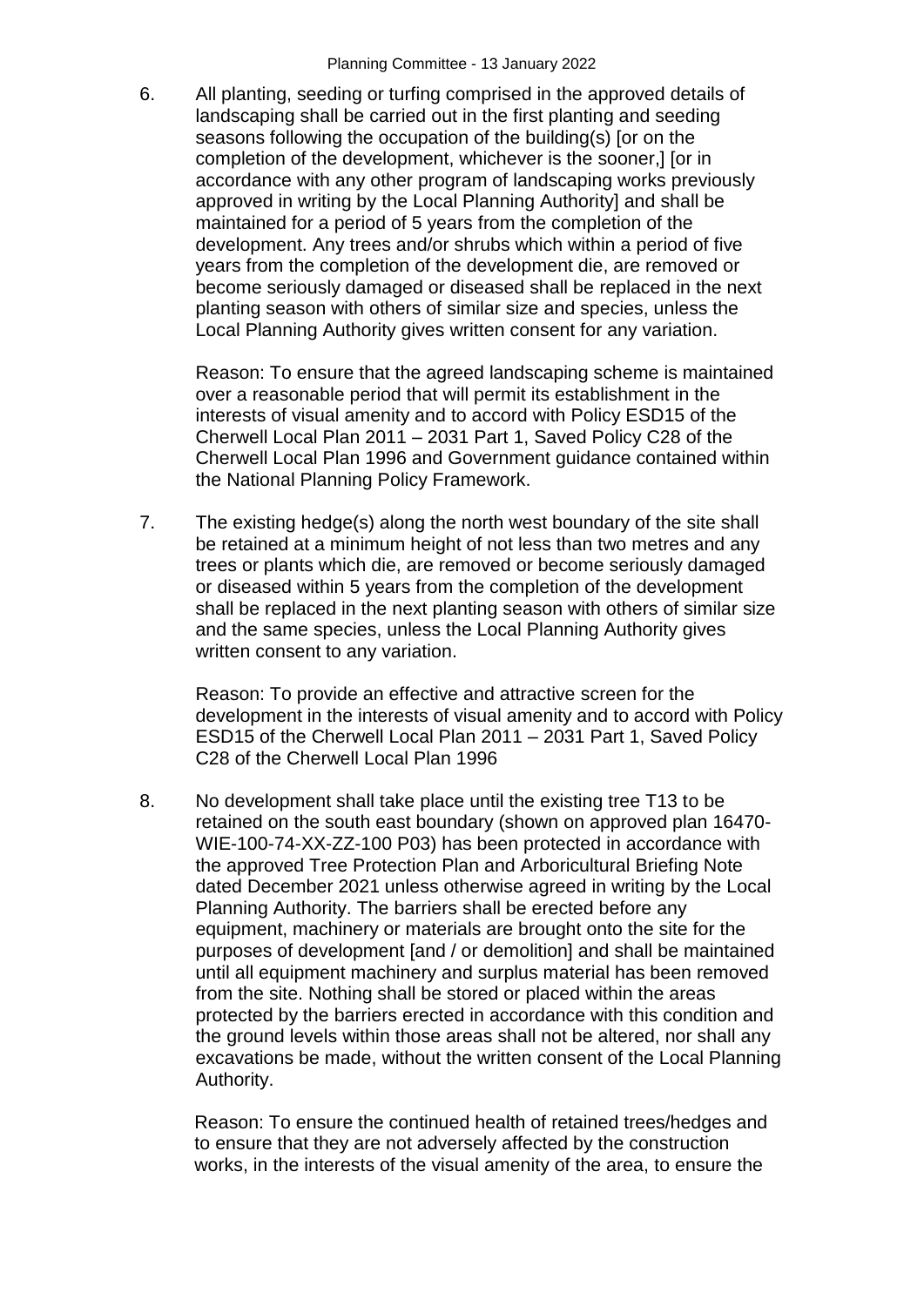6. All planting, seeding or turfing comprised in the approved details of landscaping shall be carried out in the first planting and seeding seasons following the occupation of the building(s) [or on the completion of the development, whichever is the sooner,] [or in accordance with any other program of landscaping works previously approved in writing by the Local Planning Authority] and shall be maintained for a period of 5 years from the completion of the development. Any trees and/or shrubs which within a period of five years from the completion of the development die, are removed or become seriously damaged or diseased shall be replaced in the next planting season with others of similar size and species, unless the Local Planning Authority gives written consent for any variation.

   Reason: To ensure that the agreed landscaping scheme is maintained over a reasonable period that will permit its establishment in the interests of visual amenity and to accord with Policy ESD15 of the Cherwell Local Plan 2011 – 2031 Part 1, Saved Policy C28 of the Cherwell Local Plan 1996 and Government guidance contained within the National Planning Policy Framework.

7. The existing hedge(s) along the north west boundary of the site shall be retained at a minimum height of not less than two metres and any trees or plants which die, are removed or become seriously damaged or diseased within 5 years from the completion of the development shall be replaced in the next planting season with others of similar size and the same species, unless the Local Planning Authority gives written consent to any variation.

   Reason: To provide an effective and attractive screen for the development in the interests of visual amenity and to accord with Policy ESD15 of the Cherwell Local Plan 2011 – 2031 Part 1, Saved Policy C28 of the Cherwell Local Plan 1996

8. No development shall take place until the existing tree T13 to be retained on the south east boundary (shown on approved plan 16470-WIE-100-74-XX-ZZ-100 P03) has been protected in accordance with the approved Tree Protection Plan and Arboricultural Briefing Note dated December 2021 unless otherwise agreed in writing by the Local Planning Authority. The barriers shall be erected before any equipment, machinery or materials are brought onto the site for the purposes of development [and / or demolition] and shall be maintained until all equipment machinery and surplus material has been removed from the site. Nothing shall be stored or placed within the areas protected by the barriers erected in accordance with this condition and the ground levels within those areas shall not be altered, nor shall any excavations be made, without the written consent of the Local Planning Authority.

   Reason: To ensure the continued health of retained trees/hedges and to ensure that they are not adversely affected by the construction works, in the interests of the visual amenity of the area, to ensure the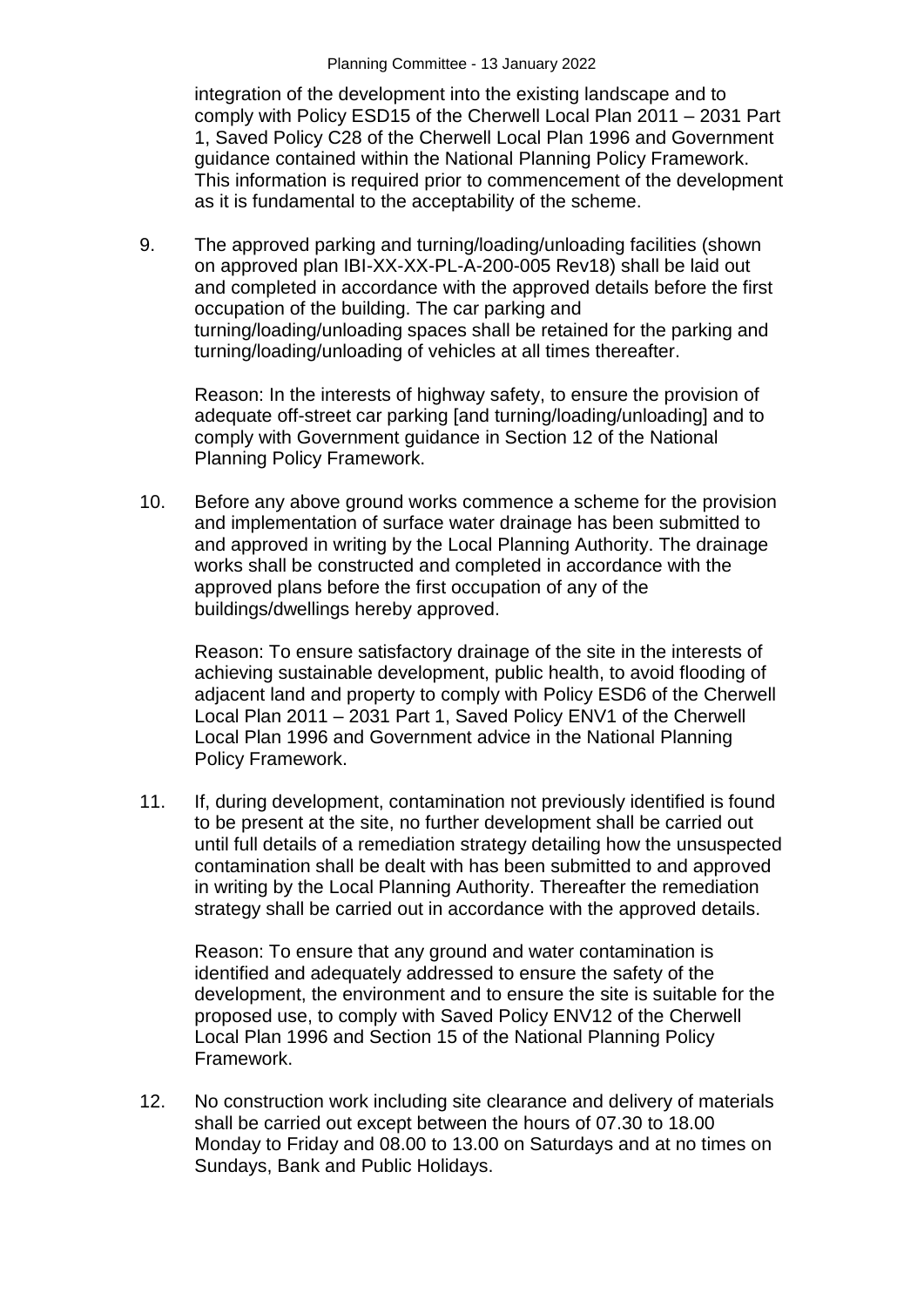integration of the development into the existing landscape and to comply with Policy ESD15 of the Cherwell Local Plan 2011 – 2031 Part 1, Saved Policy C28 of the Cherwell Local Plan 1996 and Government guidance contained within the National Planning Policy Framework. This information is required prior to commencement of the development as it is fundamental to the acceptability of the scheme.

9. The approved parking and turning/loading/unloading facilities (shown on approved plan IBI-XX-XX-PL-A-200-005 Rev18) shall be laid out and completed in accordance with the approved details before the first occupation of the building. The car parking and turning/loading/unloading spaces shall be retained for the parking and turning/loading/unloading of vehicles at all times thereafter.

   Reason: In the interests of highway safety, to ensure the provision of adequate off-street car parking [and turning/loading/unloading] and to comply with Government guidance in Section 12 of the National Planning Policy Framework.

10. Before any above ground works commence a scheme for the provision and implementation of surface water drainage has been submitted to and approved in writing by the Local Planning Authority. The drainage works shall be constructed and completed in accordance with the approved plans before the first occupation of any of the buildings/dwellings hereby approved.

    Reason: To ensure satisfactory drainage of the site in the interests of achieving sustainable development, public health, to avoid flooding of adjacent land and property to comply with Policy ESD6 of the Cherwell Local Plan 2011 – 2031 Part 1, Saved Policy ENV1 of the Cherwell Local Plan 1996 and Government advice in the National Planning Policy Framework.

11. If, during development, contamination not previously identified is found to be present at the site, no further development shall be carried out until full details of a remediation strategy detailing how the unsuspected contamination shall be dealt with has been submitted to and approved in writing by the Local Planning Authority. Thereafter the remediation strategy shall be carried out in accordance with the approved details.

    Reason: To ensure that any ground and water contamination is identified and adequately addressed to ensure the safety of the development, the environment and to ensure the site is suitable for the proposed use, to comply with Saved Policy ENV12 of the Cherwell Local Plan 1996 and Section 15 of the National Planning Policy Framework.

12. No construction work including site clearance and delivery of materials shall be carried out except between the hours of 07.30 to 18.00 Monday to Friday and 08.00 to 13.00 on Saturdays and at no times on Sundays, Bank and Public Holidays.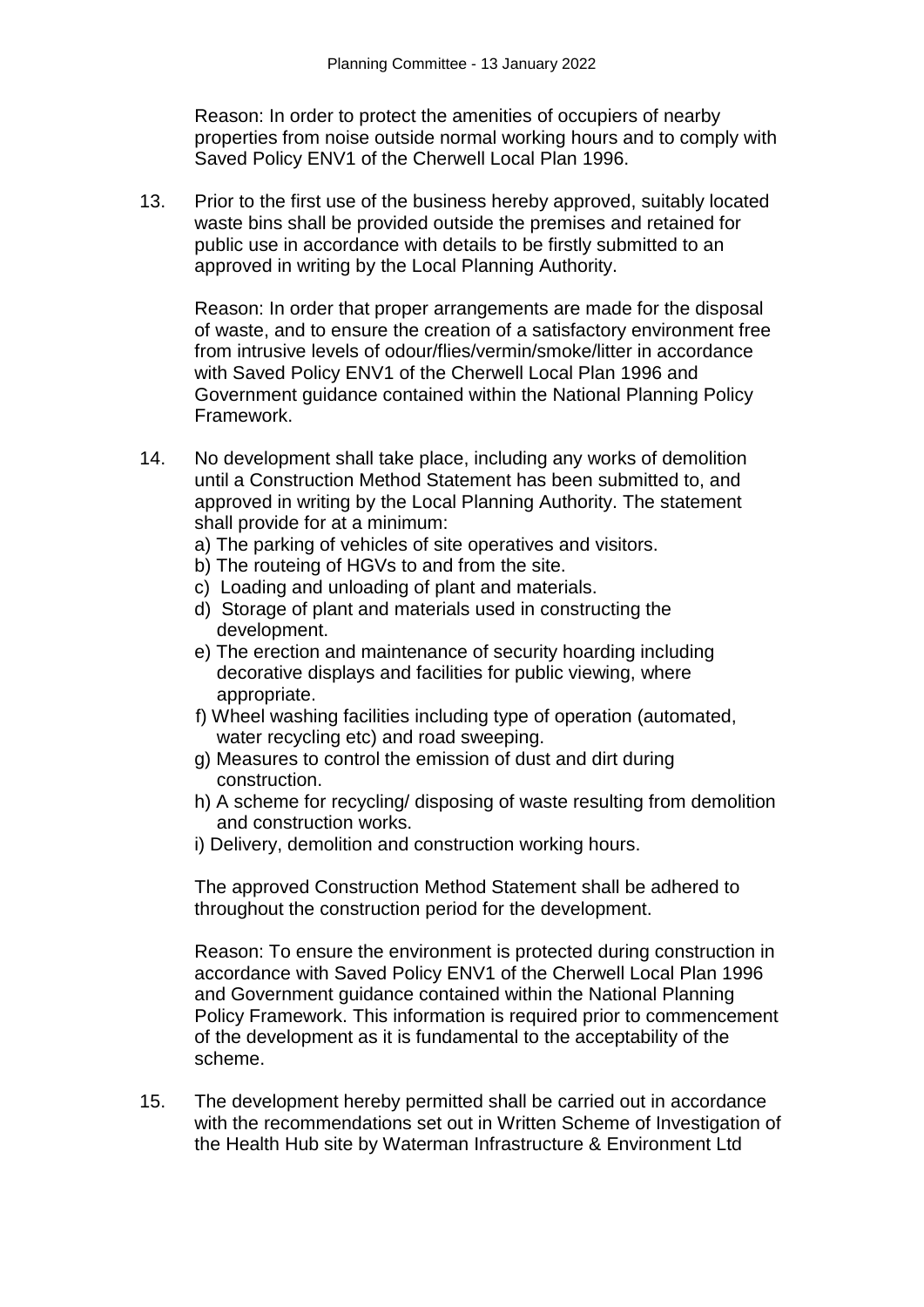Reason: In order to protect the amenities of occupiers of nearby properties from noise outside normal working hours and to comply with Saved Policy ENV1 of the Cherwell Local Plan 1996.

13. Prior to the first use of the business hereby approved, suitably located waste bins shall be provided outside the premises and retained for public use in accordance with details to be firstly submitted to an approved in writing by the Local Planning Authority.

    Reason: In order that proper arrangements are made for the disposal of waste, and to ensure the creation of a satisfactory environment free from intrusive levels of odour/flies/vermin/smoke/litter in accordance with Saved Policy ENV1 of the Cherwell Local Plan 1996 and Government guidance contained within the National Planning Policy Framework.

14. No development shall take place, including any works of demolition until a Construction Method Statement has been submitted to, and approved in writing by the Local Planning Authority. The statement shall provide for at a minimum:
    a) The parking of vehicles of site operatives and visitors.
    b) The routeing of HGVs to and from the site.
    c) Loading and unloading of plant and materials.
    d) Storage of plant and materials used in constructing the development.
    e) The erection and maintenance of security hoarding including decorative displays and facilities for public viewing, where appropriate.
    f) Wheel washing facilities including type of operation (automated, water recycling etc) and road sweeping.
    g) Measures to control the emission of dust and dirt during construction.
    h) A scheme for recycling/ disposing of waste resulting from demolition and construction works.
    i) Delivery, demolition and construction working hours.

    The approved Construction Method Statement shall be adhered to throughout the construction period for the development.

    Reason: To ensure the environment is protected during construction in accordance with Saved Policy ENV1 of the Cherwell Local Plan 1996 and Government guidance contained within the National Planning Policy Framework. This information is required prior to commencement of the development as it is fundamental to the acceptability of the scheme.

15. The development hereby permitted shall be carried out in accordance with the recommendations set out in Written Scheme of Investigation of the Health Hub site by Waterman Infrastructure & Environment Ltd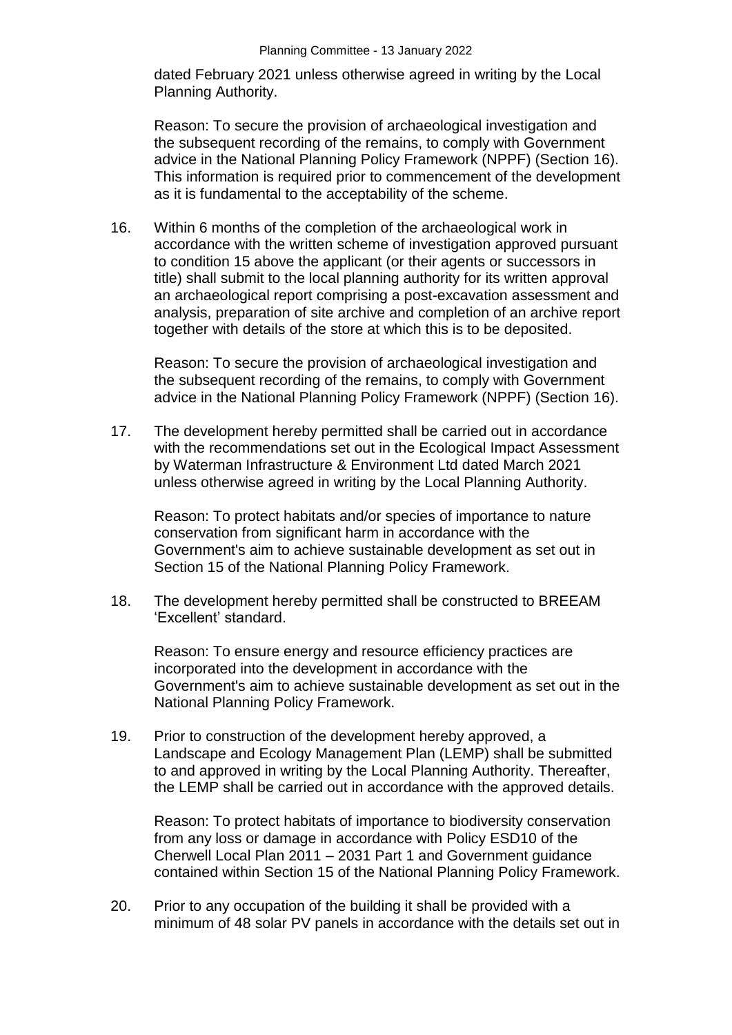dated February 2021 unless otherwise agreed in writing by the Local Planning Authority.

Reason: To secure the provision of archaeological investigation and the subsequent recording of the remains, to comply with Government advice in the National Planning Policy Framework (NPPF) (Section 16). This information is required prior to commencement of the development as it is fundamental to the acceptability of the scheme.

16. Within 6 months of the completion of the archaeological work in accordance with the written scheme of investigation approved pursuant to condition 15 above the applicant (or their agents or successors in title) shall submit to the local planning authority for its written approval an archaeological report comprising a post-excavation assessment and analysis, preparation of site archive and completion of an archive report together with details of the store at which this is to be deposited.

    Reason: To secure the provision of archaeological investigation and the subsequent recording of the remains, to comply with Government advice in the National Planning Policy Framework (NPPF) (Section 16).

17. The development hereby permitted shall be carried out in accordance with the recommendations set out in the Ecological Impact Assessment by Waterman Infrastructure & Environment Ltd dated March 2021 unless otherwise agreed in writing by the Local Planning Authority.

    Reason: To protect habitats and/or species of importance to nature conservation from significant harm in accordance with the Government's aim to achieve sustainable development as set out in Section 15 of the National Planning Policy Framework.

18. The development hereby permitted shall be constructed to BREEAM 'Excellent' standard.

    Reason: To ensure energy and resource efficiency practices are incorporated into the development in accordance with the Government's aim to achieve sustainable development as set out in the National Planning Policy Framework.

19. Prior to construction of the development hereby approved, a Landscape and Ecology Management Plan (LEMP) shall be submitted to and approved in writing by the Local Planning Authority. Thereafter, the LEMP shall be carried out in accordance with the approved details.

    Reason: To protect habitats of importance to biodiversity conservation from any loss or damage in accordance with Policy ESD10 of the Cherwell Local Plan 2011 – 2031 Part 1 and Government guidance contained within Section 15 of the National Planning Policy Framework.

20. Prior to any occupation of the building it shall be provided with a minimum of 48 solar PV panels in accordance with the details set out in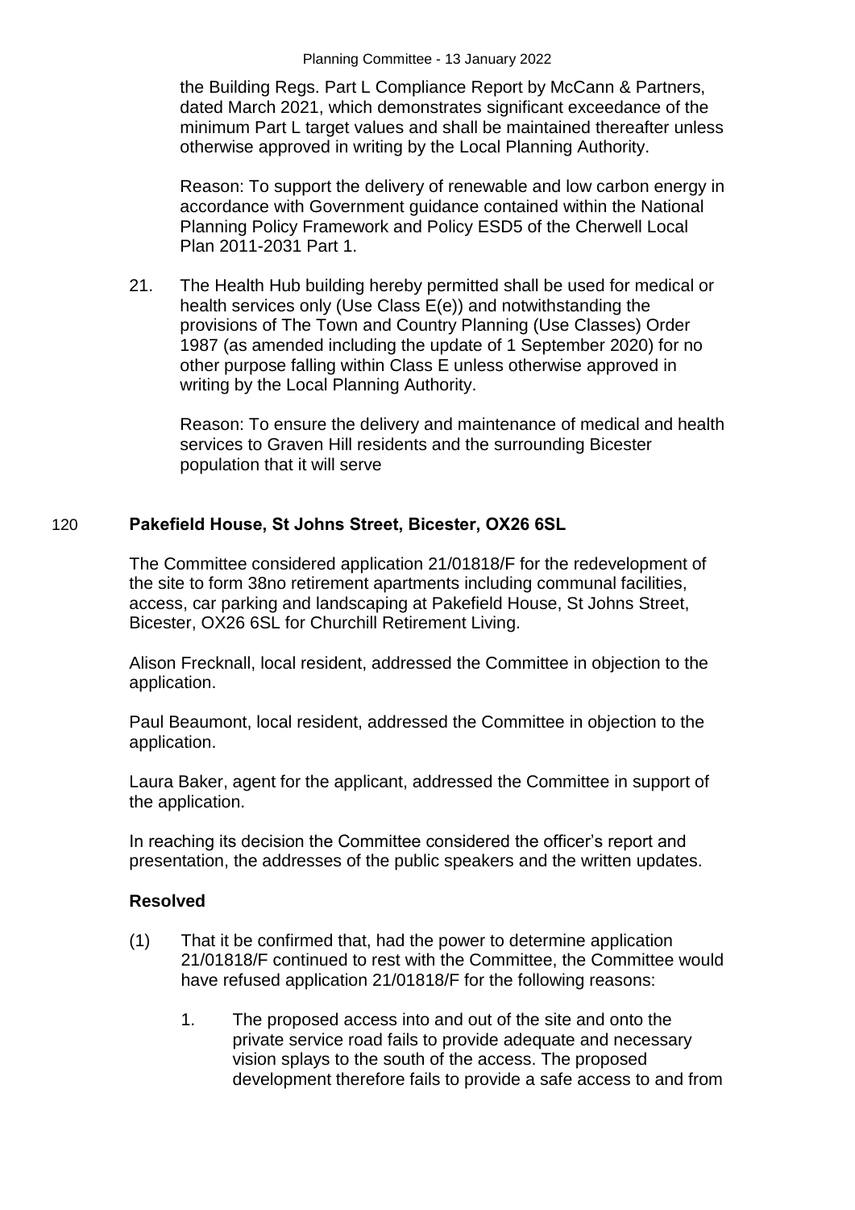the Building Regs. Part L Compliance Report by McCann & Partners, dated March 2021, which demonstrates significant exceedance of the minimum Part L target values and shall be maintained thereafter unless otherwise approved in writing by the Local Planning Authority.

Reason: To support the delivery of renewable and low carbon energy in accordance with Government guidance contained within the National Planning Policy Framework and Policy ESD5 of the Cherwell Local Plan 2011-2031 Part 1.

21. The Health Hub building hereby permitted shall be used for medical or health services only (Use Class E(e)) and notwithstanding the provisions of The Town and Country Planning (Use Classes) Order 1987 (as amended including the update of 1 September 2020) for no other purpose falling within Class E unless otherwise approved in writing by the Local Planning Authority.

    Reason: To ensure the delivery and maintenance of medical and health services to Graven Hill residents and the surrounding Bicester population that it will serve

## 120 Pakefield House, St Johns Street, Bicester, OX26 6SL

The Committee considered application 21/01818/F for the redevelopment of the site to form 38no retirement apartments including communal facilities, access, car parking and landscaping at Pakefield House, St Johns Street, Bicester, OX26 6SL for Churchill Retirement Living.

Alison Frecknall, local resident, addressed the Committee in objection to the application.

Paul Beaumont, local resident, addressed the Committee in objection to the application.

Laura Baker, agent for the applicant, addressed the Committee in support of the application.

In reaching its decision the Committee considered the officer's report and presentation, the addresses of the public speakers and the written updates.

**Resolved**

(1) That it be confirmed that, had the power to determine application 21/01818/F continued to rest with the Committee, the Committee would have refused application 21/01818/F for the following reasons:

    1. The proposed access into and out of the site and onto the private service road fails to provide adequate and necessary vision splays to the south of the access. The proposed development therefore fails to provide a safe access to and from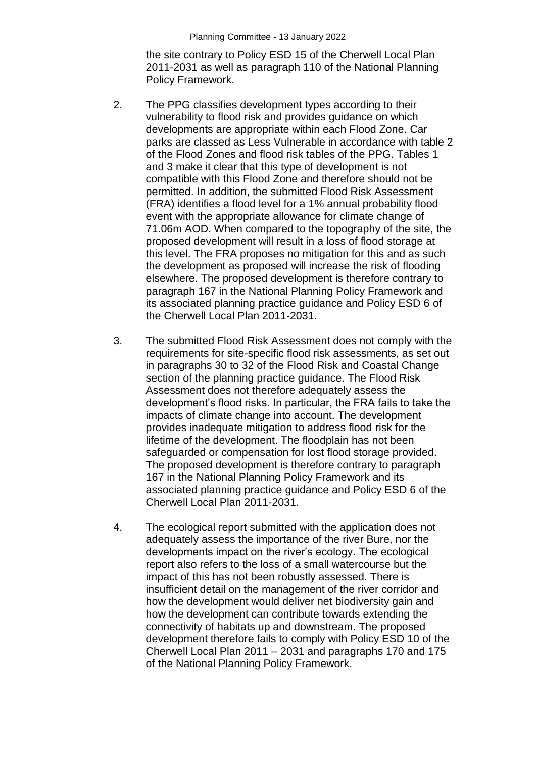the site contrary to Policy ESD 15 of the Cherwell Local Plan 2011-2031 as well as paragraph 110 of the National Planning Policy Framework.

2. The PPG classifies development types according to their vulnerability to flood risk and provides guidance on which developments are appropriate within each Flood Zone. Car parks are classed as Less Vulnerable in accordance with table 2 of the Flood Zones and flood risk tables of the PPG. Tables 1 and 3 make it clear that this type of development is not compatible with this Flood Zone and therefore should not be permitted. In addition, the submitted Flood Risk Assessment (FRA) identifies a flood level for a 1% annual probability flood event with the appropriate allowance for climate change of 71.06m AOD. When compared to the topography of the site, the proposed development will result in a loss of flood storage at this level. The FRA proposes no mitigation for this and as such the development as proposed will increase the risk of flooding elsewhere. The proposed development is therefore contrary to paragraph 167 in the National Planning Policy Framework and its associated planning practice guidance and Policy ESD 6 of the Cherwell Local Plan 2011-2031.

3. The submitted Flood Risk Assessment does not comply with the requirements for site-specific flood risk assessments, as set out in paragraphs 30 to 32 of the Flood Risk and Coastal Change section of the planning practice guidance. The Flood Risk Assessment does not therefore adequately assess the development's flood risks. In particular, the FRA fails to take the impacts of climate change into account. The development provides inadequate mitigation to address flood risk for the lifetime of the development. The floodplain has not been safeguarded or compensation for lost flood storage provided. The proposed development is therefore contrary to paragraph 167 in the National Planning Policy Framework and its associated planning practice guidance and Policy ESD 6 of the Cherwell Local Plan 2011-2031.

4. The ecological report submitted with the application does not adequately assess the importance of the river Bure, nor the developments impact on the river's ecology. The ecological report also refers to the loss of a small watercourse but the impact of this has not been robustly assessed. There is insufficient detail on the management of the river corridor and how the development would deliver net biodiversity gain and how the development can contribute towards extending the connectivity of habitats up and downstream. The proposed development therefore fails to comply with Policy ESD 10 of the Cherwell Local Plan 2011 – 2031 and paragraphs 170 and 175 of the National Planning Policy Framework.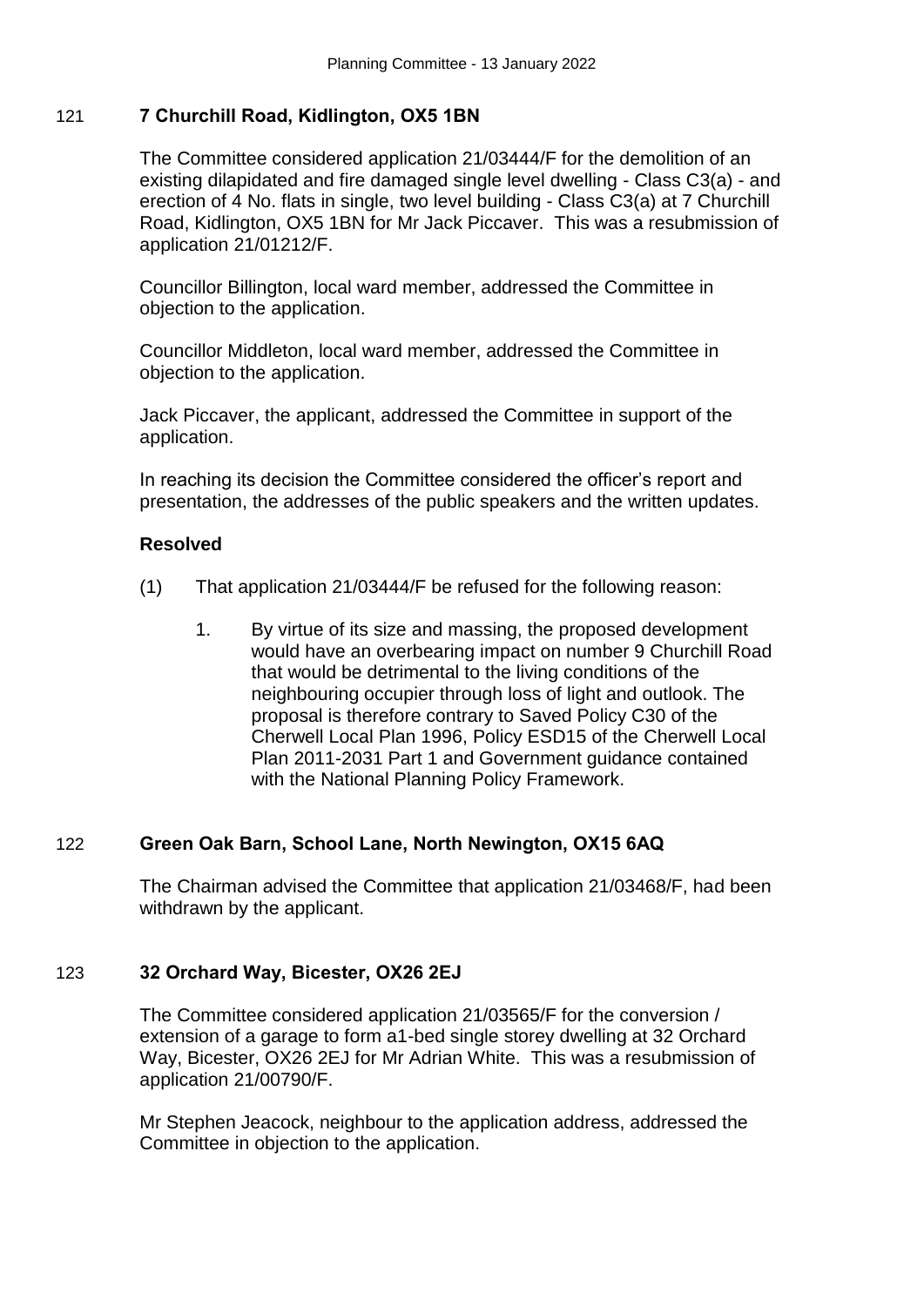## 121 **7 Churchill Road, Kidlington, OX5 1BN**

The Committee considered application 21/03444/F for the demolition of an existing dilapidated and fire damaged single level dwelling - Class C3(a) - and erection of 4 No. flats in single, two level building - Class C3(a) at 7 Churchill Road, Kidlington, OX5 1BN for Mr Jack Piccaver. This was a resubmission of application 21/01212/F.

Councillor Billington, local ward member, addressed the Committee in objection to the application.

Councillor Middleton, local ward member, addressed the Committee in objection to the application.

Jack Piccaver, the applicant, addressed the Committee in support of the application.

In reaching its decision the Committee considered the officer's report and presentation, the addresses of the public speakers and the written updates.

**Resolved**

(1) That application 21/03444/F be refused for the following reason:

1. By virtue of its size and massing, the proposed development would have an overbearing impact on number 9 Churchill Road that would be detrimental to the living conditions of the neighbouring occupier through loss of light and outlook. The proposal is therefore contrary to Saved Policy C30 of the Cherwell Local Plan 1996, Policy ESD15 of the Cherwell Local Plan 2011-2031 Part 1 and Government guidance contained with the National Planning Policy Framework.

## 122 **Green Oak Barn, School Lane, North Newington, OX15 6AQ**

The Chairman advised the Committee that application 21/03468/F, had been withdrawn by the applicant.

## 123 **32 Orchard Way, Bicester, OX26 2EJ**

The Committee considered application 21/03565/F for the conversion / extension of a garage to form a1-bed single storey dwelling at 32 Orchard Way, Bicester, OX26 2EJ for Mr Adrian White. This was a resubmission of application 21/00790/F.

Mr Stephen Jeacock, neighbour to the application address, addressed the Committee in objection to the application.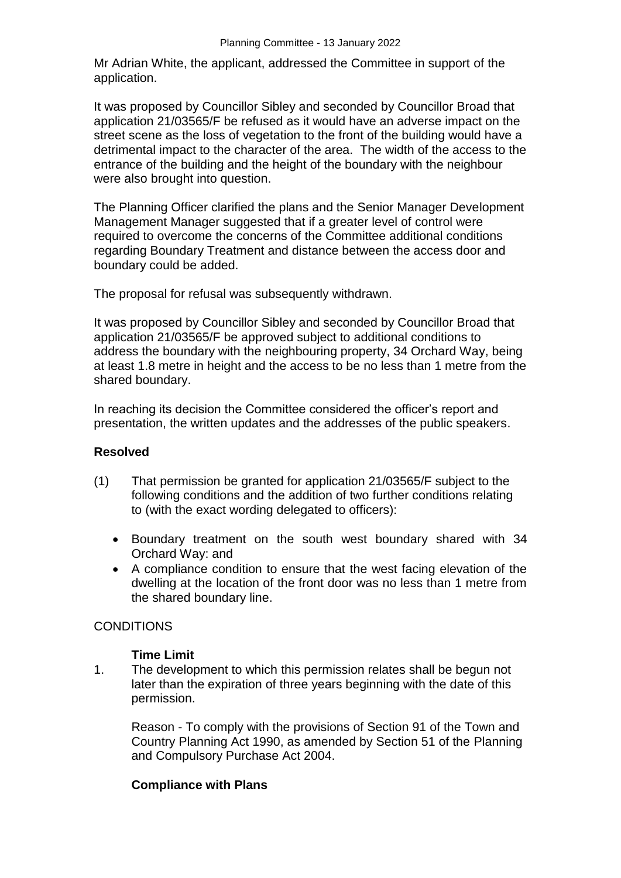Mr Adrian White, the applicant, addressed the Committee in support of the application.

It was proposed by Councillor Sibley and seconded by Councillor Broad that application 21/03565/F be refused as it would have an adverse impact on the street scene as the loss of vegetation to the front of the building would have a detrimental impact to the character of the area. The width of the access to the entrance of the building and the height of the boundary with the neighbour were also brought into question.

The Planning Officer clarified the plans and the Senior Manager Development Management Manager suggested that if a greater level of control were required to overcome the concerns of the Committee additional conditions regarding Boundary Treatment and distance between the access door and boundary could be added.

The proposal for refusal was subsequently withdrawn.

It was proposed by Councillor Sibley and seconded by Councillor Broad that application 21/03565/F be approved subject to additional conditions to address the boundary with the neighbouring property, 34 Orchard Way, being at least 1.8 metre in height and the access to be no less than 1 metre from the shared boundary.

In reaching its decision the Committee considered the officer's report and presentation, the written updates and the addresses of the public speakers.

**Resolved**

(1) That permission be granted for application 21/03565/F subject to the following conditions and the addition of two further conditions relating to (with the exact wording delegated to officers):

- Boundary treatment on the south west boundary shared with 34 Orchard Way: and
- A compliance condition to ensure that the west facing elevation of the dwelling at the location of the front door was no less than 1 metre from the shared boundary line.

CONDITIONS

**Time Limit**

1. The development to which this permission relates shall be begun not later than the expiration of three years beginning with the date of this permission.

   Reason - To comply with the provisions of Section 91 of the Town and Country Planning Act 1990, as amended by Section 51 of the Planning and Compulsory Purchase Act 2004.

**Compliance with Plans**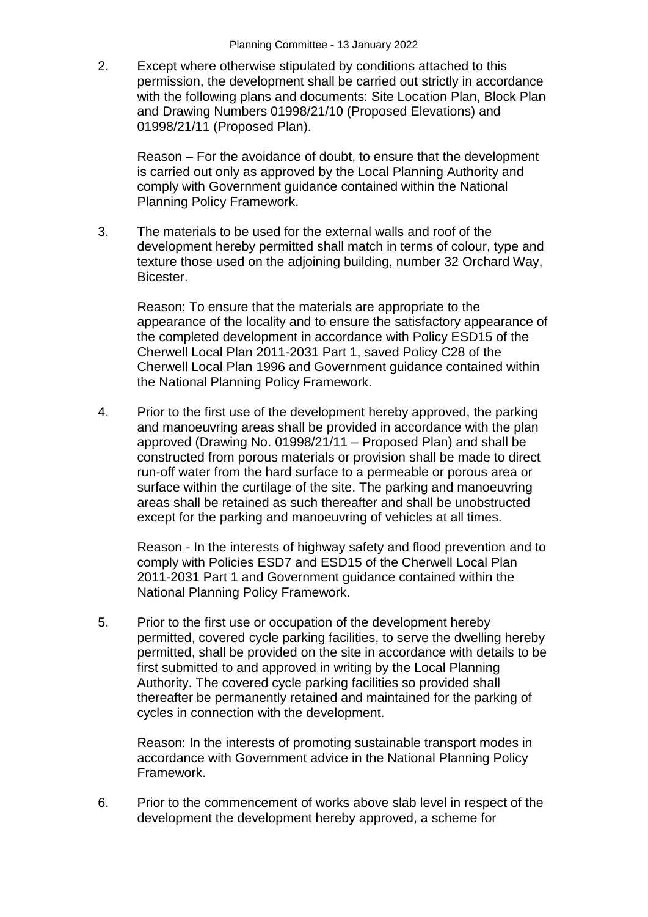2. Except where otherwise stipulated by conditions attached to this permission, the development shall be carried out strictly in accordance with the following plans and documents: Site Location Plan, Block Plan and Drawing Numbers 01998/21/10 (Proposed Elevations) and 01998/21/11 (Proposed Plan).

   Reason – For the avoidance of doubt, to ensure that the development is carried out only as approved by the Local Planning Authority and comply with Government guidance contained within the National Planning Policy Framework.

3. The materials to be used for the external walls and roof of the development hereby permitted shall match in terms of colour, type and texture those used on the adjoining building, number 32 Orchard Way, Bicester.

   Reason: To ensure that the materials are appropriate to the appearance of the locality and to ensure the satisfactory appearance of the completed development in accordance with Policy ESD15 of the Cherwell Local Plan 2011-2031 Part 1, saved Policy C28 of the Cherwell Local Plan 1996 and Government guidance contained within the National Planning Policy Framework.

4. Prior to the first use of the development hereby approved, the parking and manoeuvring areas shall be provided in accordance with the plan approved (Drawing No. 01998/21/11 – Proposed Plan) and shall be constructed from porous materials or provision shall be made to direct run-off water from the hard surface to a permeable or porous area or surface within the curtilage of the site. The parking and manoeuvring areas shall be retained as such thereafter and shall be unobstructed except for the parking and manoeuvring of vehicles at all times.

   Reason - In the interests of highway safety and flood prevention and to comply with Policies ESD7 and ESD15 of the Cherwell Local Plan 2011-2031 Part 1 and Government guidance contained within the National Planning Policy Framework.

5. Prior to the first use or occupation of the development hereby permitted, covered cycle parking facilities, to serve the dwelling hereby permitted, shall be provided on the site in accordance with details to be first submitted to and approved in writing by the Local Planning Authority. The covered cycle parking facilities so provided shall thereafter be permanently retained and maintained for the parking of cycles in connection with the development.

   Reason: In the interests of promoting sustainable transport modes in accordance with Government advice in the National Planning Policy Framework.

6. Prior to the commencement of works above slab level in respect of the development the development hereby approved, a scheme for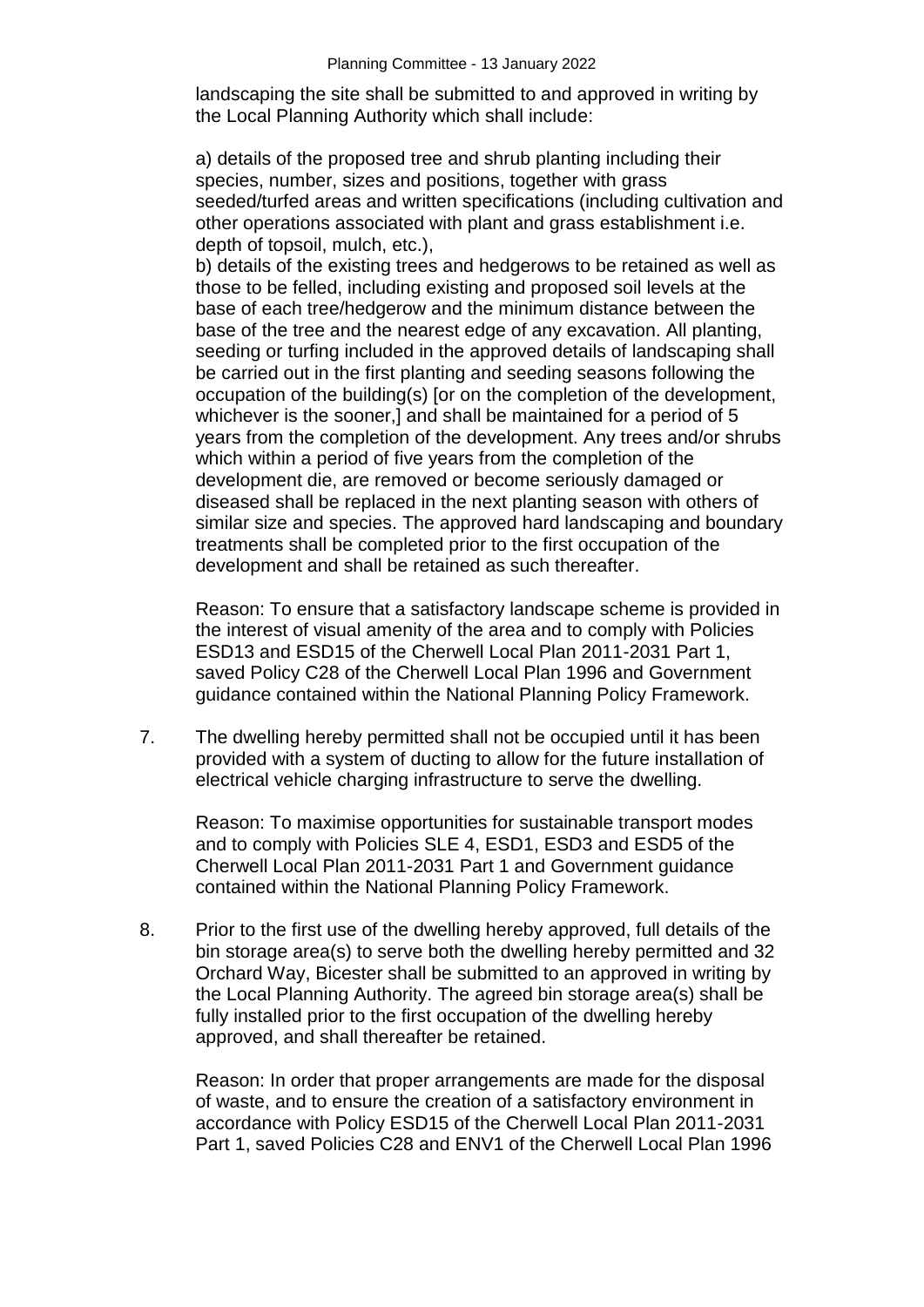landscaping the site shall be submitted to and approved in writing by the Local Planning Authority which shall include:

a) details of the proposed tree and shrub planting including their species, number, sizes and positions, together with grass seeded/turfed areas and written specifications (including cultivation and other operations associated with plant and grass establishment i.e. depth of topsoil, mulch, etc.),

b) details of the existing trees and hedgerows to be retained as well as those to be felled, including existing and proposed soil levels at the base of each tree/hedgerow and the minimum distance between the base of the tree and the nearest edge of any excavation. All planting, seeding or turfing included in the approved details of landscaping shall be carried out in the first planting and seeding seasons following the occupation of the building(s) [or on the completion of the development, whichever is the sooner,] and shall be maintained for a period of 5 years from the completion of the development. Any trees and/or shrubs which within a period of five years from the completion of the development die, are removed or become seriously damaged or diseased shall be replaced in the next planting season with others of similar size and species. The approved hard landscaping and boundary treatments shall be completed prior to the first occupation of the development and shall be retained as such thereafter.

Reason: To ensure that a satisfactory landscape scheme is provided in the interest of visual amenity of the area and to comply with Policies ESD13 and ESD15 of the Cherwell Local Plan 2011-2031 Part 1, saved Policy C28 of the Cherwell Local Plan 1996 and Government guidance contained within the National Planning Policy Framework.

7. The dwelling hereby permitted shall not be occupied until it has been provided with a system of ducting to allow for the future installation of electrical vehicle charging infrastructure to serve the dwelling.

   Reason: To maximise opportunities for sustainable transport modes and to comply with Policies SLE 4, ESD1, ESD3 and ESD5 of the Cherwell Local Plan 2011-2031 Part 1 and Government guidance contained within the National Planning Policy Framework.

8. Prior to the first use of the dwelling hereby approved, full details of the bin storage area(s) to serve both the dwelling hereby permitted and 32 Orchard Way, Bicester shall be submitted to an approved in writing by the Local Planning Authority. The agreed bin storage area(s) shall be fully installed prior to the first occupation of the dwelling hereby approved, and shall thereafter be retained.

   Reason: In order that proper arrangements are made for the disposal of waste, and to ensure the creation of a satisfactory environment in accordance with Policy ESD15 of the Cherwell Local Plan 2011-2031 Part 1, saved Policies C28 and ENV1 of the Cherwell Local Plan 1996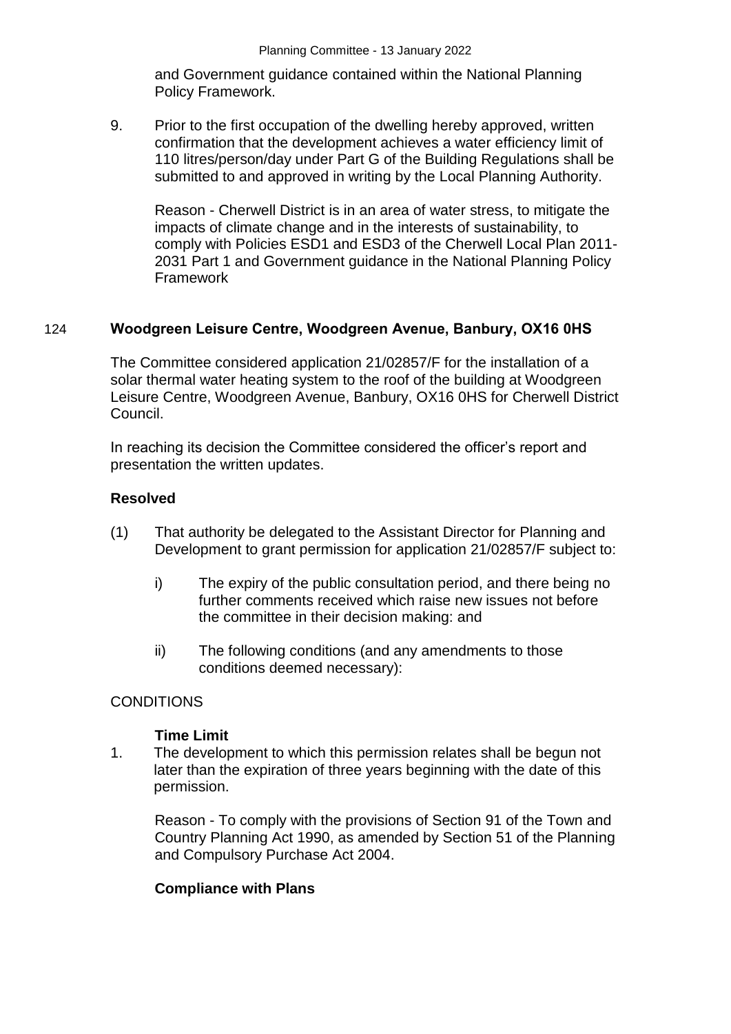and Government guidance contained within the National Planning Policy Framework.

9. Prior to the first occupation of the dwelling hereby approved, written confirmation that the development achieves a water efficiency limit of 110 litres/person/day under Part G of the Building Regulations shall be submitted to and approved in writing by the Local Planning Authority.

   Reason - Cherwell District is in an area of water stress, to mitigate the impacts of climate change and in the interests of sustainability, to comply with Policies ESD1 and ESD3 of the Cherwell Local Plan 2011-2031 Part 1 and Government guidance in the National Planning Policy Framework

## 124 Woodgreen Leisure Centre, Woodgreen Avenue, Banbury, OX16 0HS

The Committee considered application 21/02857/F for the installation of a solar thermal water heating system to the roof of the building at Woodgreen Leisure Centre, Woodgreen Avenue, Banbury, OX16 0HS for Cherwell District Council.

In reaching its decision the Committee considered the officer's report and presentation the written updates.

**Resolved**

(1) That authority be delegated to the Assistant Director for Planning and Development to grant permission for application 21/02857/F subject to:

   i) The expiry of the public consultation period, and there being no further comments received which raise new issues not before the committee in their decision making: and

   ii) The following conditions (and any amendments to those conditions deemed necessary):

CONDITIONS

**Time Limit**

1. The development to which this permission relates shall be begun not later than the expiration of three years beginning with the date of this permission.

   Reason - To comply with the provisions of Section 91 of the Town and Country Planning Act 1990, as amended by Section 51 of the Planning and Compulsory Purchase Act 2004.

**Compliance with Plans**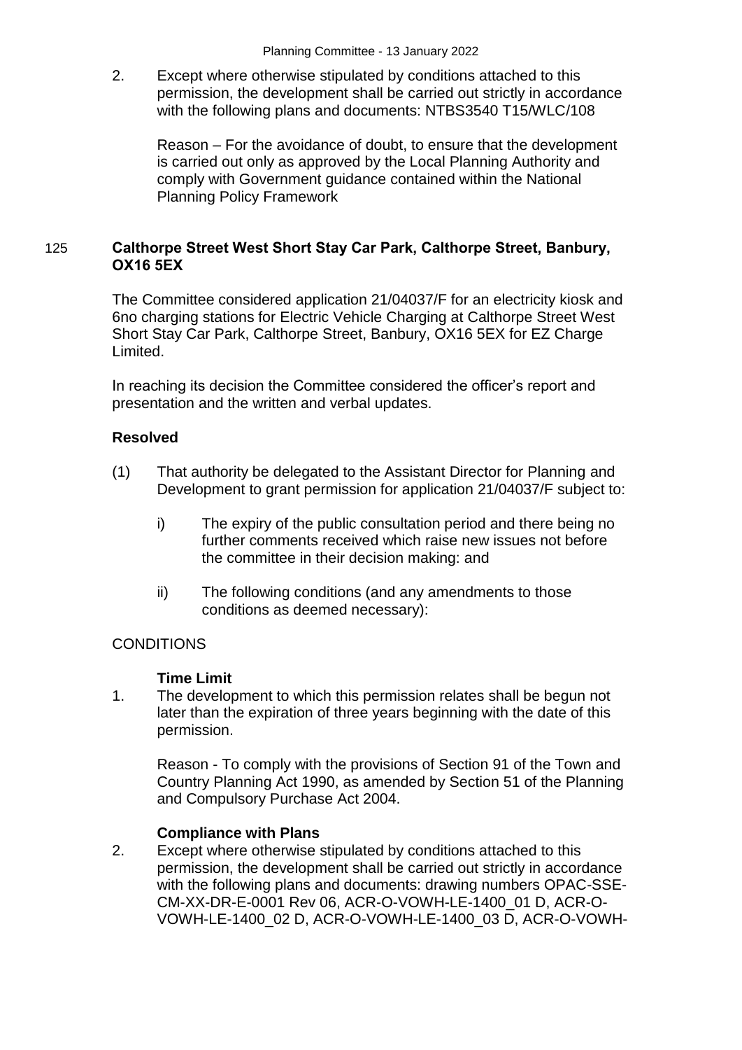2. Except where otherwise stipulated by conditions attached to this permission, the development shall be carried out strictly in accordance with the following plans and documents: NTBS3540 T15/WLC/108

   Reason – For the avoidance of doubt, to ensure that the development is carried out only as approved by the Local Planning Authority and comply with Government guidance contained within the National Planning Policy Framework

## 125 Calthorpe Street West Short Stay Car Park, Calthorpe Street, Banbury, OX16 5EX

The Committee considered application 21/04037/F for an electricity kiosk and 6no charging stations for Electric Vehicle Charging at Calthorpe Street West Short Stay Car Park, Calthorpe Street, Banbury, OX16 5EX for EZ Charge Limited.

In reaching its decision the Committee considered the officer's report and presentation and the written and verbal updates.

**Resolved**

(1) That authority be delegated to the Assistant Director for Planning and Development to grant permission for application 21/04037/F subject to:

   i) The expiry of the public consultation period and there being no further comments received which raise new issues not before the committee in their decision making: and

   ii) The following conditions (and any amendments to those conditions as deemed necessary):

CONDITIONS

**Time Limit**

1. The development to which this permission relates shall be begun not later than the expiration of three years beginning with the date of this permission.

   Reason - To comply with the provisions of Section 91 of the Town and Country Planning Act 1990, as amended by Section 51 of the Planning and Compulsory Purchase Act 2004.

**Compliance with Plans**

2. Except where otherwise stipulated by conditions attached to this permission, the development shall be carried out strictly in accordance with the following plans and documents: drawing numbers OPAC-SSE-CM-XX-DR-E-0001 Rev 06, ACR-O-VOWH-LE-1400_01 D, ACR-O-VOWH-LE-1400_02 D, ACR-O-VOWH-LE-1400_03 D, ACR-O-VOWH-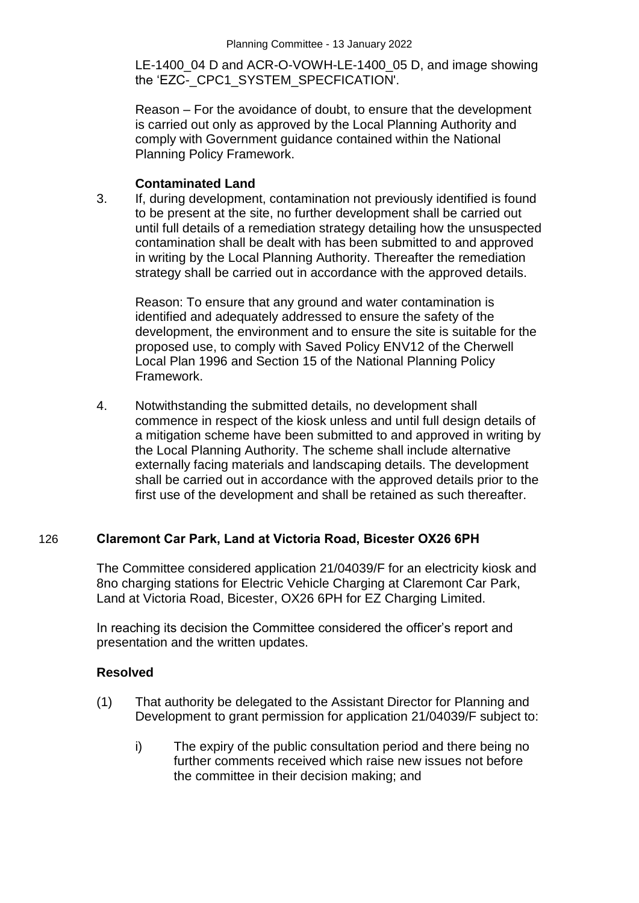LE-1400_04 D and ACR-O-VOWH-LE-1400_05 D, and image showing the 'EZC-_CPC1_SYSTEM_SPECFICATION'.

Reason – For the avoidance of doubt, to ensure that the development is carried out only as approved by the Local Planning Authority and comply with Government guidance contained within the National Planning Policy Framework.

**Contaminated Land**

3. If, during development, contamination not previously identified is found to be present at the site, no further development shall be carried out until full details of a remediation strategy detailing how the unsuspected contamination shall be dealt with has been submitted to and approved in writing by the Local Planning Authority. Thereafter the remediation strategy shall be carried out in accordance with the approved details.

   Reason: To ensure that any ground and water contamination is identified and adequately addressed to ensure the safety of the development, the environment and to ensure the site is suitable for the proposed use, to comply with Saved Policy ENV12 of the Cherwell Local Plan 1996 and Section 15 of the National Planning Policy Framework.

4. Notwithstanding the submitted details, no development shall commence in respect of the kiosk unless and until full design details of a mitigation scheme have been submitted to and approved in writing by the Local Planning Authority. The scheme shall include alternative externally facing materials and landscaping details. The development shall be carried out in accordance with the approved details prior to the first use of the development and shall be retained as such thereafter.

## 126 Claremont Car Park, Land at Victoria Road, Bicester OX26 6PH

The Committee considered application 21/04039/F for an electricity kiosk and 8no charging stations for Electric Vehicle Charging at Claremont Car Park, Land at Victoria Road, Bicester, OX26 6PH for EZ Charging Limited.

In reaching its decision the Committee considered the officer's report and presentation and the written updates.

**Resolved**

(1) That authority be delegated to the Assistant Director for Planning and Development to grant permission for application 21/04039/F subject to:

   i) The expiry of the public consultation period and there being no further comments received which raise new issues not before the committee in their decision making; and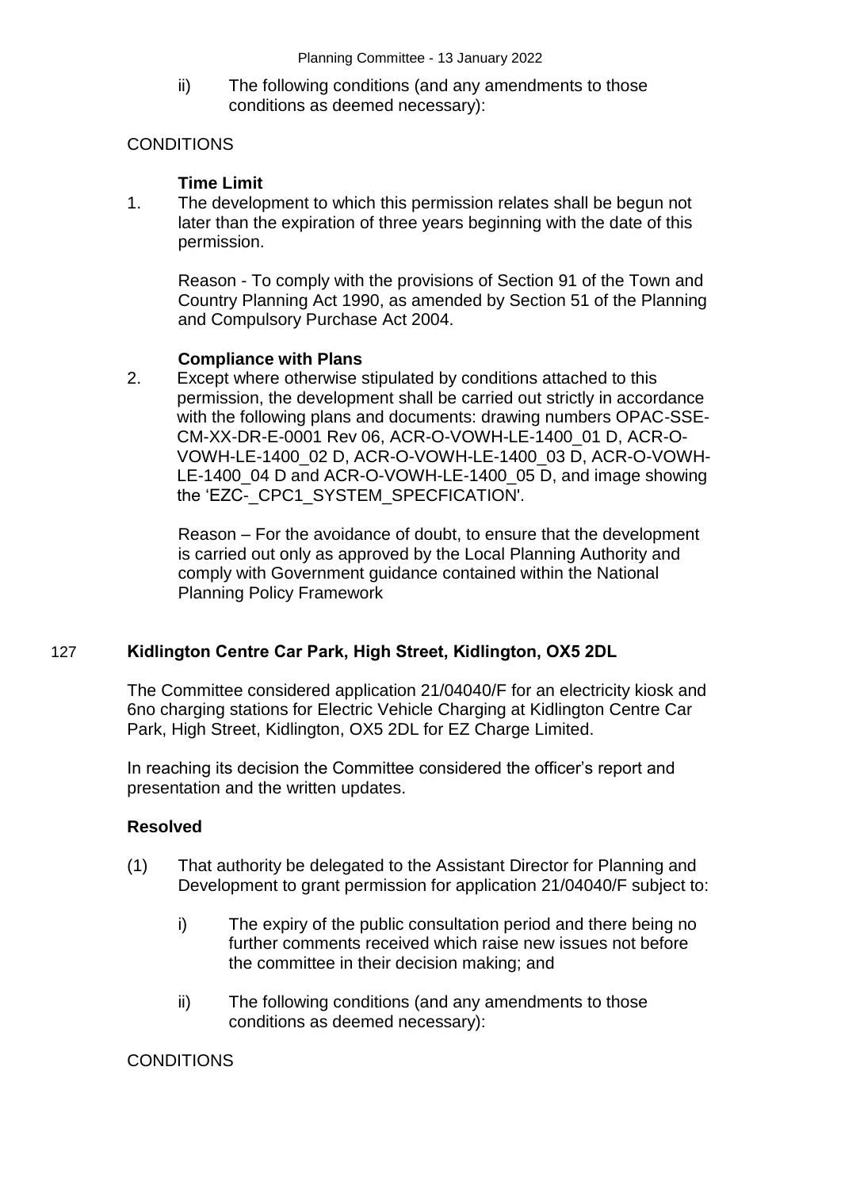ii) The following conditions (and any amendments to those conditions as deemed necessary):

CONDITIONS

**Time Limit**

1. The development to which this permission relates shall be begun not later than the expiration of three years beginning with the date of this permission.

   Reason - To comply with the provisions of Section 91 of the Town and Country Planning Act 1990, as amended by Section 51 of the Planning and Compulsory Purchase Act 2004.

**Compliance with Plans**

2. Except where otherwise stipulated by conditions attached to this permission, the development shall be carried out strictly in accordance with the following plans and documents: drawing numbers OPAC-SSE-CM-XX-DR-E-0001 Rev 06, ACR-O-VOWH-LE-1400_01 D, ACR-O-VOWH-LE-1400_02 D, ACR-O-VOWH-LE-1400_03 D, ACR-O-VOWH-LE-1400_04 D and ACR-O-VOWH-LE-1400_05 D, and image showing the 'EZC-_CPC1_SYSTEM_SPECFICATION'.

   Reason – For the avoidance of doubt, to ensure that the development is carried out only as approved by the Local Planning Authority and comply with Government guidance contained within the National Planning Policy Framework

## 127 Kidlington Centre Car Park, High Street, Kidlington, OX5 2DL

The Committee considered application 21/04040/F for an electricity kiosk and 6no charging stations for Electric Vehicle Charging at Kidlington Centre Car Park, High Street, Kidlington, OX5 2DL for EZ Charge Limited.

In reaching its decision the Committee considered the officer's report and presentation and the written updates.

**Resolved**

(1) That authority be delegated to the Assistant Director for Planning and Development to grant permission for application 21/04040/F subject to:

   i) The expiry of the public consultation period and there being no further comments received which raise new issues not before the committee in their decision making; and

   ii) The following conditions (and any amendments to those conditions as deemed necessary):

CONDITIONS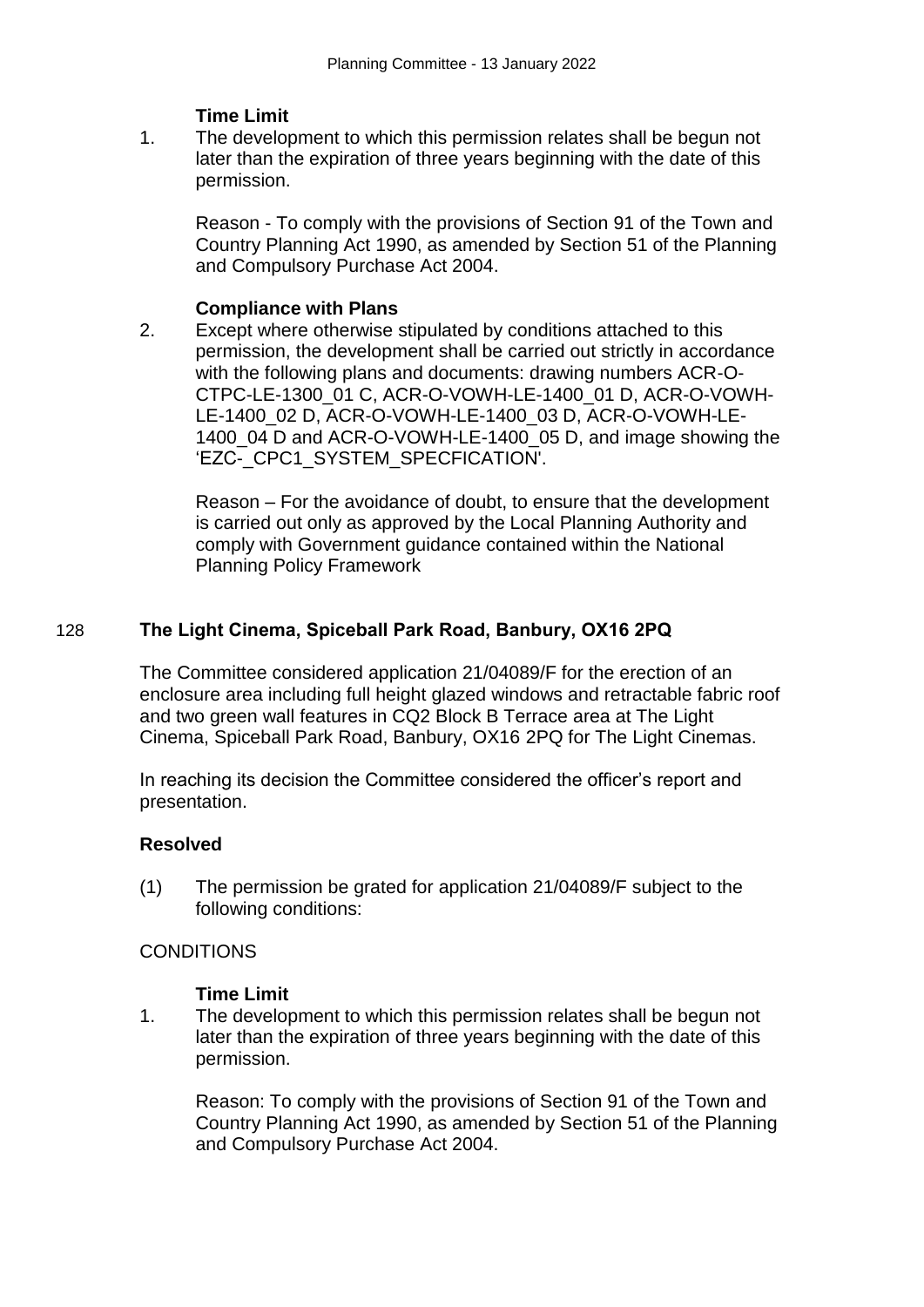**Time Limit**

1. The development to which this permission relates shall be begun not later than the expiration of three years beginning with the date of this permission.

   Reason - To comply with the provisions of Section 91 of the Town and Country Planning Act 1990, as amended by Section 51 of the Planning and Compulsory Purchase Act 2004.

**Compliance with Plans**

2. Except where otherwise stipulated by conditions attached to this permission, the development shall be carried out strictly in accordance with the following plans and documents: drawing numbers ACR-O-CTPC-LE-1300_01 C, ACR-O-VOWH-LE-1400_01 D, ACR-O-VOWH-LE-1400_02 D, ACR-O-VOWH-LE-1400_03 D, ACR-O-VOWH-LE-1400_04 D and ACR-O-VOWH-LE-1400_05 D, and image showing the 'EZC-_CPC1_SYSTEM_SPECFICATION'.

   Reason – For the avoidance of doubt, to ensure that the development is carried out only as approved by the Local Planning Authority and comply with Government guidance contained within the National Planning Policy Framework

## 128 The Light Cinema, Spiceball Park Road, Banbury, OX16 2PQ

The Committee considered application 21/04089/F for the erection of an enclosure area including full height glazed windows and retractable fabric roof and two green wall features in CQ2 Block B Terrace area at The Light Cinema, Spiceball Park Road, Banbury, OX16 2PQ for The Light Cinemas.

In reaching its decision the Committee considered the officer's report and presentation.

**Resolved**

(1) The permission be grated for application 21/04089/F subject to the following conditions:

CONDITIONS

**Time Limit**

1. The development to which this permission relates shall be begun not later than the expiration of three years beginning with the date of this permission.

   Reason: To comply with the provisions of Section 91 of the Town and Country Planning Act 1990, as amended by Section 51 of the Planning and Compulsory Purchase Act 2004.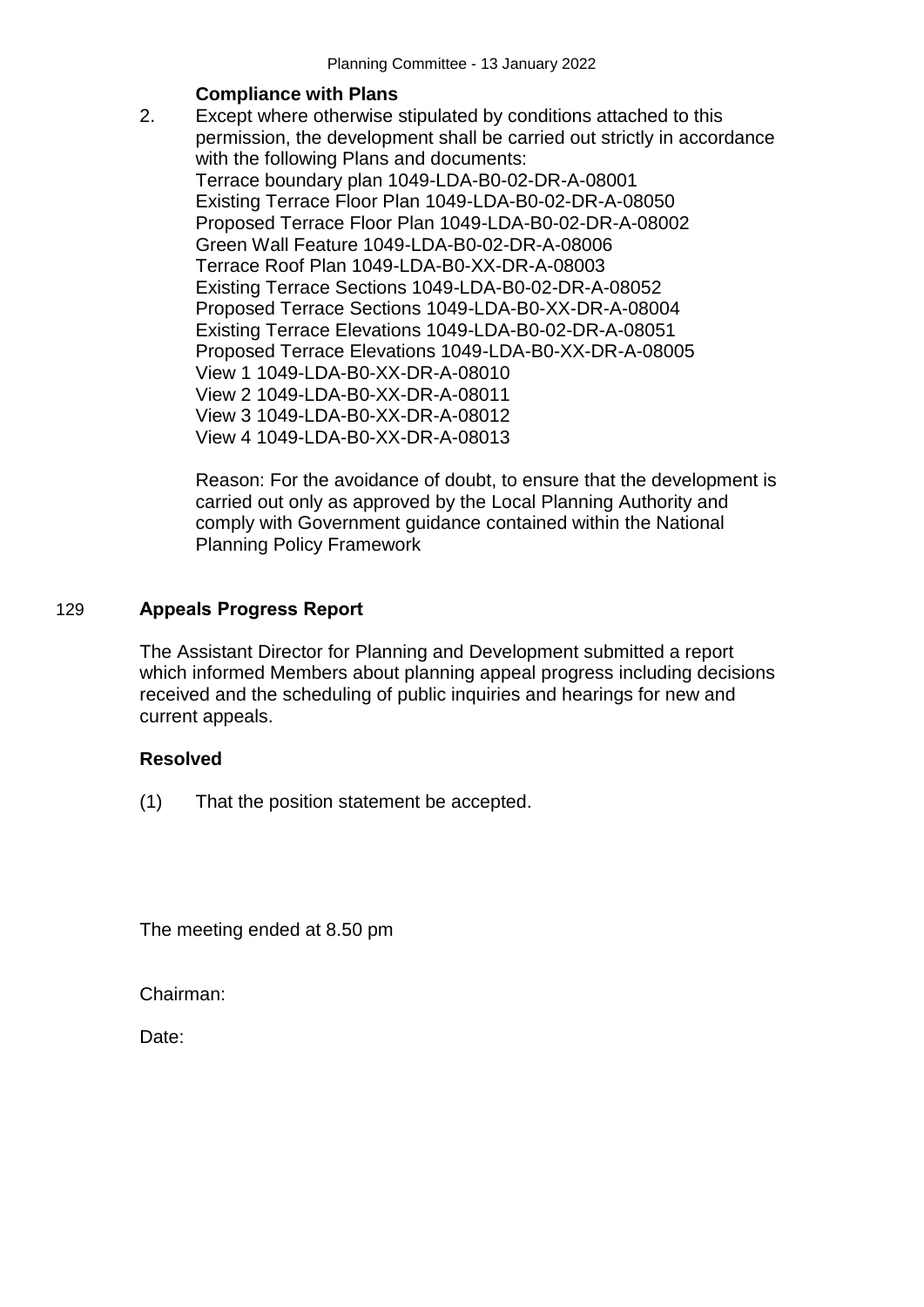**Compliance with Plans**

2. Except where otherwise stipulated by conditions attached to this permission, the development shall be carried out strictly in accordance with the following Plans and documents:
   Terrace boundary plan 1049-LDA-B0-02-DR-A-08001
   Existing Terrace Floor Plan 1049-LDA-B0-02-DR-A-08050
   Proposed Terrace Floor Plan 1049-LDA-B0-02-DR-A-08002
   Green Wall Feature 1049-LDA-B0-02-DR-A-08006
   Terrace Roof Plan 1049-LDA-B0-XX-DR-A-08003
   Existing Terrace Sections 1049-LDA-B0-02-DR-A-08052
   Proposed Terrace Sections 1049-LDA-B0-XX-DR-A-08004
   Existing Terrace Elevations 1049-LDA-B0-02-DR-A-08051
   Proposed Terrace Elevations 1049-LDA-B0-XX-DR-A-08005
   View 1 1049-LDA-B0-XX-DR-A-08010
   View 2 1049-LDA-B0-XX-DR-A-08011
   View 3 1049-LDA-B0-XX-DR-A-08012
   View 4 1049-LDA-B0-XX-DR-A-08013

   Reason: For the avoidance of doubt, to ensure that the development is carried out only as approved by the Local Planning Authority and comply with Government guidance contained within the National Planning Policy Framework

## 129 Appeals Progress Report

The Assistant Director for Planning and Development submitted a report which informed Members about planning appeal progress including decisions received and the scheduling of public inquiries and hearings for new and current appeals.

**Resolved**

(1) That the position statement be accepted.

The meeting ended at 8.50 pm

Chairman:

Date: